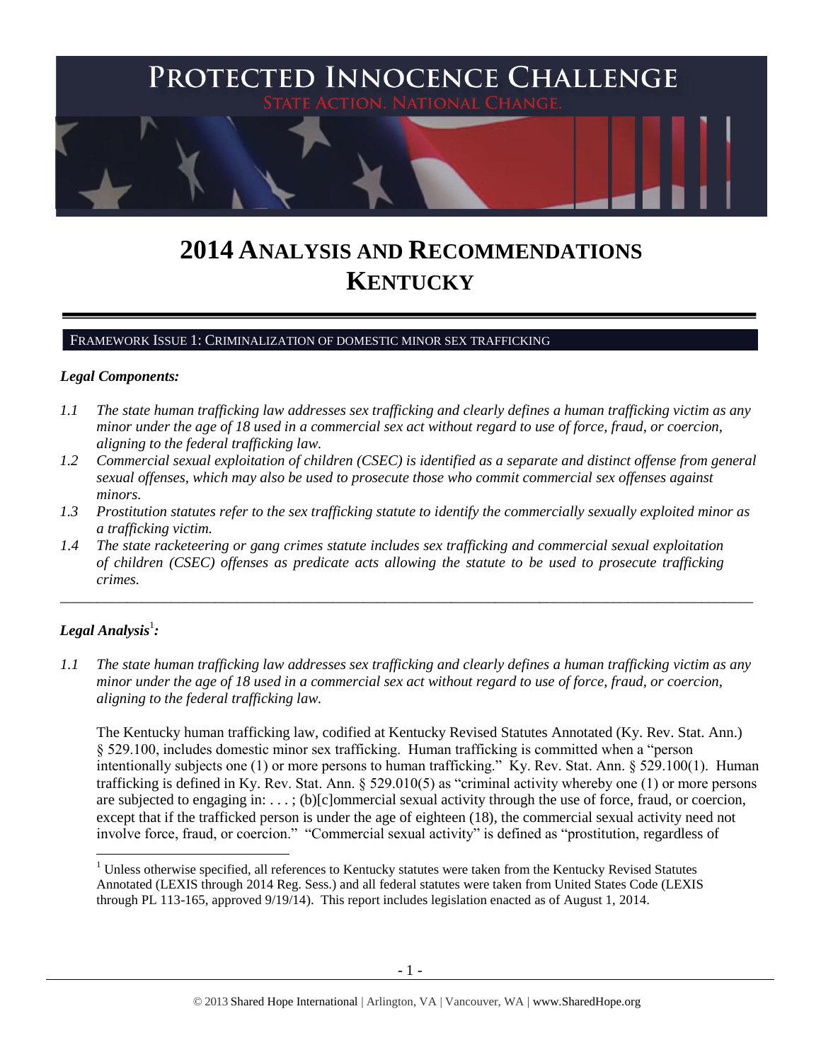# 2014 Analysis and Recommendations Kentucky

## Framework Issue 1: Criminalization of domestic minor sex trafficking

### *Legal Components:*

*1.1 The state human trafficking law addresses sex trafficking and clearly defines a human trafficking victim as any minor under the age of 18 used in a commercial sex act without regard to use of force, fraud, or coercion, aligning to the federal trafficking law.*

*1.2 Commercial sexual exploitation of children (CSEC) is identified as a separate and distinct offense from general sexual offenses, which may also be used to prosecute those who commit commercial sex offenses against minors.*

*1.3 Prostitution statutes refer to the sex trafficking statute to identify the commercially sexually exploited minor as a trafficking victim.*

*1.4 The state racketeering or gang crimes statute includes sex trafficking and commercial sexual exploitation of children (CSEC) offenses as predicate acts allowing the statute to be used to prosecute trafficking crimes.*

---

### *Legal Analysis*[1]*:*

*1.1 The state human trafficking law addresses sex trafficking and clearly defines a human trafficking victim as any minor under the age of 18 used in a commercial sex act without regard to use of force, fraud, or coercion, aligning to the federal trafficking law.*

The Kentucky human trafficking law, codified at Kentucky Revised Statutes Annotated (Ky. Rev. Stat. Ann.) § 529.100, includes domestic minor sex trafficking. Human trafficking is committed when a "person intentionally subjects one (1) or more persons to human trafficking." Ky. Rev. Stat. Ann. § 529.100(1). Human trafficking is defined in Ky. Rev. Stat. Ann. § 529.010(5) as "criminal activity whereby one (1) or more persons are subjected to engaging in: . . . ; (b)[c]ommercial sexual activity through the use of force, fraud, or coercion, except that if the trafficked person is under the age of eighteen (18), the commercial sexual activity need not involve force, fraud, or coercion." "Commercial sexual activity" is defined as "prostitution, regardless of

[1] Unless otherwise specified, all references to Kentucky statutes were taken from the Kentucky Revised Statutes Annotated (LEXIS through 2014 Reg. Sess.) and all federal statutes were taken from United States Code (LEXIS through PL 113-165, approved 9/19/14). This report includes legislation enacted as of August 1, 2014.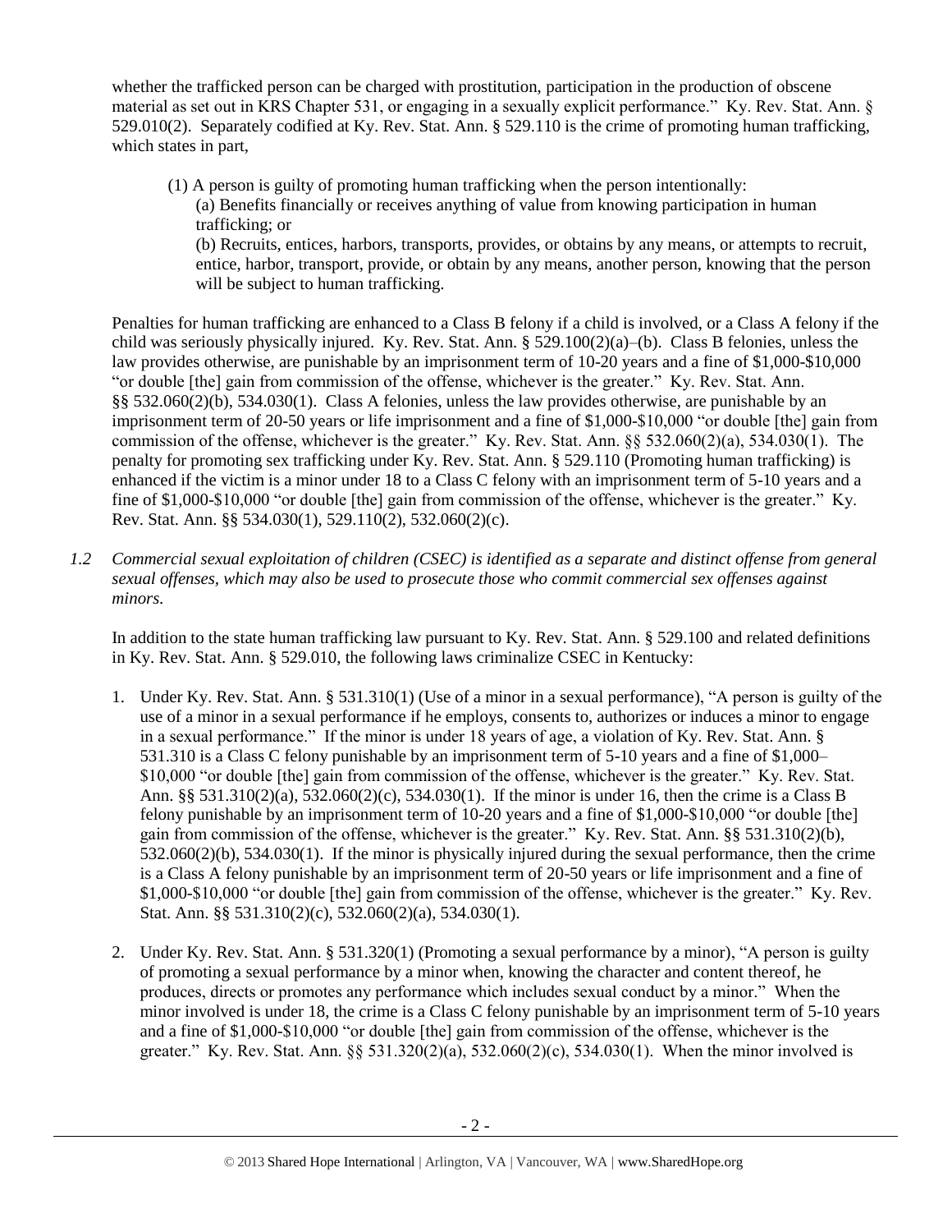whether the trafficked person can be charged with prostitution, participation in the production of obscene material as set out in KRS Chapter 531, or engaging in a sexually explicit performance." Ky. Rev. Stat. Ann. § 529.010(2). Separately codified at Ky. Rev. Stat. Ann. § 529.110 is the crime of promoting human trafficking, which states in part,

> (1) A person is guilty of promoting human trafficking when the person intentionally:
> (a) Benefits financially or receives anything of value from knowing participation in human trafficking; or
> (b) Recruits, entices, harbors, transports, provides, or obtains by any means, or attempts to recruit, entice, harbor, transport, provide, or obtain by any means, another person, knowing that the person will be subject to human trafficking.

Penalties for human trafficking are enhanced to a Class B felony if a child is involved, or a Class A felony if the child was seriously physically injured. Ky. Rev. Stat. Ann. § 529.100(2)(a)–(b). Class B felonies, unless the law provides otherwise, are punishable by an imprisonment term of 10-20 years and a fine of $1,000-$10,000 "or double [the] gain from commission of the offense, whichever is the greater." Ky. Rev. Stat. Ann. §§ 532.060(2)(b), 534.030(1). Class A felonies, unless the law provides otherwise, are punishable by an imprisonment term of 20-50 years or life imprisonment and a fine of $1,000-$10,000 "or double [the] gain from commission of the offense, whichever is the greater." Ky. Rev. Stat. Ann. §§ 532.060(2)(a), 534.030(1). The penalty for promoting sex trafficking under Ky. Rev. Stat. Ann. § 529.110 (Promoting human trafficking) is enhanced if the victim is a minor under 18 to a Class C felony with an imprisonment term of 5-10 years and a fine of $1,000-$10,000 "or double [the] gain from commission of the offense, whichever is the greater." Ky. Rev. Stat. Ann. §§ 534.030(1), 529.110(2), 532.060(2)(c).

*1.2 Commercial sexual exploitation of children (CSEC) is identified as a separate and distinct offense from general sexual offenses, which may also be used to prosecute those who commit commercial sex offenses against minors.*

In addition to the state human trafficking law pursuant to Ky. Rev. Stat. Ann. § 529.100 and related definitions in Ky. Rev. Stat. Ann. § 529.010, the following laws criminalize CSEC in Kentucky:

1. Under Ky. Rev. Stat. Ann. § 531.310(1) (Use of a minor in a sexual performance), "A person is guilty of the use of a minor in a sexual performance if he employs, consents to, authorizes or induces a minor to engage in a sexual performance." If the minor is under 18 years of age, a violation of Ky. Rev. Stat. Ann. § 531.310 is a Class C felony punishable by an imprisonment term of 5-10 years and a fine of $1,000–$10,000 "or double [the] gain from commission of the offense, whichever is the greater." Ky. Rev. Stat. Ann. §§ 531.310(2)(a), 532.060(2)(c), 534.030(1). If the minor is under 16, then the crime is a Class B felony punishable by an imprisonment term of 10-20 years and a fine of $1,000-$10,000 "or double [the] gain from commission of the offense, whichever is the greater." Ky. Rev. Stat. Ann. §§ 531.310(2)(b), 532.060(2)(b), 534.030(1). If the minor is physically injured during the sexual performance, then the crime is a Class A felony punishable by an imprisonment term of 20-50 years or life imprisonment and a fine of $1,000-$10,000 "or double [the] gain from commission of the offense, whichever is the greater." Ky. Rev. Stat. Ann. §§ 531.310(2)(c), 532.060(2)(a), 534.030(1).

2. Under Ky. Rev. Stat. Ann. § 531.320(1) (Promoting a sexual performance by a minor), "A person is guilty of promoting a sexual performance by a minor when, knowing the character and content thereof, he produces, directs or promotes any performance which includes sexual conduct by a minor." When the minor involved is under 18, the crime is a Class C felony punishable by an imprisonment term of 5-10 years and a fine of $1,000-$10,000 "or double [the] gain from commission of the offense, whichever is the greater." Ky. Rev. Stat. Ann. §§ 531.320(2)(a), 532.060(2)(c), 534.030(1). When the minor involved is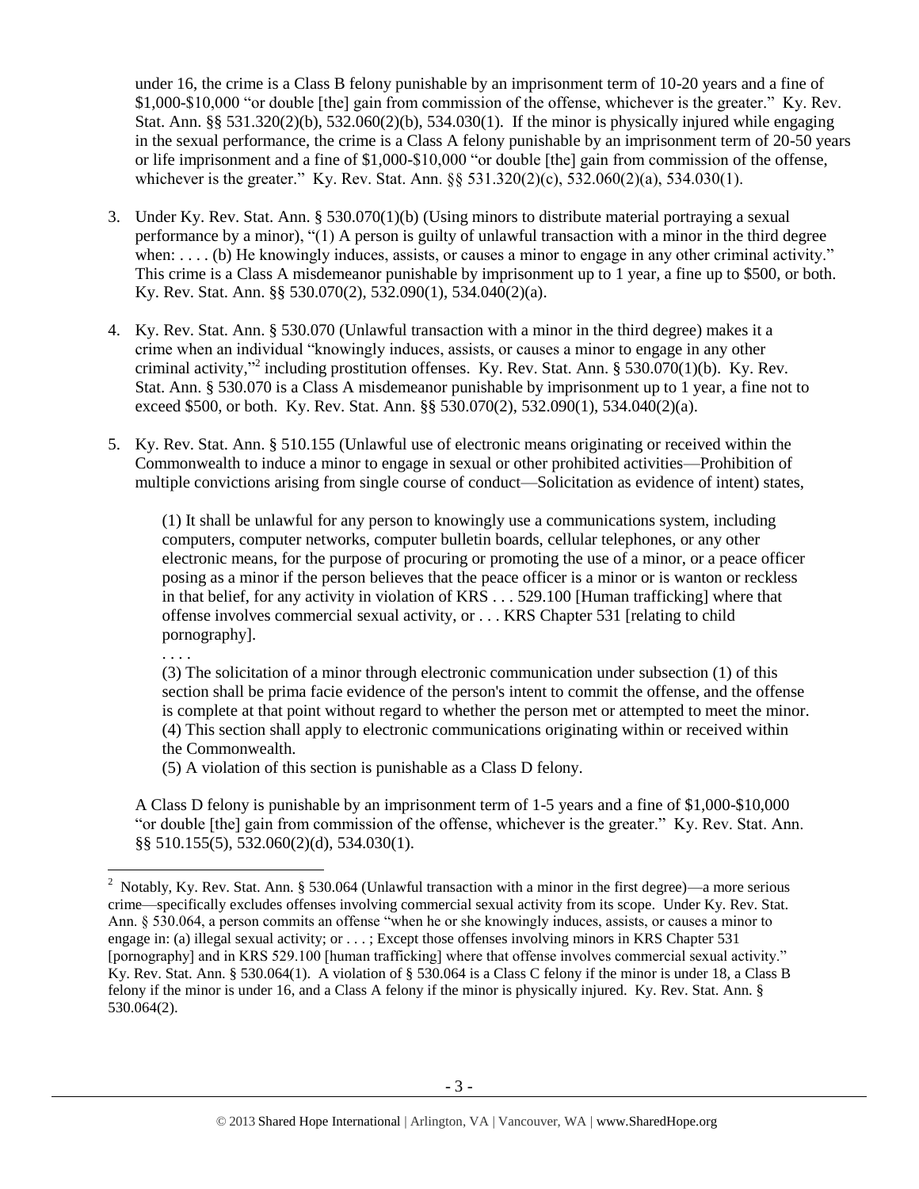under 16, the crime is a Class B felony punishable by an imprisonment term of 10-20 years and a fine of $1,000-$10,000 "or double [the] gain from commission of the offense, whichever is the greater." Ky. Rev. Stat. Ann. §§ 531.320(2)(b), 532.060(2)(b), 534.030(1). If the minor is physically injured while engaging in the sexual performance, the crime is a Class A felony punishable by an imprisonment term of 20-50 years or life imprisonment and a fine of $1,000-$10,000 "or double [the] gain from commission of the offense, whichever is the greater." Ky. Rev. Stat. Ann. §§ 531.320(2)(c), 532.060(2)(a), 534.030(1).

3. Under Ky. Rev. Stat. Ann. § 530.070(1)(b) (Using minors to distribute material portraying a sexual performance by a minor), "(1) A person is guilty of unlawful transaction with a minor in the third degree when: . . . . (b) He knowingly induces, assists, or causes a minor to engage in any other criminal activity." This crime is a Class A misdemeanor punishable by imprisonment up to 1 year, a fine up to $500, or both. Ky. Rev. Stat. Ann. §§ 530.070(2), 532.090(1), 534.040(2)(a).

4. Ky. Rev. Stat. Ann. § 530.070 (Unlawful transaction with a minor in the third degree) makes it a crime when an individual "knowingly induces, assists, or causes a minor to engage in any other criminal activity,"[2] including prostitution offenses. Ky. Rev. Stat. Ann. § 530.070(1)(b). Ky. Rev. Stat. Ann. § 530.070 is a Class A misdemeanor punishable by imprisonment up to 1 year, a fine not to exceed $500, or both. Ky. Rev. Stat. Ann. §§ 530.070(2), 532.090(1), 534.040(2)(a).

5. Ky. Rev. Stat. Ann. § 510.155 (Unlawful use of electronic means originating or received within the Commonwealth to induce a minor to engage in sexual or other prohibited activities—Prohibition of multiple convictions arising from single course of conduct—Solicitation as evidence of intent) states,

   (1) It shall be unlawful for any person to knowingly use a communications system, including computers, computer networks, computer bulletin boards, cellular telephones, or any other electronic means, for the purpose of procuring or promoting the use of a minor, or a peace officer posing as a minor if the person believes that the peace officer is a minor or is wanton or reckless in that belief, for any activity in violation of KRS . . . 529.100 [Human trafficking] where that offense involves commercial sexual activity, or . . . KRS Chapter 531 [relating to child pornography].

   . . . .

   (3) The solicitation of a minor through electronic communication under subsection (1) of this section shall be prima facie evidence of the person's intent to commit the offense, and the offense is complete at that point without regard to whether the person met or attempted to meet the minor.
   (4) This section shall apply to electronic communications originating within or received within the Commonwealth.
   (5) A violation of this section is punishable as a Class D felony.

   A Class D felony is punishable by an imprisonment term of 1-5 years and a fine of $1,000-$10,000 "or double [the] gain from commission of the offense, whichever is the greater." Ky. Rev. Stat. Ann. §§ 510.155(5), 532.060(2)(d), 534.030(1).

[2] Notably, Ky. Rev. Stat. Ann. § 530.064 (Unlawful transaction with a minor in the first degree)—a more serious crime—specifically excludes offenses involving commercial sexual activity from its scope. Under Ky. Rev. Stat. Ann. § 530.064, a person commits an offense "when he or she knowingly induces, assists, or causes a minor to engage in: (a) illegal sexual activity; or . . . ; Except those offenses involving minors in KRS Chapter 531 [pornography] and in KRS 529.100 [human trafficking] where that offense involves commercial sexual activity." Ky. Rev. Stat. Ann. § 530.064(1). A violation of § 530.064 is a Class C felony if the minor is under 18, a Class B felony if the minor is under 16, and a Class A felony if the minor is physically injured. Ky. Rev. Stat. Ann. § 530.064(2).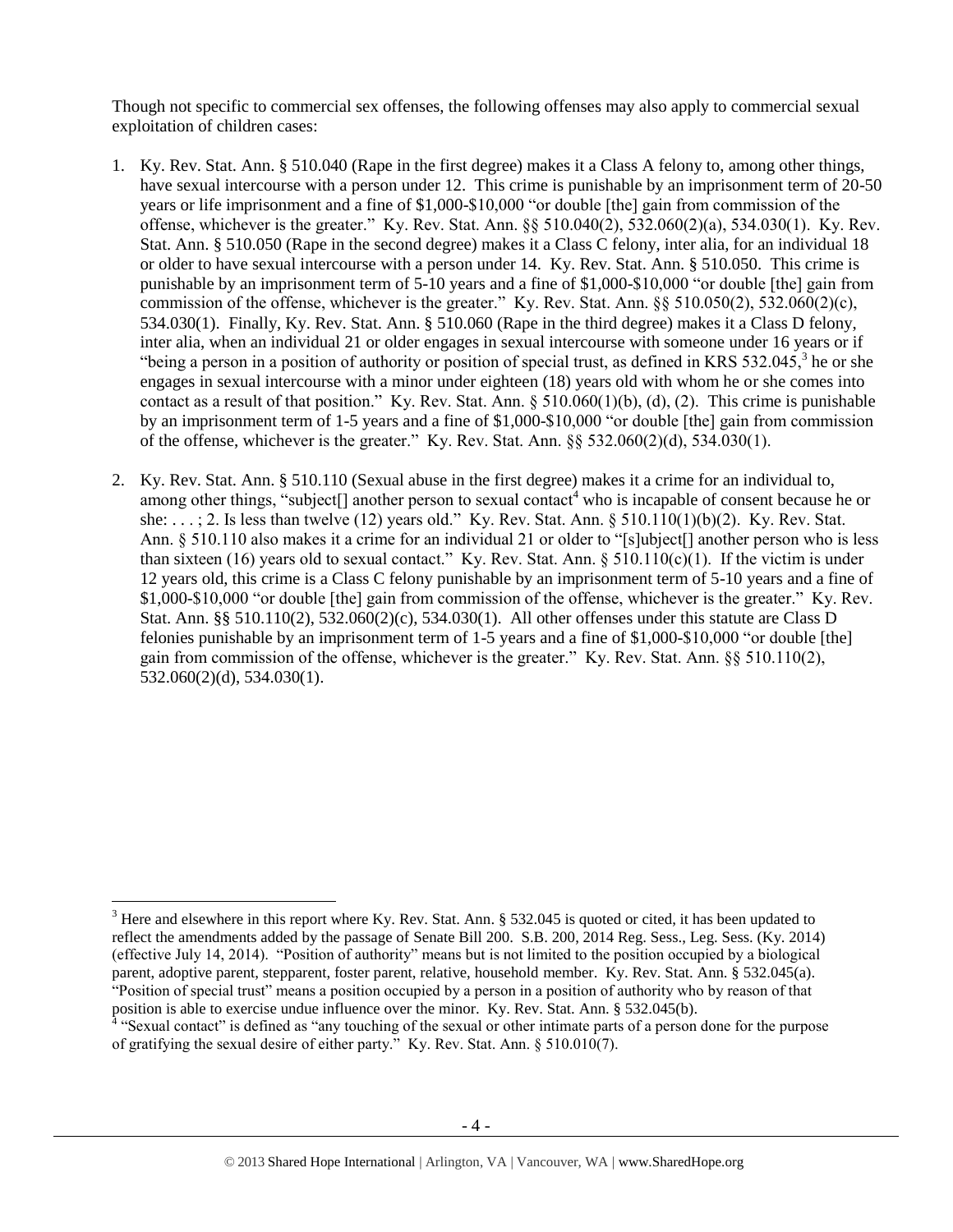Though not specific to commercial sex offenses, the following offenses may also apply to commercial sexual exploitation of children cases:

1. Ky. Rev. Stat. Ann. § 510.040 (Rape in the first degree) makes it a Class A felony to, among other things, have sexual intercourse with a person under 12. This crime is punishable by an imprisonment term of 20-50 years or life imprisonment and a fine of $1,000-$10,000 "or double [the] gain from commission of the offense, whichever is the greater." Ky. Rev. Stat. Ann. §§ 510.040(2), 532.060(2)(a), 534.030(1). Ky. Rev. Stat. Ann. § 510.050 (Rape in the second degree) makes it a Class C felony, inter alia, for an individual 18 or older to have sexual intercourse with a person under 14. Ky. Rev. Stat. Ann. § 510.050. This crime is punishable by an imprisonment term of 5-10 years and a fine of $1,000-$10,000 "or double [the] gain from commission of the offense, whichever is the greater." Ky. Rev. Stat. Ann. §§ 510.050(2), 532.060(2)(c), 534.030(1). Finally, Ky. Rev. Stat. Ann. § 510.060 (Rape in the third degree) makes it a Class D felony, inter alia, when an individual 21 or older engages in sexual intercourse with someone under 16 years or if "being a person in a position of authority or position of special trust, as defined in KRS 532.045,[3] he or she engages in sexual intercourse with a minor under eighteen (18) years old with whom he or she comes into contact as a result of that position." Ky. Rev. Stat. Ann. § 510.060(1)(b), (d), (2). This crime is punishable by an imprisonment term of 1-5 years and a fine of $1,000-$10,000 "or double [the] gain from commission of the offense, whichever is the greater." Ky. Rev. Stat. Ann. §§ 532.060(2)(d), 534.030(1).

2. Ky. Rev. Stat. Ann. § 510.110 (Sexual abuse in the first degree) makes it a crime for an individual to, among other things, "subject[] another person to sexual contact[4] who is incapable of consent because he or she: . . . ; 2. Is less than twelve (12) years old." Ky. Rev. Stat. Ann. § 510.110(1)(b)(2). Ky. Rev. Stat. Ann. § 510.110 also makes it a crime for an individual 21 or older to "[s]ubject[] another person who is less than sixteen (16) years old to sexual contact." Ky. Rev. Stat. Ann. § 510.110(c)(1). If the victim is under 12 years old, this crime is a Class C felony punishable by an imprisonment term of 5-10 years and a fine of $1,000-$10,000 "or double [the] gain from commission of the offense, whichever is the greater." Ky. Rev. Stat. Ann. §§ 510.110(2), 532.060(2)(c), 534.030(1). All other offenses under this statute are Class D felonies punishable by an imprisonment term of 1-5 years and a fine of $1,000-$10,000 "or double [the] gain from commission of the offense, whichever is the greater." Ky. Rev. Stat. Ann. §§ 510.110(2), 532.060(2)(d), 534.030(1).

---

[3] Here and elsewhere in this report where Ky. Rev. Stat. Ann. § 532.045 is quoted or cited, it has been updated to reflect the amendments added by the passage of Senate Bill 200. S.B. 200, 2014 Reg. Sess., Leg. Sess. (Ky. 2014) (effective July 14, 2014). "Position of authority" means but is not limited to the position occupied by a biological parent, adoptive parent, stepparent, foster parent, relative, household member. Ky. Rev. Stat. Ann. § 532.045(a). "Position of special trust" means a position occupied by a person in a position of authority who by reason of that position is able to exercise undue influence over the minor. Ky. Rev. Stat. Ann. § 532.045(b).

[4] "Sexual contact" is defined as "any touching of the sexual or other intimate parts of a person done for the purpose of gratifying the sexual desire of either party." Ky. Rev. Stat. Ann. § 510.010(7).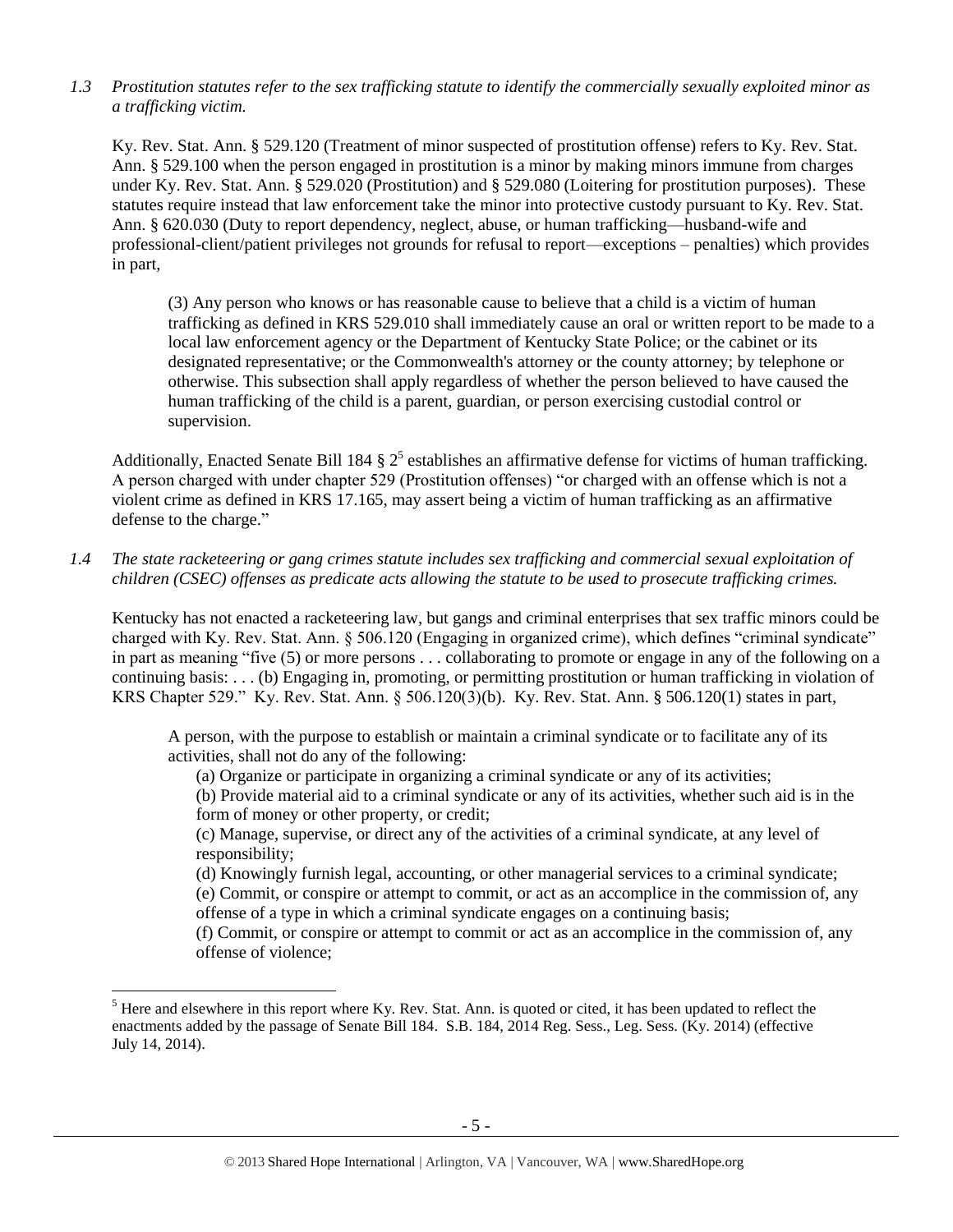*1.3 Prostitution statutes refer to the sex trafficking statute to identify the commercially sexually exploited minor as a trafficking victim.*

Ky. Rev. Stat. Ann. § 529.120 (Treatment of minor suspected of prostitution offense) refers to Ky. Rev. Stat. Ann. § 529.100 when the person engaged in prostitution is a minor by making minors immune from charges under Ky. Rev. Stat. Ann. § 529.020 (Prostitution) and § 529.080 (Loitering for prostitution purposes). These statutes require instead that law enforcement take the minor into protective custody pursuant to Ky. Rev. Stat. Ann. § 620.030 (Duty to report dependency, neglect, abuse, or human trafficking—husband-wife and professional-client/patient privileges not grounds for refusal to report—exceptions – penalties) which provides in part,

> (3) Any person who knows or has reasonable cause to believe that a child is a victim of human trafficking as defined in KRS 529.010 shall immediately cause an oral or written report to be made to a local law enforcement agency or the Department of Kentucky State Police; or the cabinet or its designated representative; or the Commonwealth's attorney or the county attorney; by telephone or otherwise. This subsection shall apply regardless of whether the person believed to have caused the human trafficking of the child is a parent, guardian, or person exercising custodial control or supervision.

Additionally, Enacted Senate Bill 184 § 2[5] establishes an affirmative defense for victims of human trafficking. A person charged with under chapter 529 (Prostitution offenses) "or charged with an offense which is not a violent crime as defined in KRS 17.165, may assert being a victim of human trafficking as an affirmative defense to the charge."

*1.4 The state racketeering or gang crimes statute includes sex trafficking and commercial sexual exploitation of children (CSEC) offenses as predicate acts allowing the statute to be used to prosecute trafficking crimes.*

Kentucky has not enacted a racketeering law, but gangs and criminal enterprises that sex traffic minors could be charged with Ky. Rev. Stat. Ann. § 506.120 (Engaging in organized crime), which defines "criminal syndicate" in part as meaning "five (5) or more persons . . . collaborating to promote or engage in any of the following on a continuing basis: . . . (b) Engaging in, promoting, or permitting prostitution or human trafficking in violation of KRS Chapter 529." Ky. Rev. Stat. Ann. § 506.120(3)(b). Ky. Rev. Stat. Ann. § 506.120(1) states in part,

> A person, with the purpose to establish or maintain a criminal syndicate or to facilitate any of its activities, shall not do any of the following:
>
> (a) Organize or participate in organizing a criminal syndicate or any of its activities;
>
> (b) Provide material aid to a criminal syndicate or any of its activities, whether such aid is in the form of money or other property, or credit;
>
> (c) Manage, supervise, or direct any of the activities of a criminal syndicate, at any level of responsibility;
>
> (d) Knowingly furnish legal, accounting, or other managerial services to a criminal syndicate;
>
> (e) Commit, or conspire or attempt to commit, or act as an accomplice in the commission of, any offense of a type in which a criminal syndicate engages on a continuing basis;
>
> (f) Commit, or conspire or attempt to commit or act as an accomplice in the commission of, any offense of violence;

[5] Here and elsewhere in this report where Ky. Rev. Stat. Ann. is quoted or cited, it has been updated to reflect the enactments added by the passage of Senate Bill 184. S.B. 184, 2014 Reg. Sess., Leg. Sess. (Ky. 2014) (effective July 14, 2014).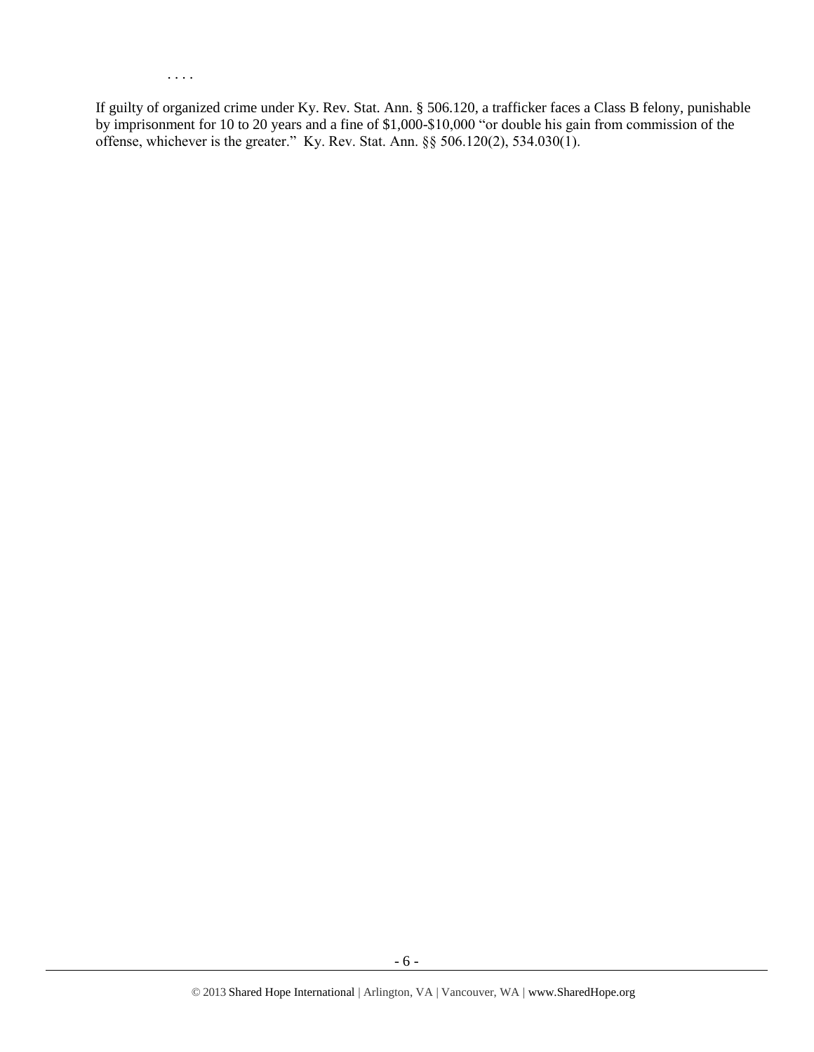. . . .

If guilty of organized crime under Ky. Rev. Stat. Ann. § 506.120, a trafficker faces a Class B felony, punishable by imprisonment for 10 to 20 years and a fine of $1,000-$10,000 "or double his gain from commission of the offense, whichever is the greater." Ky. Rev. Stat. Ann. §§ 506.120(2), 534.030(1).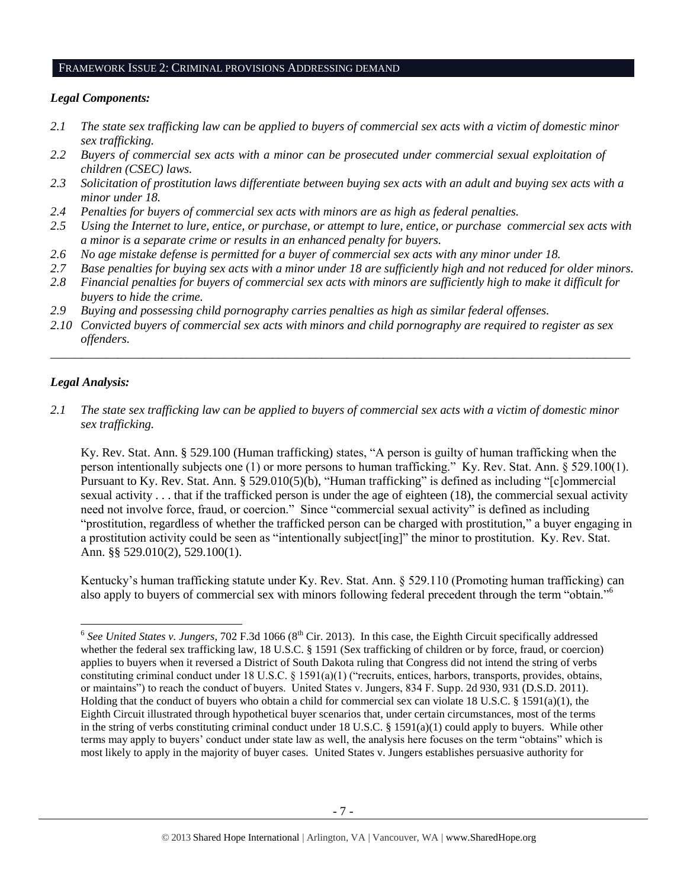## FRAMEWORK ISSUE 2: CRIMINAL PROVISIONS ADDRESSING DEMAND

### *Legal Components:*

*2.1 The state sex trafficking law can be applied to buyers of commercial sex acts with a victim of domestic minor sex trafficking.*

*2.2 Buyers of commercial sex acts with a minor can be prosecuted under commercial sexual exploitation of children (CSEC) laws.*

*2.3 Solicitation of prostitution laws differentiate between buying sex acts with an adult and buying sex acts with a minor under 18.*

*2.4 Penalties for buyers of commercial sex acts with minors are as high as federal penalties.*

*2.5 Using the Internet to lure, entice, or purchase, or attempt to lure, entice, or purchase commercial sex acts with a minor is a separate crime or results in an enhanced penalty for buyers.*

*2.6 No age mistake defense is permitted for a buyer of commercial sex acts with any minor under 18.*

*2.7 Base penalties for buying sex acts with a minor under 18 are sufficiently high and not reduced for older minors.*

*2.8 Financial penalties for buyers of commercial sex acts with minors are sufficiently high to make it difficult for buyers to hide the crime.*

*2.9 Buying and possessing child pornography carries penalties as high as similar federal offenses.*

*2.10 Convicted buyers of commercial sex acts with minors and child pornography are required to register as sex offenders.*

---

### *Legal Analysis:*

*2.1 The state sex trafficking law can be applied to buyers of commercial sex acts with a victim of domestic minor sex trafficking.*

Ky. Rev. Stat. Ann. § 529.100 (Human trafficking) states, "A person is guilty of human trafficking when the person intentionally subjects one (1) or more persons to human trafficking." Ky. Rev. Stat. Ann. § 529.100(1). Pursuant to Ky. Rev. Stat. Ann. § 529.010(5)(b), "Human trafficking" is defined as including "[c]ommercial sexual activity . . . that if the trafficked person is under the age of eighteen (18), the commercial sexual activity need not involve force, fraud, or coercion." Since "commercial sexual activity" is defined as including "prostitution, regardless of whether the trafficked person can be charged with prostitution," a buyer engaging in a prostitution activity could be seen as "intentionally subject[ing]" the minor to prostitution. Ky. Rev. Stat. Ann. §§ 529.010(2), 529.100(1).

Kentucky's human trafficking statute under Ky. Rev. Stat. Ann. § 529.110 (Promoting human trafficking) can also apply to buyers of commercial sex with minors following federal precedent through the term "obtain."[6]

---

[6] *See United States v. Jungers*, 702 F.3d 1066 (8th Cir. 2013). In this case, the Eighth Circuit specifically addressed whether the federal sex trafficking law, 18 U.S.C. § 1591 (Sex trafficking of children or by force, fraud, or coercion) applies to buyers when it reversed a District of South Dakota ruling that Congress did not intend the string of verbs constituting criminal conduct under 18 U.S.C. § 1591(a)(1) ("recruits, entices, harbors, transports, provides, obtains, or maintains") to reach the conduct of buyers. United States v. Jungers, 834 F. Supp. 2d 930, 931 (D.S.D. 2011). Holding that the conduct of buyers who obtain a child for commercial sex can violate 18 U.S.C. § 1591(a)(1), the Eighth Circuit illustrated through hypothetical buyer scenarios that, under certain circumstances, most of the terms in the string of verbs constituting criminal conduct under 18 U.S.C. § 1591(a)(1) could apply to buyers. While other terms may apply to buyers' conduct under state law as well, the analysis here focuses on the term "obtains" which is most likely to apply in the majority of buyer cases. United States v. Jungers establishes persuasive authority for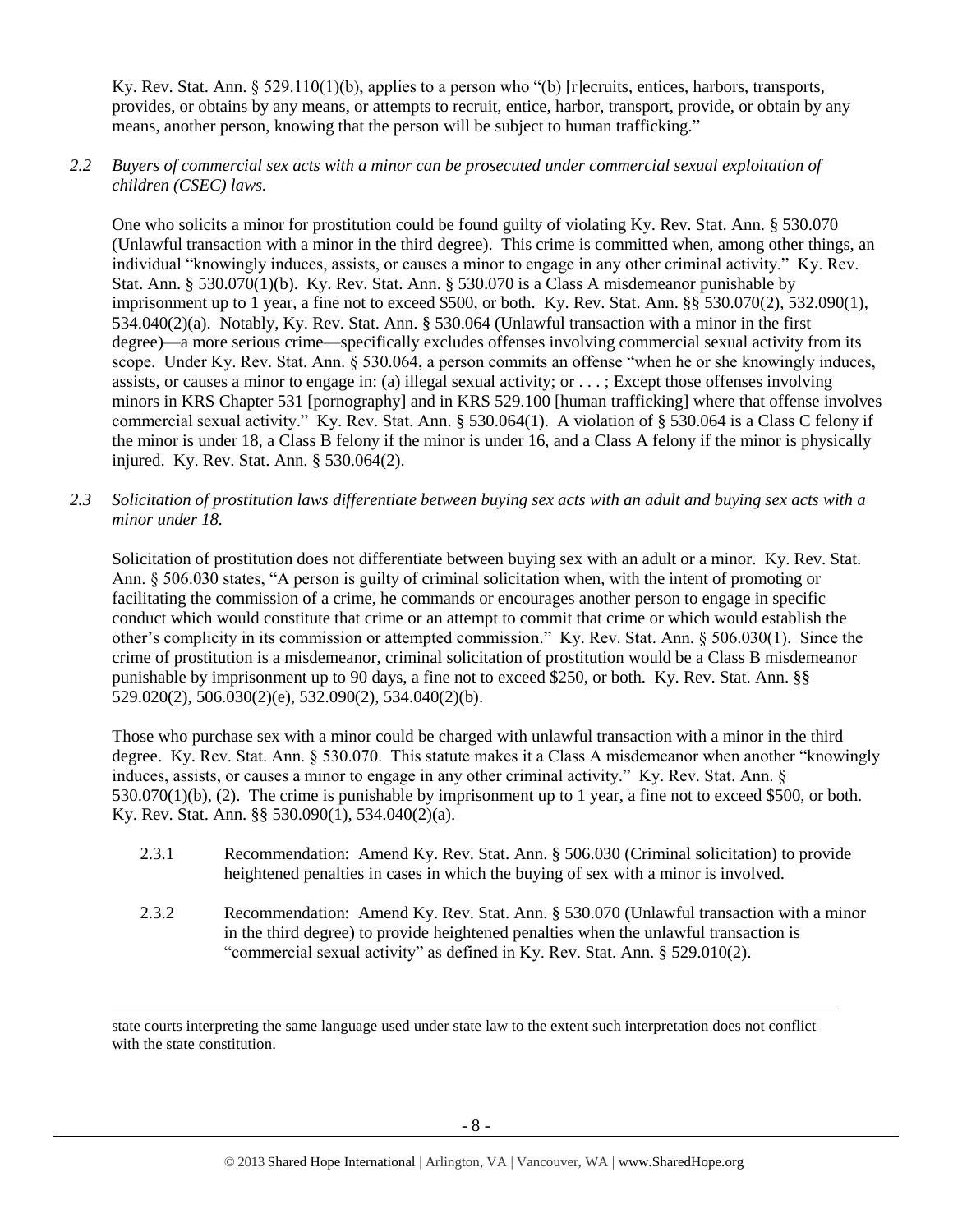Ky. Rev. Stat. Ann. § 529.110(1)(b), applies to a person who "(b) [r]ecruits, entices, harbors, transports, provides, or obtains by any means, or attempts to recruit, entice, harbor, transport, provide, or obtain by any means, another person, knowing that the person will be subject to human trafficking."

*2.2 Buyers of commercial sex acts with a minor can be prosecuted under commercial sexual exploitation of children (CSEC) laws.*

One who solicits a minor for prostitution could be found guilty of violating Ky. Rev. Stat. Ann. § 530.070 (Unlawful transaction with a minor in the third degree). This crime is committed when, among other things, an individual "knowingly induces, assists, or causes a minor to engage in any other criminal activity." Ky. Rev. Stat. Ann. § 530.070(1)(b). Ky. Rev. Stat. Ann. § 530.070 is a Class A misdemeanor punishable by imprisonment up to 1 year, a fine not to exceed $500, or both. Ky. Rev. Stat. Ann. §§ 530.070(2), 532.090(1), 534.040(2)(a). Notably, Ky. Rev. Stat. Ann. § 530.064 (Unlawful transaction with a minor in the first degree)—a more serious crime—specifically excludes offenses involving commercial sexual activity from its scope. Under Ky. Rev. Stat. Ann. § 530.064, a person commits an offense "when he or she knowingly induces, assists, or causes a minor to engage in: (a) illegal sexual activity; or . . . ; Except those offenses involving minors in KRS Chapter 531 [pornography] and in KRS 529.100 [human trafficking] where that offense involves commercial sexual activity." Ky. Rev. Stat. Ann. § 530.064(1). A violation of § 530.064 is a Class C felony if the minor is under 18, a Class B felony if the minor is under 16, and a Class A felony if the minor is physically injured. Ky. Rev. Stat. Ann. § 530.064(2).

*2.3 Solicitation of prostitution laws differentiate between buying sex acts with an adult and buying sex acts with a minor under 18.*

Solicitation of prostitution does not differentiate between buying sex with an adult or a minor. Ky. Rev. Stat. Ann. § 506.030 states, "A person is guilty of criminal solicitation when, with the intent of promoting or facilitating the commission of a crime, he commands or encourages another person to engage in specific conduct which would constitute that crime or an attempt to commit that crime or which would establish the other's complicity in its commission or attempted commission." Ky. Rev. Stat. Ann. § 506.030(1). Since the crime of prostitution is a misdemeanor, criminal solicitation of prostitution would be a Class B misdemeanor punishable by imprisonment up to 90 days, a fine not to exceed $250, or both. Ky. Rev. Stat. Ann. §§ 529.020(2), 506.030(2)(e), 532.090(2), 534.040(2)(b).

Those who purchase sex with a minor could be charged with unlawful transaction with a minor in the third degree. Ky. Rev. Stat. Ann. § 530.070. This statute makes it a Class A misdemeanor when another "knowingly induces, assists, or causes a minor to engage in any other criminal activity." Ky. Rev. Stat. Ann. § 530.070(1)(b), (2). The crime is punishable by imprisonment up to 1 year, a fine not to exceed $500, or both. Ky. Rev. Stat. Ann. §§ 530.090(1), 534.040(2)(a).

2.3.1 Recommendation: Amend Ky. Rev. Stat. Ann. § 506.030 (Criminal solicitation) to provide heightened penalties in cases in which the buying of sex with a minor is involved.

2.3.2 Recommendation: Amend Ky. Rev. Stat. Ann. § 530.070 (Unlawful transaction with a minor in the third degree) to provide heightened penalties when the unlawful transaction is "commercial sexual activity" as defined in Ky. Rev. Stat. Ann. § 529.010(2).

state courts interpreting the same language used under state law to the extent such interpretation does not conflict with the state constitution.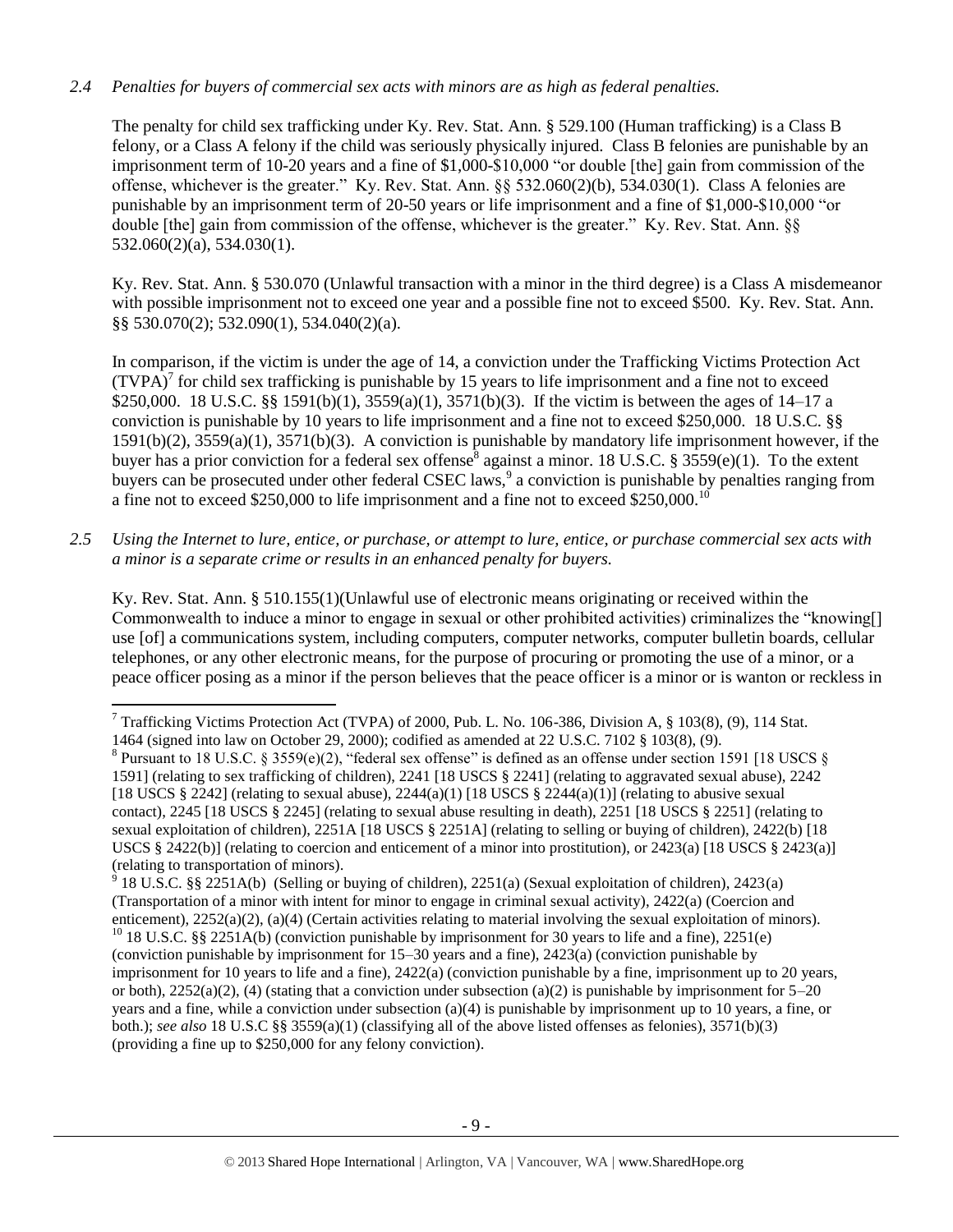*2.4 Penalties for buyers of commercial sex acts with minors are as high as federal penalties.*

The penalty for child sex trafficking under Ky. Rev. Stat. Ann. § 529.100 (Human trafficking) is a Class B felony, or a Class A felony if the child was seriously physically injured. Class B felonies are punishable by an imprisonment term of 10-20 years and a fine of $1,000-$10,000 "or double [the] gain from commission of the offense, whichever is the greater." Ky. Rev. Stat. Ann. §§ 532.060(2)(b), 534.030(1). Class A felonies are punishable by an imprisonment term of 20-50 years or life imprisonment and a fine of $1,000-$10,000 "or double [the] gain from commission of the offense, whichever is the greater." Ky. Rev. Stat. Ann. §§ 532.060(2)(a), 534.030(1).

Ky. Rev. Stat. Ann. § 530.070 (Unlawful transaction with a minor in the third degree) is a Class A misdemeanor with possible imprisonment not to exceed one year and a possible fine not to exceed $500. Ky. Rev. Stat. Ann. §§ 530.070(2); 532.090(1), 534.040(2)(a).

In comparison, if the victim is under the age of 14, a conviction under the Trafficking Victims Protection Act (TVPA)[7] for child sex trafficking is punishable by 15 years to life imprisonment and a fine not to exceed $250,000. 18 U.S.C. §§ 1591(b)(1), 3559(a)(1), 3571(b)(3). If the victim is between the ages of 14–17 a conviction is punishable by 10 years to life imprisonment and a fine not to exceed $250,000. 18 U.S.C. §§ 1591(b)(2), 3559(a)(1), 3571(b)(3). A conviction is punishable by mandatory life imprisonment however, if the buyer has a prior conviction for a federal sex offense[8] against a minor. 18 U.S.C. § 3559(e)(1). To the extent buyers can be prosecuted under other federal CSEC laws,[9] a conviction is punishable by penalties ranging from a fine not to exceed $250,000 to life imprisonment and a fine not to exceed $250,000.[10]

*2.5 Using the Internet to lure, entice, or purchase, or attempt to lure, entice, or purchase commercial sex acts with a minor is a separate crime or results in an enhanced penalty for buyers.*

Ky. Rev. Stat. Ann. § 510.155(1)(Unlawful use of electronic means originating or received within the Commonwealth to induce a minor to engage in sexual or other prohibited activities) criminalizes the "knowing[] use [of] a communications system, including computers, computer networks, computer bulletin boards, cellular telephones, or any other electronic means, for the purpose of procuring or promoting the use of a minor, or a peace officer posing as a minor if the person believes that the peace officer is a minor or is wanton or reckless in

---

[7] Trafficking Victims Protection Act (TVPA) of 2000, Pub. L. No. 106-386, Division A, § 103(8), (9), 114 Stat. 1464 (signed into law on October 29, 2000); codified as amended at 22 U.S.C. 7102 § 103(8), (9).

[8] Pursuant to 18 U.S.C. § 3559(e)(2), "federal sex offense" is defined as an offense under section 1591 [18 USCS § 1591] (relating to sex trafficking of children), 2241 [18 USCS § 2241] (relating to aggravated sexual abuse), 2242 [18 USCS § 2242] (relating to sexual abuse), 2244(a)(1) [18 USCS § 2244(a)(1)] (relating to abusive sexual contact), 2245 [18 USCS § 2245] (relating to sexual abuse resulting in death), 2251 [18 USCS § 2251] (relating to sexual exploitation of children), 2251A [18 USCS § 2251A] (relating to selling or buying of children), 2422(b) [18 USCS § 2422(b)] (relating to coercion and enticement of a minor into prostitution), or 2423(a) [18 USCS § 2423(a)] (relating to transportation of minors).

[9] 18 U.S.C. §§ 2251A(b) (Selling or buying of children), 2251(a) (Sexual exploitation of children), 2423(a) (Transportation of a minor with intent for minor to engage in criminal sexual activity), 2422(a) (Coercion and enticement), 2252(a)(2), (a)(4) (Certain activities relating to material involving the sexual exploitation of minors).

[10] 18 U.S.C. §§ 2251A(b) (conviction punishable by imprisonment for 30 years to life and a fine), 2251(e) (conviction punishable by imprisonment for 15–30 years and a fine), 2423(a) (conviction punishable by imprisonment for 10 years to life and a fine), 2422(a) (conviction punishable by a fine, imprisonment up to 20 years, or both), 2252(a)(2), (4) (stating that a conviction under subsection (a)(2) is punishable by imprisonment for 5–20 years and a fine, while a conviction under subsection (a)(4) is punishable by imprisonment up to 10 years, a fine, or both.); *see also* 18 U.S.C §§ 3559(a)(1) (classifying all of the above listed offenses as felonies), 3571(b)(3) (providing a fine up to $250,000 for any felony conviction).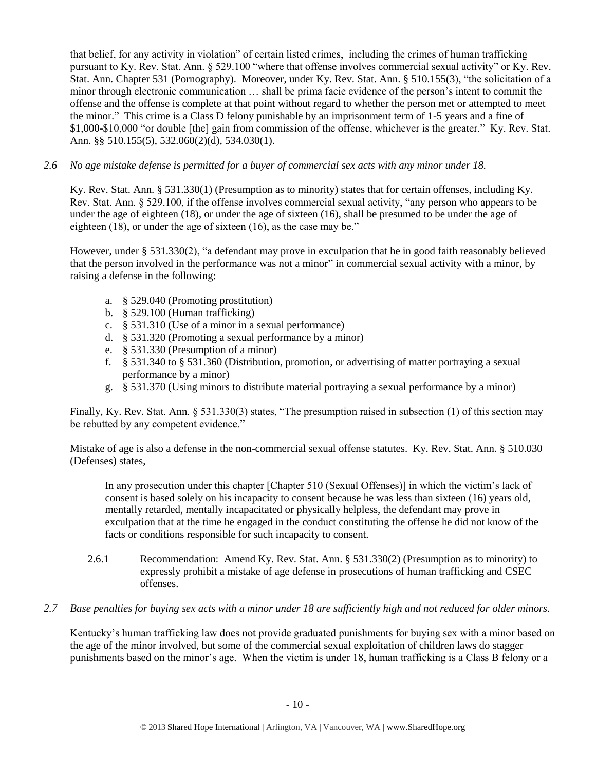that belief, for any activity in violation" of certain listed crimes, including the crimes of human trafficking pursuant to Ky. Rev. Stat. Ann. § 529.100 "where that offense involves commercial sexual activity" or Ky. Rev. Stat. Ann. Chapter 531 (Pornography). Moreover, under Ky. Rev. Stat. Ann. § 510.155(3), "the solicitation of a minor through electronic communication … shall be prima facie evidence of the person's intent to commit the offense and the offense is complete at that point without regard to whether the person met or attempted to meet the minor." This crime is a Class D felony punishable by an imprisonment term of 1-5 years and a fine of $1,000-$10,000 "or double [the] gain from commission of the offense, whichever is the greater." Ky. Rev. Stat. Ann. §§ 510.155(5), 532.060(2)(d), 534.030(1).

*2.6 No age mistake defense is permitted for a buyer of commercial sex acts with any minor under 18.*

Ky. Rev. Stat. Ann. § 531.330(1) (Presumption as to minority) states that for certain offenses, including Ky. Rev. Stat. Ann. § 529.100, if the offense involves commercial sexual activity, "any person who appears to be under the age of eighteen (18), or under the age of sixteen (16), shall be presumed to be under the age of eighteen (18), or under the age of sixteen (16), as the case may be."

However, under § 531.330(2), "a defendant may prove in exculpation that he in good faith reasonably believed that the person involved in the performance was not a minor" in commercial sexual activity with a minor, by raising a defense in the following:

a. § 529.040 (Promoting prostitution)
b. § 529.100 (Human trafficking)
c. § 531.310 (Use of a minor in a sexual performance)
d. § 531.320 (Promoting a sexual performance by a minor)
e. § 531.330 (Presumption of a minor)
f. § 531.340 to § 531.360 (Distribution, promotion, or advertising of matter portraying a sexual performance by a minor)
g. § 531.370 (Using minors to distribute material portraying a sexual performance by a minor)

Finally, Ky. Rev. Stat. Ann. § 531.330(3) states, "The presumption raised in subsection (1) of this section may be rebutted by any competent evidence."

Mistake of age is also a defense in the non-commercial sexual offense statutes. Ky. Rev. Stat. Ann. § 510.030 (Defenses) states,

> In any prosecution under this chapter [Chapter 510 (Sexual Offenses)] in which the victim's lack of consent is based solely on his incapacity to consent because he was less than sixteen (16) years old, mentally retarded, mentally incapacitated or physically helpless, the defendant may prove in exculpation that at the time he engaged in the conduct constituting the offense he did not know of the facts or conditions responsible for such incapacity to consent.

2.6.1 Recommendation: Amend Ky. Rev. Stat. Ann. § 531.330(2) (Presumption as to minority) to expressly prohibit a mistake of age defense in prosecutions of human trafficking and CSEC offenses.

*2.7 Base penalties for buying sex acts with a minor under 18 are sufficiently high and not reduced for older minors.*

Kentucky's human trafficking law does not provide graduated punishments for buying sex with a minor based on the age of the minor involved, but some of the commercial sexual exploitation of children laws do stagger punishments based on the minor's age. When the victim is under 18, human trafficking is a Class B felony or a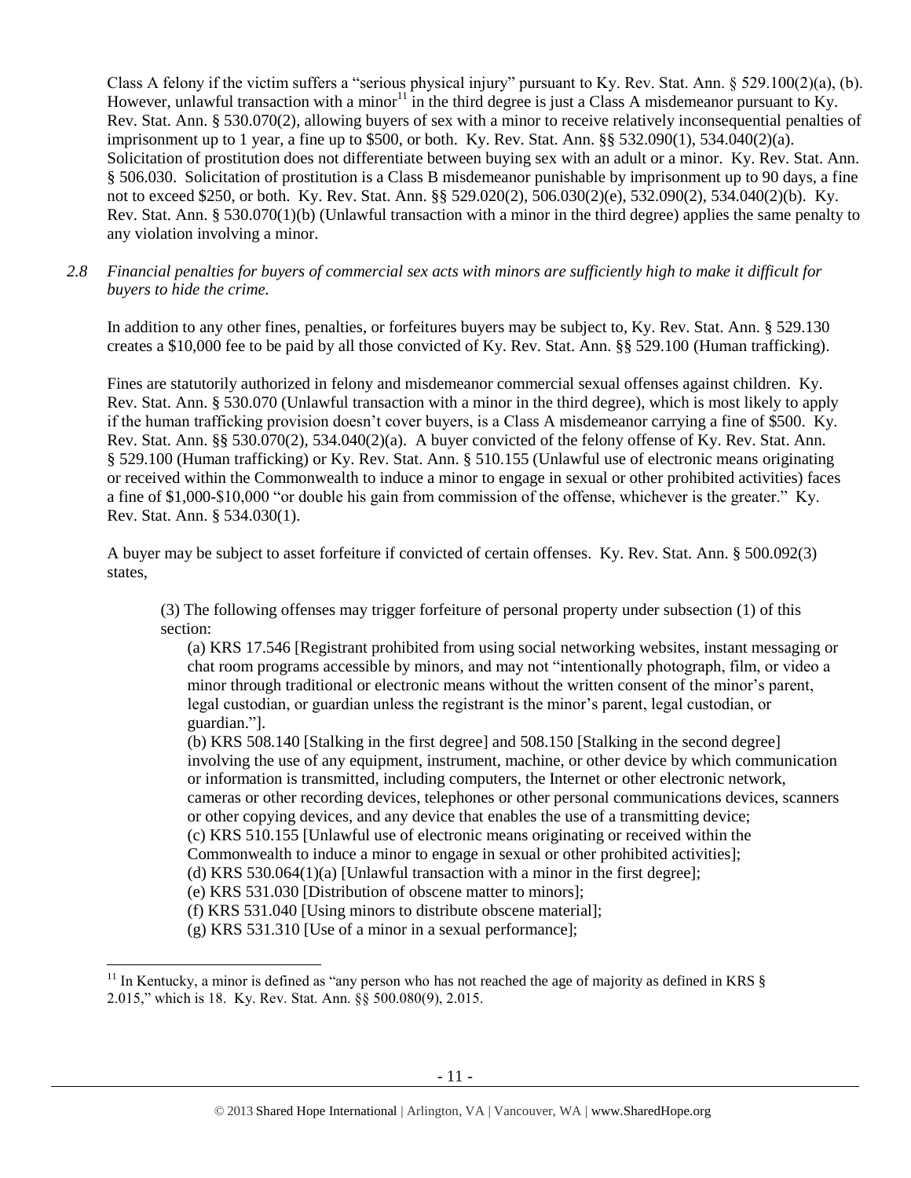Class A felony if the victim suffers a "serious physical injury" pursuant to Ky. Rev. Stat. Ann. § 529.100(2)(a), (b). However, unlawful transaction with a minor[11] in the third degree is just a Class A misdemeanor pursuant to Ky. Rev. Stat. Ann. § 530.070(2), allowing buyers of sex with a minor to receive relatively inconsequential penalties of imprisonment up to 1 year, a fine up to $500, or both. Ky. Rev. Stat. Ann. §§ 532.090(1), 534.040(2)(a). Solicitation of prostitution does not differentiate between buying sex with an adult or a minor. Ky. Rev. Stat. Ann. § 506.030. Solicitation of prostitution is a Class B misdemeanor punishable by imprisonment up to 90 days, a fine not to exceed $250, or both. Ky. Rev. Stat. Ann. §§ 529.020(2), 506.030(2)(e), 532.090(2), 534.040(2)(b). Ky. Rev. Stat. Ann. § 530.070(1)(b) (Unlawful transaction with a minor in the third degree) applies the same penalty to any violation involving a minor.

*2.8 Financial penalties for buyers of commercial sex acts with minors are sufficiently high to make it difficult for buyers to hide the crime.*

In addition to any other fines, penalties, or forfeitures buyers may be subject to, Ky. Rev. Stat. Ann. § 529.130 creates a $10,000 fee to be paid by all those convicted of Ky. Rev. Stat. Ann. §§ 529.100 (Human trafficking).

Fines are statutorily authorized in felony and misdemeanor commercial sexual offenses against children. Ky. Rev. Stat. Ann. § 530.070 (Unlawful transaction with a minor in the third degree), which is most likely to apply if the human trafficking provision doesn't cover buyers, is a Class A misdemeanor carrying a fine of $500. Ky. Rev. Stat. Ann. §§ 530.070(2), 534.040(2)(a). A buyer convicted of the felony offense of Ky. Rev. Stat. Ann. § 529.100 (Human trafficking) or Ky. Rev. Stat. Ann. § 510.155 (Unlawful use of electronic means originating or received within the Commonwealth to induce a minor to engage in sexual or other prohibited activities) faces a fine of $1,000-$10,000 "or double his gain from commission of the offense, whichever is the greater." Ky. Rev. Stat. Ann. § 534.030(1).

A buyer may be subject to asset forfeiture if convicted of certain offenses. Ky. Rev. Stat. Ann. § 500.092(3) states,

> (3) The following offenses may trigger forfeiture of personal property under subsection (1) of this section:
>
> (a) KRS 17.546 [Registrant prohibited from using social networking websites, instant messaging or chat room programs accessible by minors, and may not "intentionally photograph, film, or video a minor through traditional or electronic means without the written consent of the minor's parent, legal custodian, or guardian unless the registrant is the minor's parent, legal custodian, or guardian."].
>
> (b) KRS 508.140 [Stalking in the first degree] and 508.150 [Stalking in the second degree] involving the use of any equipment, instrument, machine, or other device by which communication or information is transmitted, including computers, the Internet or other electronic network, cameras or other recording devices, telephones or other personal communications devices, scanners or other copying devices, and any device that enables the use of a transmitting device;
>
> (c) KRS 510.155 [Unlawful use of electronic means originating or received within the Commonwealth to induce a minor to engage in sexual or other prohibited activities];
>
> (d) KRS 530.064(1)(a) [Unlawful transaction with a minor in the first degree];
>
> (e) KRS 531.030 [Distribution of obscene matter to minors];
>
> (f) KRS 531.040 [Using minors to distribute obscene material];
>
> (g) KRS 531.310 [Use of a minor in a sexual performance];

[11] In Kentucky, a minor is defined as "any person who has not reached the age of majority as defined in KRS § 2.015," which is 18. Ky. Rev. Stat. Ann. §§ 500.080(9), 2.015.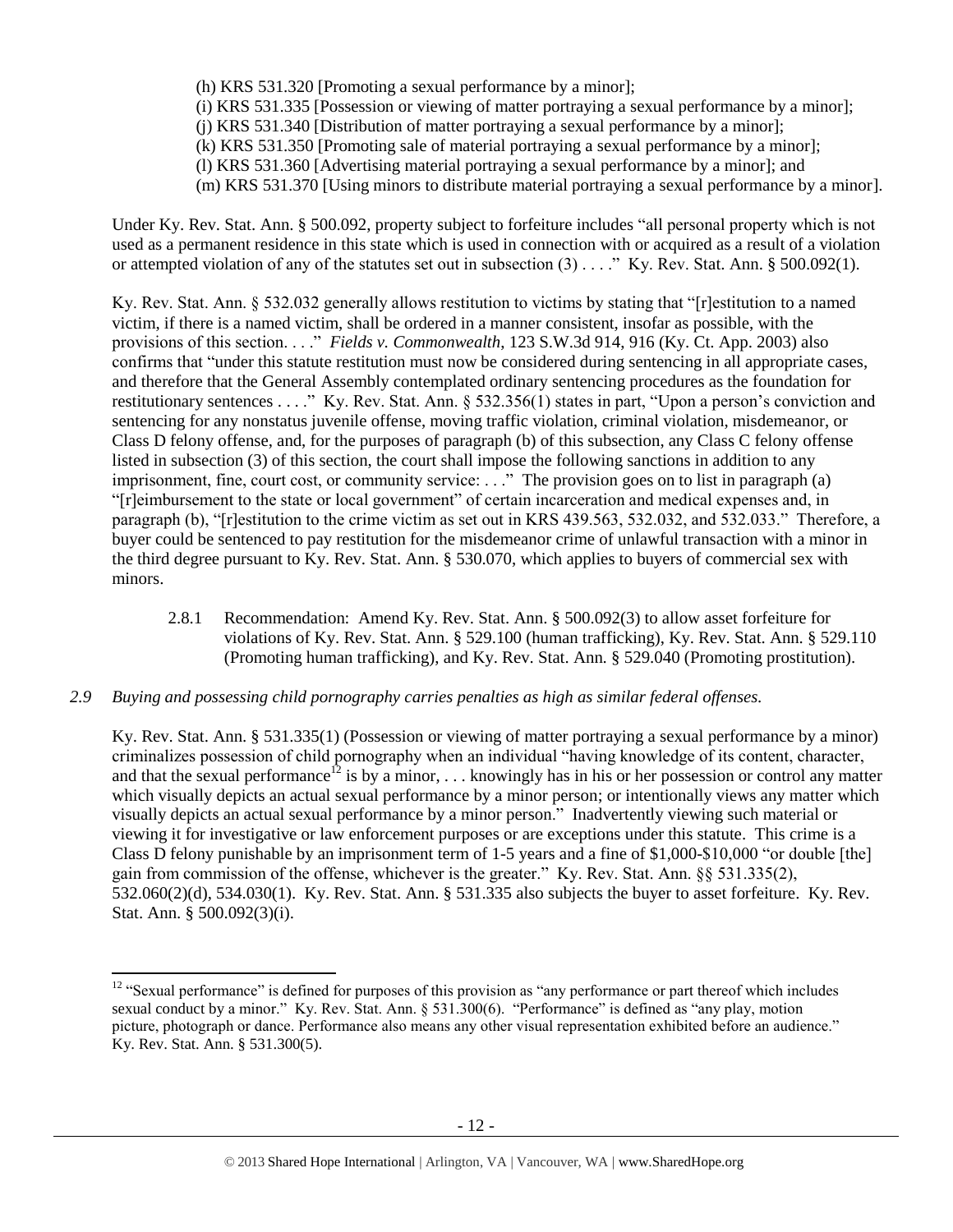(h) KRS 531.320 [Promoting a sexual performance by a minor];
(i) KRS 531.335 [Possession or viewing of matter portraying a sexual performance by a minor];
(j) KRS 531.340 [Distribution of matter portraying a sexual performance by a minor];
(k) KRS 531.350 [Promoting sale of material portraying a sexual performance by a minor];
(l) KRS 531.360 [Advertising material portraying a sexual performance by a minor]; and
(m) KRS 531.370 [Using minors to distribute material portraying a sexual performance by a minor].

Under Ky. Rev. Stat. Ann. § 500.092, property subject to forfeiture includes "all personal property which is not used as a permanent residence in this state which is used in connection with or acquired as a result of a violation or attempted violation of any of the statutes set out in subsection (3) . . . ." Ky. Rev. Stat. Ann. § 500.092(1).

Ky. Rev. Stat. Ann. § 532.032 generally allows restitution to victims by stating that "[r]estitution to a named victim, if there is a named victim, shall be ordered in a manner consistent, insofar as possible, with the provisions of this section. . . ." *Fields v. Commonwealth*, 123 S.W.3d 914, 916 (Ky. Ct. App. 2003) also confirms that "under this statute restitution must now be considered during sentencing in all appropriate cases, and therefore that the General Assembly contemplated ordinary sentencing procedures as the foundation for restitutionary sentences . . . ." Ky. Rev. Stat. Ann. § 532.356(1) states in part, "Upon a person's conviction and sentencing for any nonstatus juvenile offense, moving traffic violation, criminal violation, misdemeanor, or Class D felony offense, and, for the purposes of paragraph (b) of this subsection, any Class C felony offense listed in subsection (3) of this section, the court shall impose the following sanctions in addition to any imprisonment, fine, court cost, or community service: . . ." The provision goes on to list in paragraph (a) "[r]eimbursement to the state or local government" of certain incarceration and medical expenses and, in paragraph (b), "[r]estitution to the crime victim as set out in KRS 439.563, 532.032, and 532.033." Therefore, a buyer could be sentenced to pay restitution for the misdemeanor crime of unlawful transaction with a minor in the third degree pursuant to Ky. Rev. Stat. Ann. § 530.070, which applies to buyers of commercial sex with minors.

2.8.1 Recommendation: Amend Ky. Rev. Stat. Ann. § 500.092(3) to allow asset forfeiture for violations of Ky. Rev. Stat. Ann. § 529.100 (human trafficking), Ky. Rev. Stat. Ann. § 529.110 (Promoting human trafficking), and Ky. Rev. Stat. Ann. § 529.040 (Promoting prostitution).

*2.9 Buying and possessing child pornography carries penalties as high as similar federal offenses.*

Ky. Rev. Stat. Ann. § 531.335(1) (Possession or viewing of matter portraying a sexual performance by a minor) criminalizes possession of child pornography when an individual "having knowledge of its content, character, and that the sexual performance[12] is by a minor, . . . knowingly has in his or her possession or control any matter which visually depicts an actual sexual performance by a minor person; or intentionally views any matter which visually depicts an actual sexual performance by a minor person." Inadvertently viewing such material or viewing it for investigative or law enforcement purposes or are exceptions under this statute. This crime is a Class D felony punishable by an imprisonment term of 1-5 years and a fine of $1,000-$10,000 "or double [the] gain from commission of the offense, whichever is the greater." Ky. Rev. Stat. Ann. §§ 531.335(2), 532.060(2)(d), 534.030(1). Ky. Rev. Stat. Ann. § 531.335 also subjects the buyer to asset forfeiture. Ky. Rev. Stat. Ann. § 500.092(3)(i).

[12] "Sexual performance" is defined for purposes of this provision as "any performance or part thereof which includes sexual conduct by a minor." Ky. Rev. Stat. Ann. § 531.300(6). "Performance" is defined as "any play, motion picture, photograph or dance. Performance also means any other visual representation exhibited before an audience." Ky. Rev. Stat. Ann. § 531.300(5).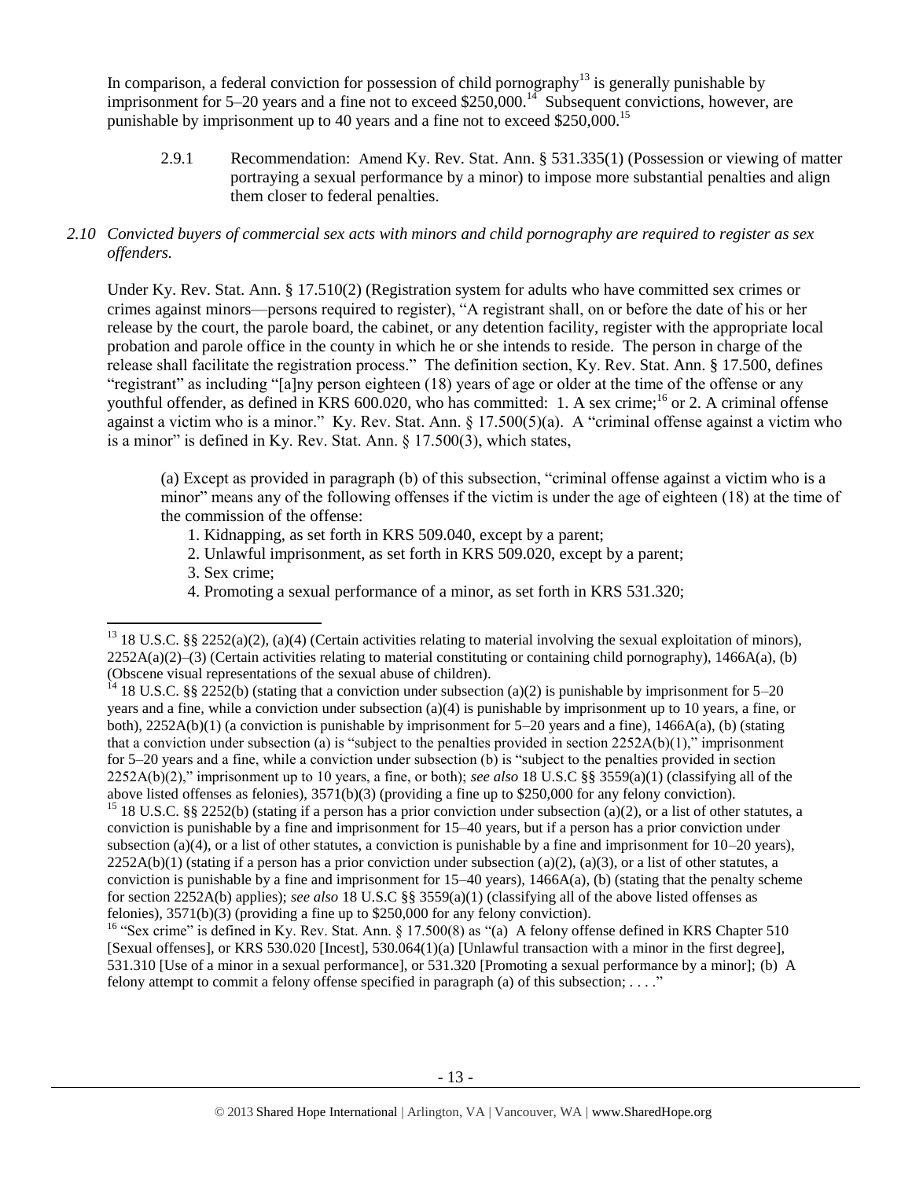In comparison, a federal conviction for possession of child pornography[13] is generally punishable by imprisonment for 5–20 years and a fine not to exceed $250,000.[14] Subsequent convictions, however, are punishable by imprisonment up to 40 years and a fine not to exceed $250,000.[15]

2.9.1 Recommendation: Amend Ky. Rev. Stat. Ann. § 531.335(1) (Possession or viewing of matter portraying a sexual performance by a minor) to impose more substantial penalties and align them closer to federal penalties.

*2.10 Convicted buyers of commercial sex acts with minors and child pornography are required to register as sex offenders.*

Under Ky. Rev. Stat. Ann. § 17.510(2) (Registration system for adults who have committed sex crimes or crimes against minors—persons required to register), "A registrant shall, on or before the date of his or her release by the court, the parole board, the cabinet, or any detention facility, register with the appropriate local probation and parole office in the county in which he or she intends to reside. The person in charge of the release shall facilitate the registration process." The definition section, Ky. Rev. Stat. Ann. § 17.500, defines "registrant" as including "[a]ny person eighteen (18) years of age or older at the time of the offense or any youthful offender, as defined in KRS 600.020, who has committed: 1. A sex crime;[16] or 2. A criminal offense against a victim who is a minor." Ky. Rev. Stat. Ann. § 17.500(5)(a). A "criminal offense against a victim who is a minor" is defined in Ky. Rev. Stat. Ann. § 17.500(3), which states,

> (a) Except as provided in paragraph (b) of this subsection, "criminal offense against a victim who is a minor" means any of the following offenses if the victim is under the age of eighteen (18) at the time of the commission of the offense:
>
> 1. Kidnapping, as set forth in KRS 509.040, except by a parent;
> 2. Unlawful imprisonment, as set forth in KRS 509.020, except by a parent;
> 3. Sex crime;
> 4. Promoting a sexual performance of a minor, as set forth in KRS 531.320;

---

[13] 18 U.S.C. §§ 2252(a)(2), (a)(4) (Certain activities relating to material involving the sexual exploitation of minors), 2252A(a)(2)–(3) (Certain activities relating to material constituting or containing child pornography), 1466A(a), (b) (Obscene visual representations of the sexual abuse of children).

[14] 18 U.S.C. §§ 2252(b) (stating that a conviction under subsection (a)(2) is punishable by imprisonment for 5–20 years and a fine, while a conviction under subsection (a)(4) is punishable by imprisonment up to 10 years, a fine, or both), 2252A(b)(1) (a conviction is punishable by imprisonment for 5–20 years and a fine), 1466A(a), (b) (stating that a conviction under subsection (a) is "subject to the penalties provided in section 2252A(b)(1)," imprisonment for 5–20 years and a fine, while a conviction under subsection (b) is "subject to the penalties provided in section 2252A(b)(2)," imprisonment up to 10 years, a fine, or both); *see also* 18 U.S.C §§ 3559(a)(1) (classifying all of the above listed offenses as felonies), 3571(b)(3) (providing a fine up to $250,000 for any felony conviction).

[15] 18 U.S.C. §§ 2252(b) (stating if a person has a prior conviction under subsection (a)(2), or a list of other statutes, a conviction is punishable by a fine and imprisonment for 15–40 years, but if a person has a prior conviction under subsection (a)(4), or a list of other statutes, a conviction is punishable by a fine and imprisonment for 10–20 years), 2252A(b)(1) (stating if a person has a prior conviction under subsection (a)(2), (a)(3), or a list of other statutes, a conviction is punishable by a fine and imprisonment for 15–40 years), 1466A(a), (b) (stating that the penalty scheme for section 2252A(b) applies); *see also* 18 U.S.C §§ 3559(a)(1) (classifying all of the above listed offenses as felonies), 3571(b)(3) (providing a fine up to $250,000 for any felony conviction).

[16] "Sex crime" is defined in Ky. Rev. Stat. Ann. § 17.500(8) as "(a) A felony offense defined in KRS Chapter 510 [Sexual offenses], or KRS 530.020 [Incest], 530.064(1)(a) [Unlawful transaction with a minor in the first degree], 531.310 [Use of a minor in a sexual performance], or 531.320 [Promoting a sexual performance by a minor]; (b) A felony attempt to commit a felony offense specified in paragraph (a) of this subsection; . . . ."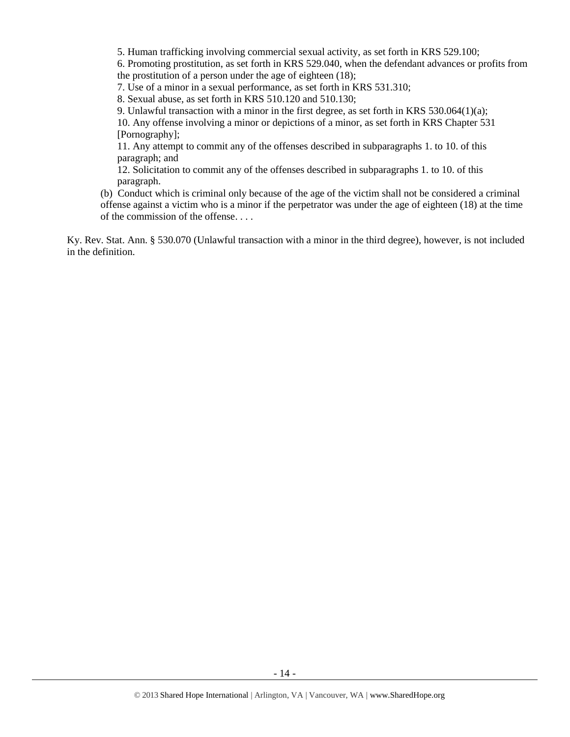5. Human trafficking involving commercial sexual activity, as set forth in KRS 529.100;

6. Promoting prostitution, as set forth in KRS 529.040, when the defendant advances or profits from the prostitution of a person under the age of eighteen (18);

7. Use of a minor in a sexual performance, as set forth in KRS 531.310;

8. Sexual abuse, as set forth in KRS 510.120 and 510.130;

9. Unlawful transaction with a minor in the first degree, as set forth in KRS 530.064(1)(a);

10. Any offense involving a minor or depictions of a minor, as set forth in KRS Chapter 531 [Pornography];

11. Any attempt to commit any of the offenses described in subparagraphs 1. to 10. of this paragraph; and

12. Solicitation to commit any of the offenses described in subparagraphs 1. to 10. of this paragraph.

(b) Conduct which is criminal only because of the age of the victim shall not be considered a criminal offense against a victim who is a minor if the perpetrator was under the age of eighteen (18) at the time of the commission of the offense. . . .

Ky. Rev. Stat. Ann. § 530.070 (Unlawful transaction with a minor in the third degree), however, is not included in the definition.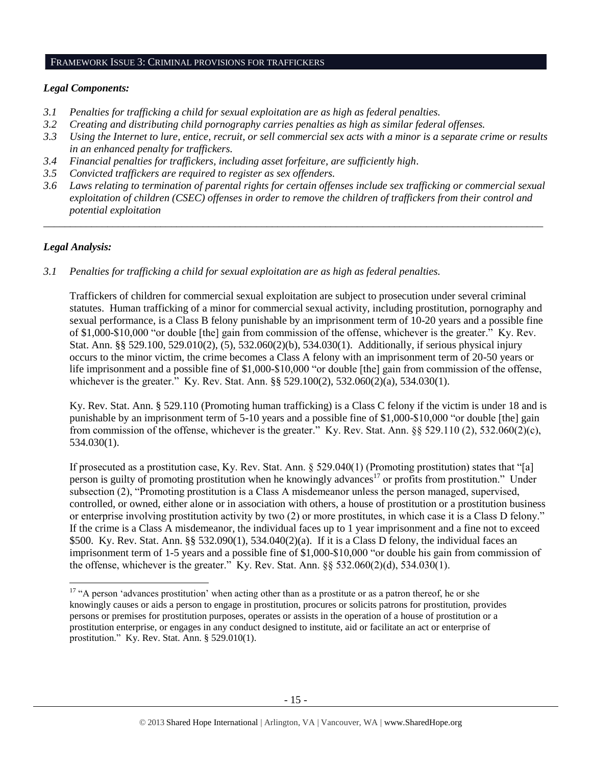## FRAMEWORK ISSUE 3: CRIMINAL PROVISIONS FOR TRAFFICKERS

### *Legal Components:*

*3.1 Penalties for trafficking a child for sexual exploitation are as high as federal penalties.*

*3.2 Creating and distributing child pornography carries penalties as high as similar federal offenses.*

*3.3 Using the Internet to lure, entice, recruit, or sell commercial sex acts with a minor is a separate crime or results in an enhanced penalty for traffickers.*

*3.4 Financial penalties for traffickers, including asset forfeiture, are sufficiently high.*

*3.5 Convicted traffickers are required to register as sex offenders.*

*3.6 Laws relating to termination of parental rights for certain offenses include sex trafficking or commercial sexual exploitation of children (CSEC) offenses in order to remove the children of traffickers from their control and potential exploitation*

---

### *Legal Analysis:*

*3.1 Penalties for trafficking a child for sexual exploitation are as high as federal penalties.*

Traffickers of children for commercial sexual exploitation are subject to prosecution under several criminal statutes. Human trafficking of a minor for commercial sexual activity, including prostitution, pornography and sexual performance, is a Class B felony punishable by an imprisonment term of 10-20 years and a possible fine of $1,000-$10,000 "or double [the] gain from commission of the offense, whichever is the greater." Ky. Rev. Stat. Ann. §§ 529.100, 529.010(2), (5), 532.060(2)(b), 534.030(1). Additionally, if serious physical injury occurs to the minor victim, the crime becomes a Class A felony with an imprisonment term of 20-50 years or life imprisonment and a possible fine of $1,000-$10,000 "or double [the] gain from commission of the offense, whichever is the greater." Ky. Rev. Stat. Ann. §§ 529.100(2), 532.060(2)(a), 534.030(1).

Ky. Rev. Stat. Ann. § 529.110 (Promoting human trafficking) is a Class C felony if the victim is under 18 and is punishable by an imprisonment term of 5-10 years and a possible fine of $1,000-$10,000 "or double [the] gain from commission of the offense, whichever is the greater." Ky. Rev. Stat. Ann. §§ 529.110 (2), 532.060(2)(c), 534.030(1).

If prosecuted as a prostitution case, Ky. Rev. Stat. Ann. § 529.040(1) (Promoting prostitution) states that "[a] person is guilty of promoting prostitution when he knowingly advances[17] or profits from prostitution." Under subsection (2), "Promoting prostitution is a Class A misdemeanor unless the person managed, supervised, controlled, or owned, either alone or in association with others, a house of prostitution or a prostitution business or enterprise involving prostitution activity by two (2) or more prostitutes, in which case it is a Class D felony." If the crime is a Class A misdemeanor, the individual faces up to 1 year imprisonment and a fine not to exceed $500. Ky. Rev. Stat. Ann. §§ 532.090(1), 534.040(2)(a). If it is a Class D felony, the individual faces an imprisonment term of 1-5 years and a possible fine of $1,000-$10,000 "or double his gain from commission of the offense, whichever is the greater." Ky. Rev. Stat. Ann. §§ 532.060(2)(d), 534.030(1).

---

[17] "A person 'advances prostitution' when acting other than as a prostitute or as a patron thereof, he or she knowingly causes or aids a person to engage in prostitution, procures or solicits patrons for prostitution, provides persons or premises for prostitution purposes, operates or assists in the operation of a house of prostitution or a prostitution enterprise, or engages in any conduct designed to institute, aid or facilitate an act or enterprise of prostitution." Ky. Rev. Stat. Ann. § 529.010(1).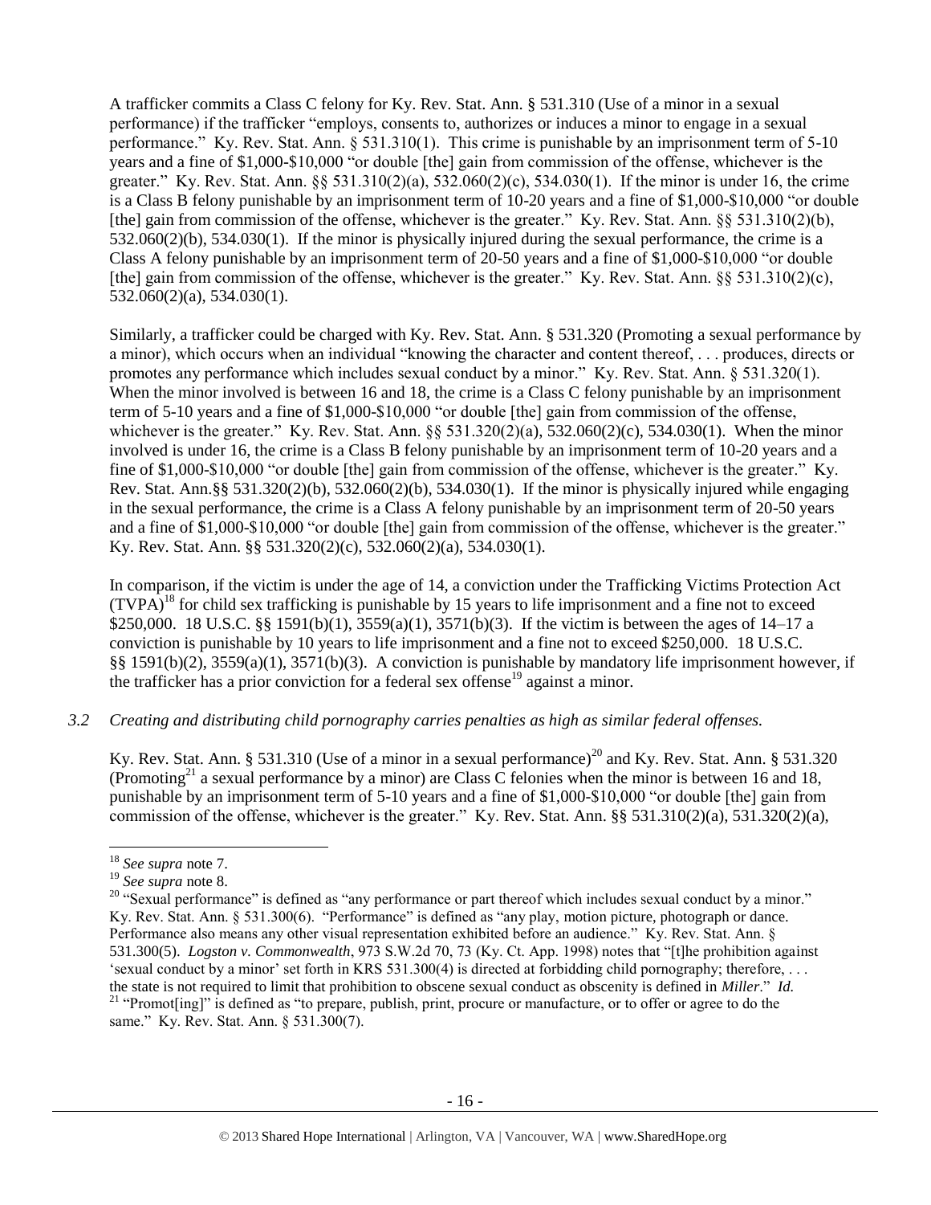A trafficker commits a Class C felony for Ky. Rev. Stat. Ann. § 531.310 (Use of a minor in a sexual performance) if the trafficker "employs, consents to, authorizes or induces a minor to engage in a sexual performance." Ky. Rev. Stat. Ann. § 531.310(1). This crime is punishable by an imprisonment term of 5-10 years and a fine of $1,000-$10,000 "or double [the] gain from commission of the offense, whichever is the greater." Ky. Rev. Stat. Ann. §§ 531.310(2)(a), 532.060(2)(c), 534.030(1). If the minor is under 16, the crime is a Class B felony punishable by an imprisonment term of 10-20 years and a fine of $1,000-$10,000 "or double [the] gain from commission of the offense, whichever is the greater." Ky. Rev. Stat. Ann. §§ 531.310(2)(b), 532.060(2)(b), 534.030(1). If the minor is physically injured during the sexual performance, the crime is a Class A felony punishable by an imprisonment term of 20-50 years and a fine of $1,000-$10,000 "or double [the] gain from commission of the offense, whichever is the greater." Ky. Rev. Stat. Ann. §§ 531.310(2)(c), 532.060(2)(a), 534.030(1).

Similarly, a trafficker could be charged with Ky. Rev. Stat. Ann. § 531.320 (Promoting a sexual performance by a minor), which occurs when an individual "knowing the character and content thereof, . . . produces, directs or promotes any performance which includes sexual conduct by a minor." Ky. Rev. Stat. Ann. § 531.320(1). When the minor involved is between 16 and 18, the crime is a Class C felony punishable by an imprisonment term of 5-10 years and a fine of $1,000-$10,000 "or double [the] gain from commission of the offense, whichever is the greater." Ky. Rev. Stat. Ann. §§ 531.320(2)(a), 532.060(2)(c), 534.030(1). When the minor involved is under 16, the crime is a Class B felony punishable by an imprisonment term of 10-20 years and a fine of $1,000-$10,000 "or double [the] gain from commission of the offense, whichever is the greater." Ky. Rev. Stat. Ann.§§ 531.320(2)(b), 532.060(2)(b), 534.030(1). If the minor is physically injured while engaging in the sexual performance, the crime is a Class A felony punishable by an imprisonment term of 20-50 years and a fine of $1,000-$10,000 "or double [the] gain from commission of the offense, whichever is the greater." Ky. Rev. Stat. Ann. §§ 531.320(2)(c), 532.060(2)(a), 534.030(1).

In comparison, if the victim is under the age of 14, a conviction under the Trafficking Victims Protection Act (TVPA)[18] for child sex trafficking is punishable by 15 years to life imprisonment and a fine not to exceed $250,000. 18 U.S.C. §§ 1591(b)(1), 3559(a)(1), 3571(b)(3). If the victim is between the ages of 14–17 a conviction is punishable by 10 years to life imprisonment and a fine not to exceed $250,000. 18 U.S.C. §§ 1591(b)(2), 3559(a)(1), 3571(b)(3). A conviction is punishable by mandatory life imprisonment however, if the trafficker has a prior conviction for a federal sex offense[19] against a minor.

*3.2 Creating and distributing child pornography carries penalties as high as similar federal offenses.*

Ky. Rev. Stat. Ann. § 531.310 (Use of a minor in a sexual performance)[20] and Ky. Rev. Stat. Ann. § 531.320 (Promoting[21] a sexual performance by a minor) are Class C felonies when the minor is between 16 and 18, punishable by an imprisonment term of 5-10 years and a fine of $1,000-$10,000 "or double [the] gain from commission of the offense, whichever is the greater." Ky. Rev. Stat. Ann. §§ 531.310(2)(a), 531.320(2)(a),

---

[18] *See supra* note 7.

[19] *See supra* note 8.

[20] "Sexual performance" is defined as "any performance or part thereof which includes sexual conduct by a minor." Ky. Rev. Stat. Ann. § 531.300(6). "Performance" is defined as "any play, motion picture, photograph or dance. Performance also means any other visual representation exhibited before an audience." Ky. Rev. Stat. Ann. § 531.300(5). *Logston v. Commonwealth*, 973 S.W.2d 70, 73 (Ky. Ct. App. 1998) notes that "[t]he prohibition against 'sexual conduct by a minor' set forth in KRS 531.300(4) is directed at forbidding child pornography; therefore, . . . the state is not required to limit that prohibition to obscene sexual conduct as obscenity is defined in *Miller*." *Id.*

[21] "Promot[ing]" is defined as "to prepare, publish, print, procure or manufacture, or to offer or agree to do the same." Ky. Rev. Stat. Ann. § 531.300(7).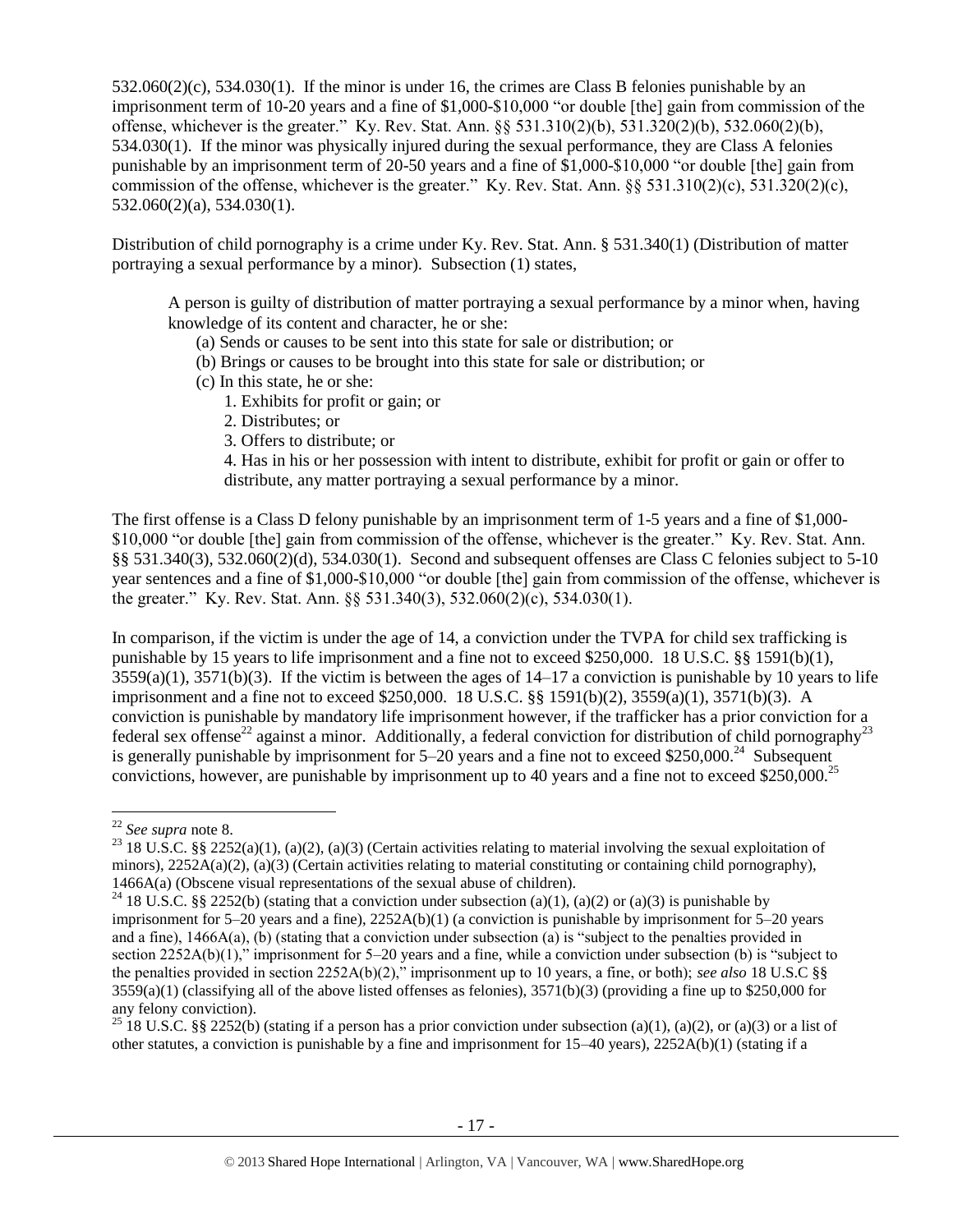532.060(2)(c), 534.030(1). If the minor is under 16, the crimes are Class B felonies punishable by an imprisonment term of 10-20 years and a fine of $1,000-$10,000 "or double [the] gain from commission of the offense, whichever is the greater." Ky. Rev. Stat. Ann. §§ 531.310(2)(b), 531.320(2)(b), 532.060(2)(b), 534.030(1). If the minor was physically injured during the sexual performance, they are Class A felonies punishable by an imprisonment term of 20-50 years and a fine of $1,000-$10,000 "or double [the] gain from commission of the offense, whichever is the greater." Ky. Rev. Stat. Ann. §§ 531.310(2)(c), 531.320(2)(c), 532.060(2)(a), 534.030(1).

Distribution of child pornography is a crime under Ky. Rev. Stat. Ann. § 531.340(1) (Distribution of matter portraying a sexual performance by a minor). Subsection (1) states,

> A person is guilty of distribution of matter portraying a sexual performance by a minor when, having knowledge of its content and character, he or she:
>
> (a) Sends or causes to be sent into this state for sale or distribution; or
> (b) Brings or causes to be brought into this state for sale or distribution; or
> (c) In this state, he or she:
>
> 1. Exhibits for profit or gain; or
> 2. Distributes; or
> 3. Offers to distribute; or
> 4. Has in his or her possession with intent to distribute, exhibit for profit or gain or offer to distribute, any matter portraying a sexual performance by a minor.

The first offense is a Class D felony punishable by an imprisonment term of 1-5 years and a fine of $1,000-$10,000 "or double [the] gain from commission of the offense, whichever is the greater." Ky. Rev. Stat. Ann. §§ 531.340(3), 532.060(2)(d), 534.030(1). Second and subsequent offenses are Class C felonies subject to 5-10 year sentences and a fine of $1,000-$10,000 "or double [the] gain from commission of the offense, whichever is the greater." Ky. Rev. Stat. Ann. §§ 531.340(3), 532.060(2)(c), 534.030(1).

In comparison, if the victim is under the age of 14, a conviction under the TVPA for child sex trafficking is punishable by 15 years to life imprisonment and a fine not to exceed $250,000. 18 U.S.C. §§ 1591(b)(1), 3559(a)(1), 3571(b)(3). If the victim is between the ages of 14–17 a conviction is punishable by 10 years to life imprisonment and a fine not to exceed $250,000. 18 U.S.C. §§ 1591(b)(2), 3559(a)(1), 3571(b)(3). A conviction is punishable by mandatory life imprisonment however, if the trafficker has a prior conviction for a federal sex offense[22] against a minor. Additionally, a federal conviction for distribution of child pornography[23] is generally punishable by imprisonment for 5–20 years and a fine not to exceed $250,000.[24] Subsequent convictions, however, are punishable by imprisonment up to 40 years and a fine not to exceed $250,000.[25]

---

[22] *See supra* note 8.

[23] 18 U.S.C. §§ 2252(a)(1), (a)(2), (a)(3) (Certain activities relating to material involving the sexual exploitation of minors), 2252A(a)(2), (a)(3) (Certain activities relating to material constituting or containing child pornography), 1466A(a) (Obscene visual representations of the sexual abuse of children).

[24] 18 U.S.C. §§ 2252(b) (stating that a conviction under subsection (a)(1), (a)(2) or (a)(3) is punishable by imprisonment for 5–20 years and a fine), 2252A(b)(1) (a conviction is punishable by imprisonment for 5–20 years and a fine), 1466A(a), (b) (stating that a conviction under subsection (a) is "subject to the penalties provided in section 2252A(b)(1)," imprisonment for 5–20 years and a fine, while a conviction under subsection (b) is "subject to the penalties provided in section 2252A(b)(2)," imprisonment up to 10 years, a fine, or both); *see also* 18 U.S.C §§ 3559(a)(1) (classifying all of the above listed offenses as felonies), 3571(b)(3) (providing a fine up to $250,000 for any felony conviction).

[25] 18 U.S.C. §§ 2252(b) (stating if a person has a prior conviction under subsection (a)(1), (a)(2), or (a)(3) or a list of other statutes, a conviction is punishable by a fine and imprisonment for 15–40 years), 2252A(b)(1) (stating if a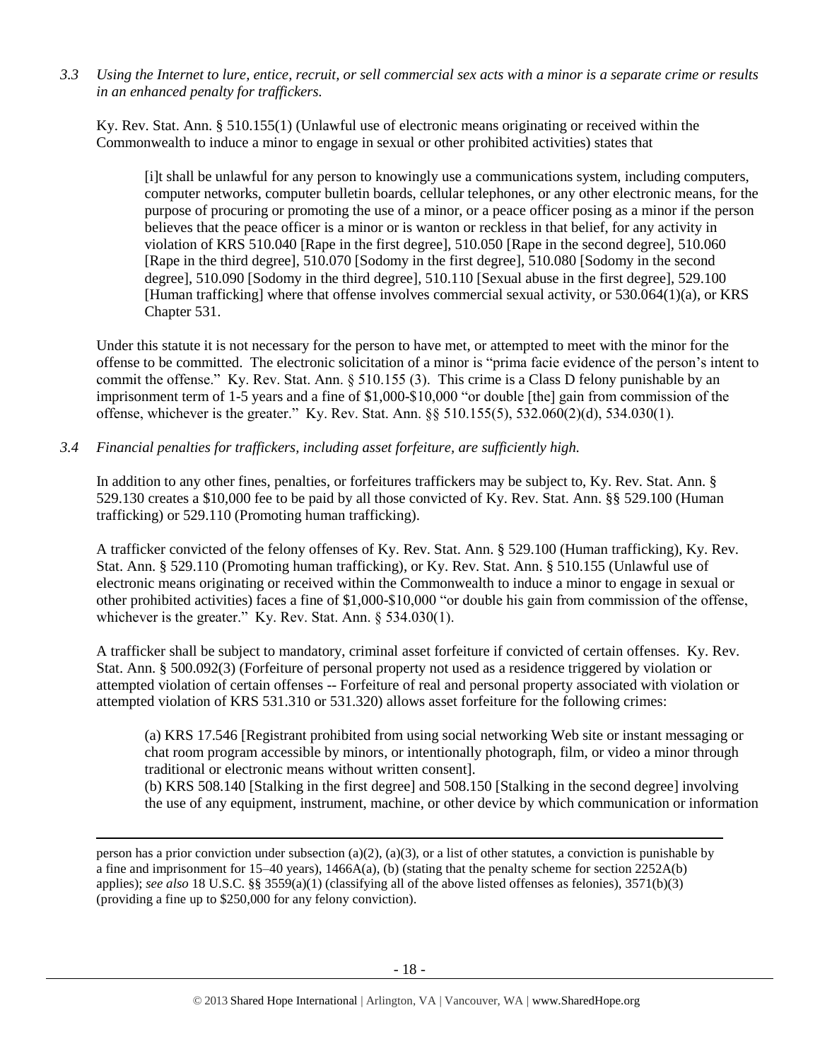*3.3 Using the Internet to lure, entice, recruit, or sell commercial sex acts with a minor is a separate crime or results in an enhanced penalty for traffickers.*

Ky. Rev. Stat. Ann. § 510.155(1) (Unlawful use of electronic means originating or received within the Commonwealth to induce a minor to engage in sexual or other prohibited activities) states that

> [i]t shall be unlawful for any person to knowingly use a communications system, including computers, computer networks, computer bulletin boards, cellular telephones, or any other electronic means, for the purpose of procuring or promoting the use of a minor, or a peace officer posing as a minor if the person believes that the peace officer is a minor or is wanton or reckless in that belief, for any activity in violation of KRS 510.040 [Rape in the first degree], 510.050 [Rape in the second degree], 510.060 [Rape in the third degree], 510.070 [Sodomy in the first degree], 510.080 [Sodomy in the second degree], 510.090 [Sodomy in the third degree], 510.110 [Sexual abuse in the first degree], 529.100 [Human trafficking] where that offense involves commercial sexual activity, or 530.064(1)(a), or KRS Chapter 531.

Under this statute it is not necessary for the person to have met, or attempted to meet with the minor for the offense to be committed. The electronic solicitation of a minor is "prima facie evidence of the person's intent to commit the offense." Ky. Rev. Stat. Ann. § 510.155 (3). This crime is a Class D felony punishable by an imprisonment term of 1-5 years and a fine of $1,000-$10,000 "or double [the] gain from commission of the offense, whichever is the greater." Ky. Rev. Stat. Ann. §§ 510.155(5), 532.060(2)(d), 534.030(1).

*3.4 Financial penalties for traffickers, including asset forfeiture, are sufficiently high.*

In addition to any other fines, penalties, or forfeitures traffickers may be subject to, Ky. Rev. Stat. Ann. § 529.130 creates a $10,000 fee to be paid by all those convicted of Ky. Rev. Stat. Ann. §§ 529.100 (Human trafficking) or 529.110 (Promoting human trafficking).

A trafficker convicted of the felony offenses of Ky. Rev. Stat. Ann. § 529.100 (Human trafficking), Ky. Rev. Stat. Ann. § 529.110 (Promoting human trafficking), or Ky. Rev. Stat. Ann. § 510.155 (Unlawful use of electronic means originating or received within the Commonwealth to induce a minor to engage in sexual or other prohibited activities) faces a fine of $1,000-$10,000 "or double his gain from commission of the offense, whichever is the greater." Ky. Rev. Stat. Ann. § 534.030(1).

A trafficker shall be subject to mandatory, criminal asset forfeiture if convicted of certain offenses. Ky. Rev. Stat. Ann. § 500.092(3) (Forfeiture of personal property not used as a residence triggered by violation or attempted violation of certain offenses -- Forfeiture of real and personal property associated with violation or attempted violation of KRS 531.310 or 531.320) allows asset forfeiture for the following crimes:

> (a) KRS 17.546 [Registrant prohibited from using social networking Web site or instant messaging or chat room program accessible by minors, or intentionally photograph, film, or video a minor through traditional or electronic means without written consent].
> (b) KRS 508.140 [Stalking in the first degree] and 508.150 [Stalking in the second degree] involving the use of any equipment, instrument, machine, or other device by which communication or information

person has a prior conviction under subsection (a)(2), (a)(3), or a list of other statutes, a conviction is punishable by a fine and imprisonment for 15–40 years), 1466A(a), (b) (stating that the penalty scheme for section 2252A(b) applies); *see also* 18 U.S.C. §§ 3559(a)(1) (classifying all of the above listed offenses as felonies), 3571(b)(3) (providing a fine up to $250,000 for any felony conviction).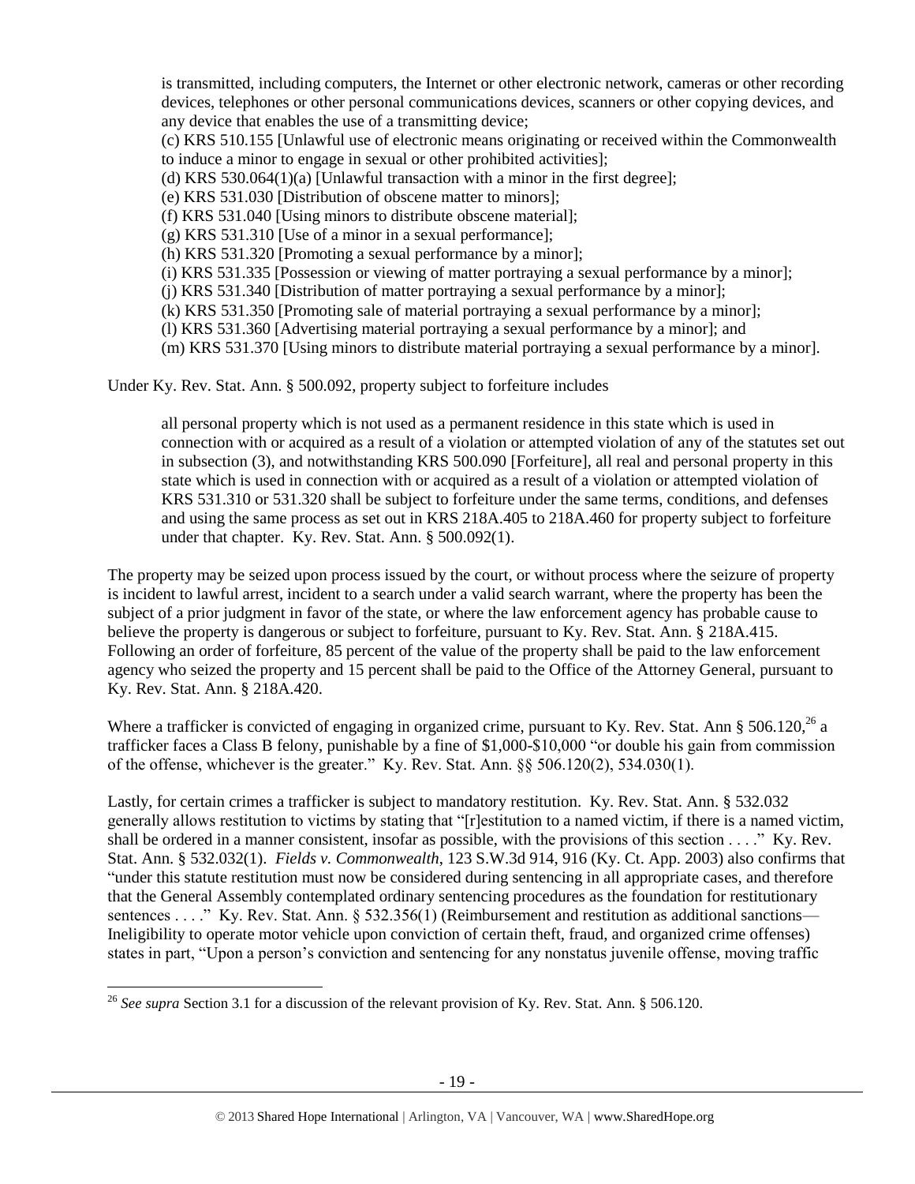is transmitted, including computers, the Internet or other electronic network, cameras or other recording devices, telephones or other personal communications devices, scanners or other copying devices, and any device that enables the use of a transmitting device;

(c) KRS 510.155 [Unlawful use of electronic means originating or received within the Commonwealth to induce a minor to engage in sexual or other prohibited activities];

(d) KRS 530.064(1)(a) [Unlawful transaction with a minor in the first degree];

(e) KRS 531.030 [Distribution of obscene matter to minors];

(f) KRS 531.040 [Using minors to distribute obscene material];

(g) KRS 531.310 [Use of a minor in a sexual performance];

(h) KRS 531.320 [Promoting a sexual performance by a minor];

(i) KRS 531.335 [Possession or viewing of matter portraying a sexual performance by a minor];

(j) KRS 531.340 [Distribution of matter portraying a sexual performance by a minor];

(k) KRS 531.350 [Promoting sale of material portraying a sexual performance by a minor];

(l) KRS 531.360 [Advertising material portraying a sexual performance by a minor]; and

(m) KRS 531.370 [Using minors to distribute material portraying a sexual performance by a minor].

Under Ky. Rev. Stat. Ann. § 500.092, property subject to forfeiture includes

> all personal property which is not used as a permanent residence in this state which is used in connection with or acquired as a result of a violation or attempted violation of any of the statutes set out in subsection (3), and notwithstanding KRS 500.090 [Forfeiture], all real and personal property in this state which is used in connection with or acquired as a result of a violation or attempted violation of KRS 531.310 or 531.320 shall be subject to forfeiture under the same terms, conditions, and defenses and using the same process as set out in KRS 218A.405 to 218A.460 for property subject to forfeiture under that chapter. Ky. Rev. Stat. Ann. § 500.092(1).

The property may be seized upon process issued by the court, or without process where the seizure of property is incident to lawful arrest, incident to a search under a valid search warrant, where the property has been the subject of a prior judgment in favor of the state, or where the law enforcement agency has probable cause to believe the property is dangerous or subject to forfeiture, pursuant to Ky. Rev. Stat. Ann. § 218A.415. Following an order of forfeiture, 85 percent of the value of the property shall be paid to the law enforcement agency who seized the property and 15 percent shall be paid to the Office of the Attorney General, pursuant to Ky. Rev. Stat. Ann. § 218A.420.

Where a trafficker is convicted of engaging in organized crime, pursuant to Ky. Rev. Stat. Ann § 506.120,[26] a trafficker faces a Class B felony, punishable by a fine of $1,000-$10,000 "or double his gain from commission of the offense, whichever is the greater." Ky. Rev. Stat. Ann. §§ 506.120(2), 534.030(1).

Lastly, for certain crimes a trafficker is subject to mandatory restitution. Ky. Rev. Stat. Ann. § 532.032 generally allows restitution to victims by stating that "[r]estitution to a named victim, if there is a named victim, shall be ordered in a manner consistent, insofar as possible, with the provisions of this section . . . ." Ky. Rev. Stat. Ann. § 532.032(1). *Fields v. Commonwealth*, 123 S.W.3d 914, 916 (Ky. Ct. App. 2003) also confirms that "under this statute restitution must now be considered during sentencing in all appropriate cases, and therefore that the General Assembly contemplated ordinary sentencing procedures as the foundation for restitutionary sentences . . . ." Ky. Rev. Stat. Ann. § 532.356(1) (Reimbursement and restitution as additional sanctions—Ineligibility to operate motor vehicle upon conviction of certain theft, fraud, and organized crime offenses) states in part, "Upon a person's conviction and sentencing for any nonstatus juvenile offense, moving traffic

---

[26] *See supra* Section 3.1 for a discussion of the relevant provision of Ky. Rev. Stat. Ann. § 506.120.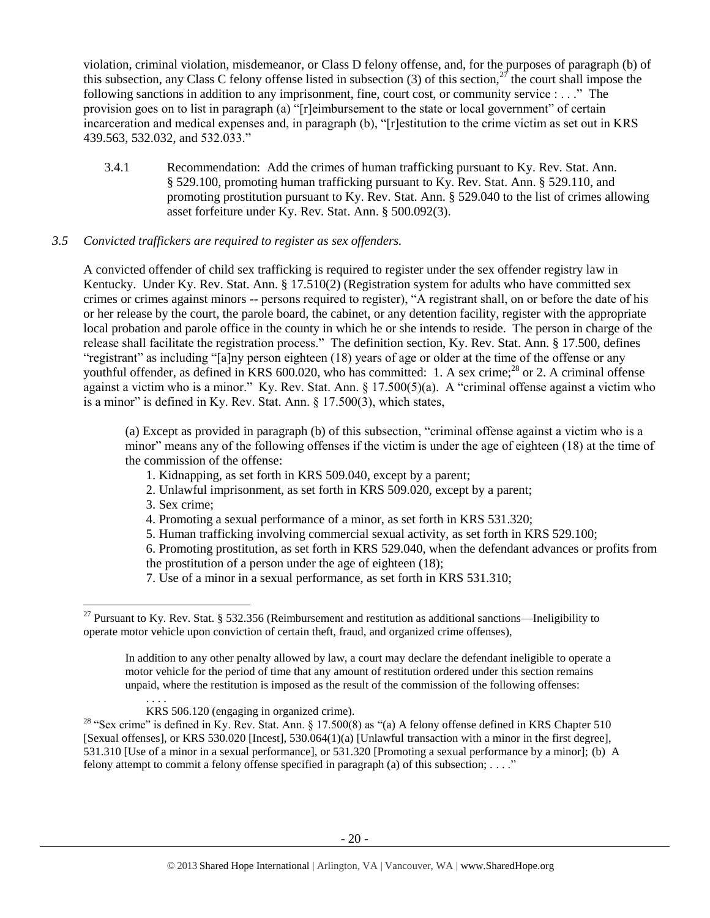violation, criminal violation, misdemeanor, or Class D felony offense, and, for the purposes of paragraph (b) of this subsection, any Class C felony offense listed in subsection (3) of this section,[27] the court shall impose the following sanctions in addition to any imprisonment, fine, court cost, or community service : . . . ." The provision goes on to list in paragraph (a) "[r]eimbursement to the state or local government" of certain incarceration and medical expenses and, in paragraph (b), "[r]estitution to the crime victim as set out in KRS 439.563, 532.032, and 532.033."

3.4.1 Recommendation: Add the crimes of human trafficking pursuant to Ky. Rev. Stat. Ann. § 529.100, promoting human trafficking pursuant to Ky. Rev. Stat. Ann. § 529.110, and promoting prostitution pursuant to Ky. Rev. Stat. Ann. § 529.040 to the list of crimes allowing asset forfeiture under Ky. Rev. Stat. Ann. § 500.092(3).

*3.5 Convicted traffickers are required to register as sex offenders.*

A convicted offender of child sex trafficking is required to register under the sex offender registry law in Kentucky. Under Ky. Rev. Stat. Ann. § 17.510(2) (Registration system for adults who have committed sex crimes or crimes against minors -- persons required to register), "A registrant shall, on or before the date of his or her release by the court, the parole board, the cabinet, or any detention facility, register with the appropriate local probation and parole office in the county in which he or she intends to reside. The person in charge of the release shall facilitate the registration process." The definition section, Ky. Rev. Stat. Ann. § 17.500, defines "registrant" as including "[a]ny person eighteen (18) years of age or older at the time of the offense or any youthful offender, as defined in KRS 600.020, who has committed: 1. A sex crime;[28] or 2. A criminal offense against a victim who is a minor." Ky. Rev. Stat. Ann. § 17.500(5)(a). A "criminal offense against a victim who is a minor" is defined in Ky. Rev. Stat. Ann. § 17.500(3), which states,

> (a) Except as provided in paragraph (b) of this subsection, "criminal offense against a victim who is a minor" means any of the following offenses if the victim is under the age of eighteen (18) at the time of the commission of the offense:
>
> 1. Kidnapping, as set forth in KRS 509.040, except by a parent;
> 2. Unlawful imprisonment, as set forth in KRS 509.020, except by a parent;
> 3. Sex crime;
> 4. Promoting a sexual performance of a minor, as set forth in KRS 531.320;
> 5. Human trafficking involving commercial sexual activity, as set forth in KRS 529.100;
> 6. Promoting prostitution, as set forth in KRS 529.040, when the defendant advances or profits from the prostitution of a person under the age of eighteen (18);
> 7. Use of a minor in a sexual performance, as set forth in KRS 531.310;

---

[27] Pursuant to Ky. Rev. Stat. § 532.356 (Reimbursement and restitution as additional sanctions—Ineligibility to operate motor vehicle upon conviction of certain theft, fraud, and organized crime offenses),

> In addition to any other penalty allowed by law, a court may declare the defendant ineligible to operate a motor vehicle for the period of time that any amount of restitution ordered under this section remains unpaid, where the restitution is imposed as the result of the commission of the following offenses:
>
> . . . .
>
> KRS 506.120 (engaging in organized crime).

[28] "Sex crime" is defined in Ky. Rev. Stat. Ann. § 17.500(8) as "(a) A felony offense defined in KRS Chapter 510 [Sexual offenses], or KRS 530.020 [Incest], 530.064(1)(a) [Unlawful transaction with a minor in the first degree], 531.310 [Use of a minor in a sexual performance], or 531.320 [Promoting a sexual performance by a minor]; (b) A felony attempt to commit a felony offense specified in paragraph (a) of this subsection; . . . ."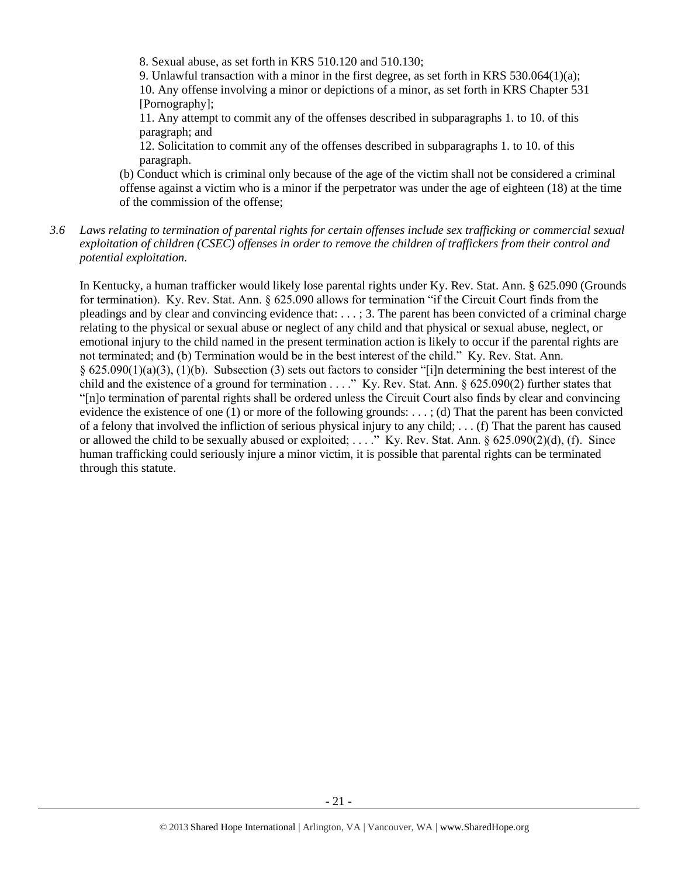8. Sexual abuse, as set forth in KRS 510.120 and 510.130;

9. Unlawful transaction with a minor in the first degree, as set forth in KRS 530.064(1)(a);

10. Any offense involving a minor or depictions of a minor, as set forth in KRS Chapter 531 [Pornography];

11. Any attempt to commit any of the offenses described in subparagraphs 1. to 10. of this paragraph; and

12. Solicitation to commit any of the offenses described in subparagraphs 1. to 10. of this paragraph.

(b) Conduct which is criminal only because of the age of the victim shall not be considered a criminal offense against a victim who is a minor if the perpetrator was under the age of eighteen (18) at the time of the commission of the offense;

*3.6 Laws relating to termination of parental rights for certain offenses include sex trafficking or commercial sexual exploitation of children (CSEC) offenses in order to remove the children of traffickers from their control and potential exploitation.*

In Kentucky, a human trafficker would likely lose parental rights under Ky. Rev. Stat. Ann. § 625.090 (Grounds for termination). Ky. Rev. Stat. Ann. § 625.090 allows for termination "if the Circuit Court finds from the pleadings and by clear and convincing evidence that: . . . ; 3. The parent has been convicted of a criminal charge relating to the physical or sexual abuse or neglect of any child and that physical or sexual abuse, neglect, or emotional injury to the child named in the present termination action is likely to occur if the parental rights are not terminated; and (b) Termination would be in the best interest of the child." Ky. Rev. Stat. Ann. § 625.090(1)(a)(3), (1)(b). Subsection (3) sets out factors to consider "[i]n determining the best interest of the child and the existence of a ground for termination . . . ." Ky. Rev. Stat. Ann. § 625.090(2) further states that "[n]o termination of parental rights shall be ordered unless the Circuit Court also finds by clear and convincing evidence the existence of one (1) or more of the following grounds: . . . ; (d) That the parent has been convicted of a felony that involved the infliction of serious physical injury to any child; . . . (f) That the parent has caused or allowed the child to be sexually abused or exploited; . . . ." Ky. Rev. Stat. Ann. § 625.090(2)(d), (f). Since human trafficking could seriously injure a minor victim, it is possible that parental rights can be terminated through this statute.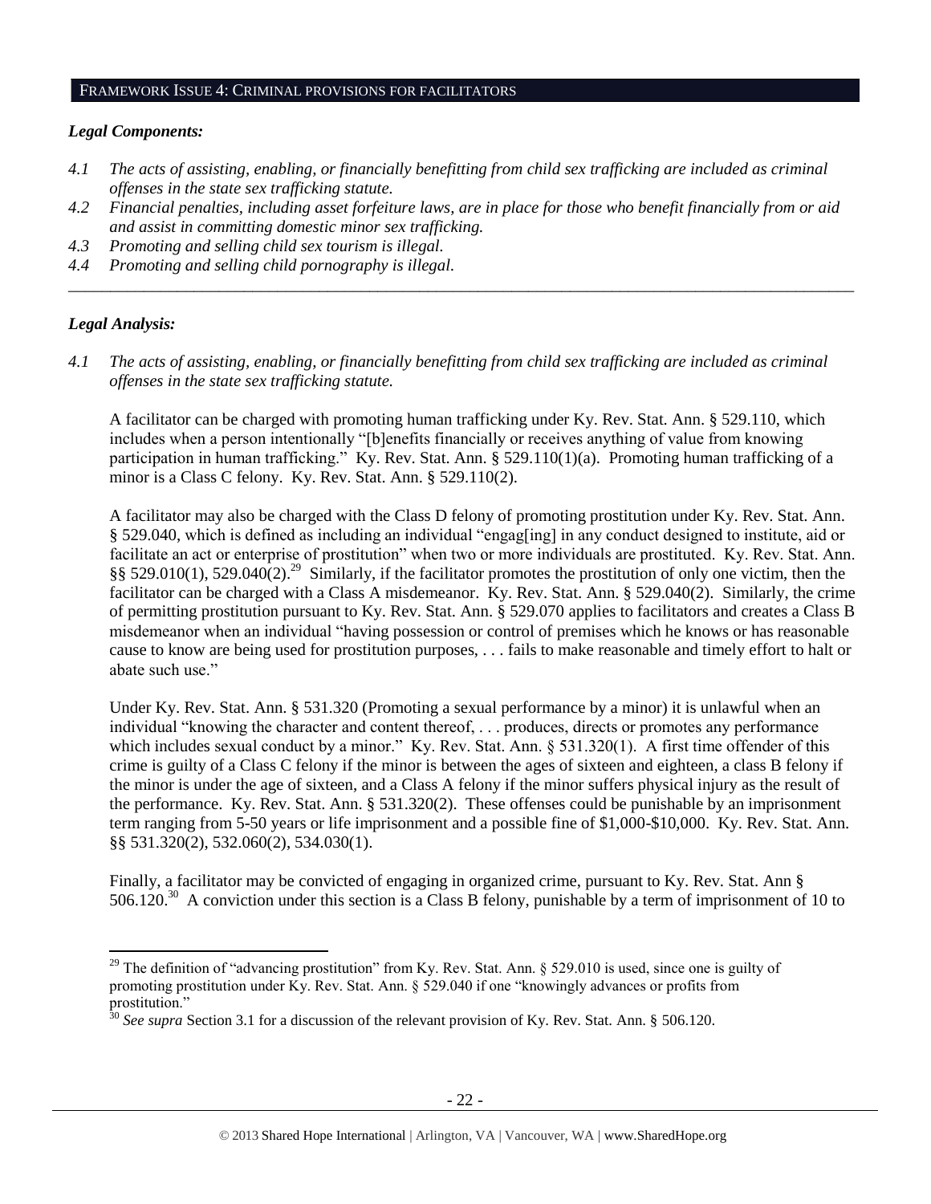## FRAMEWORK ISSUE 4: CRIMINAL PROVISIONS FOR FACILITATORS

### *Legal Components:*

*4.1 The acts of assisting, enabling, or financially benefitting from child sex trafficking are included as criminal offenses in the state sex trafficking statute.*

*4.2 Financial penalties, including asset forfeiture laws, are in place for those who benefit financially from or aid and assist in committing domestic minor sex trafficking.*

*4.3 Promoting and selling child sex tourism is illegal.*

*4.4 Promoting and selling child pornography is illegal.*

---

### *Legal Analysis:*

*4.1 The acts of assisting, enabling, or financially benefitting from child sex trafficking are included as criminal offenses in the state sex trafficking statute.*

A facilitator can be charged with promoting human trafficking under Ky. Rev. Stat. Ann. § 529.110, which includes when a person intentionally "[b]enefits financially or receives anything of value from knowing participation in human trafficking." Ky. Rev. Stat. Ann. § 529.110(1)(a). Promoting human trafficking of a minor is a Class C felony. Ky. Rev. Stat. Ann. § 529.110(2).

A facilitator may also be charged with the Class D felony of promoting prostitution under Ky. Rev. Stat. Ann. § 529.040, which is defined as including an individual "engag[ing] in any conduct designed to institute, aid or facilitate an act or enterprise of prostitution" when two or more individuals are prostituted. Ky. Rev. Stat. Ann. §§ 529.010(1), 529.040(2).[29] Similarly, if the facilitator promotes the prostitution of only one victim, then the facilitator can be charged with a Class A misdemeanor. Ky. Rev. Stat. Ann. § 529.040(2). Similarly, the crime of permitting prostitution pursuant to Ky. Rev. Stat. Ann. § 529.070 applies to facilitators and creates a Class B misdemeanor when an individual "having possession or control of premises which he knows or has reasonable cause to know are being used for prostitution purposes, . . . fails to make reasonable and timely effort to halt or abate such use."

Under Ky. Rev. Stat. Ann. § 531.320 (Promoting a sexual performance by a minor) it is unlawful when an individual "knowing the character and content thereof, . . . produces, directs or promotes any performance which includes sexual conduct by a minor." Ky. Rev. Stat. Ann. § 531.320(1). A first time offender of this crime is guilty of a Class C felony if the minor is between the ages of sixteen and eighteen, a class B felony if the minor is under the age of sixteen, and a Class A felony if the minor suffers physical injury as the result of the performance. Ky. Rev. Stat. Ann. § 531.320(2). These offenses could be punishable by an imprisonment term ranging from 5-50 years or life imprisonment and a possible fine of $1,000-$10,000. Ky. Rev. Stat. Ann. §§ 531.320(2), 532.060(2), 534.030(1).

Finally, a facilitator may be convicted of engaging in organized crime, pursuant to Ky. Rev. Stat. Ann § 506.120.[30] A conviction under this section is a Class B felony, punishable by a term of imprisonment of 10 to

---

[29] The definition of "advancing prostitution" from Ky. Rev. Stat. Ann. § 529.010 is used, since one is guilty of promoting prostitution under Ky. Rev. Stat. Ann. § 529.040 if one "knowingly advances or profits from prostitution."

[30] *See supra* Section 3.1 for a discussion of the relevant provision of Ky. Rev. Stat. Ann. § 506.120.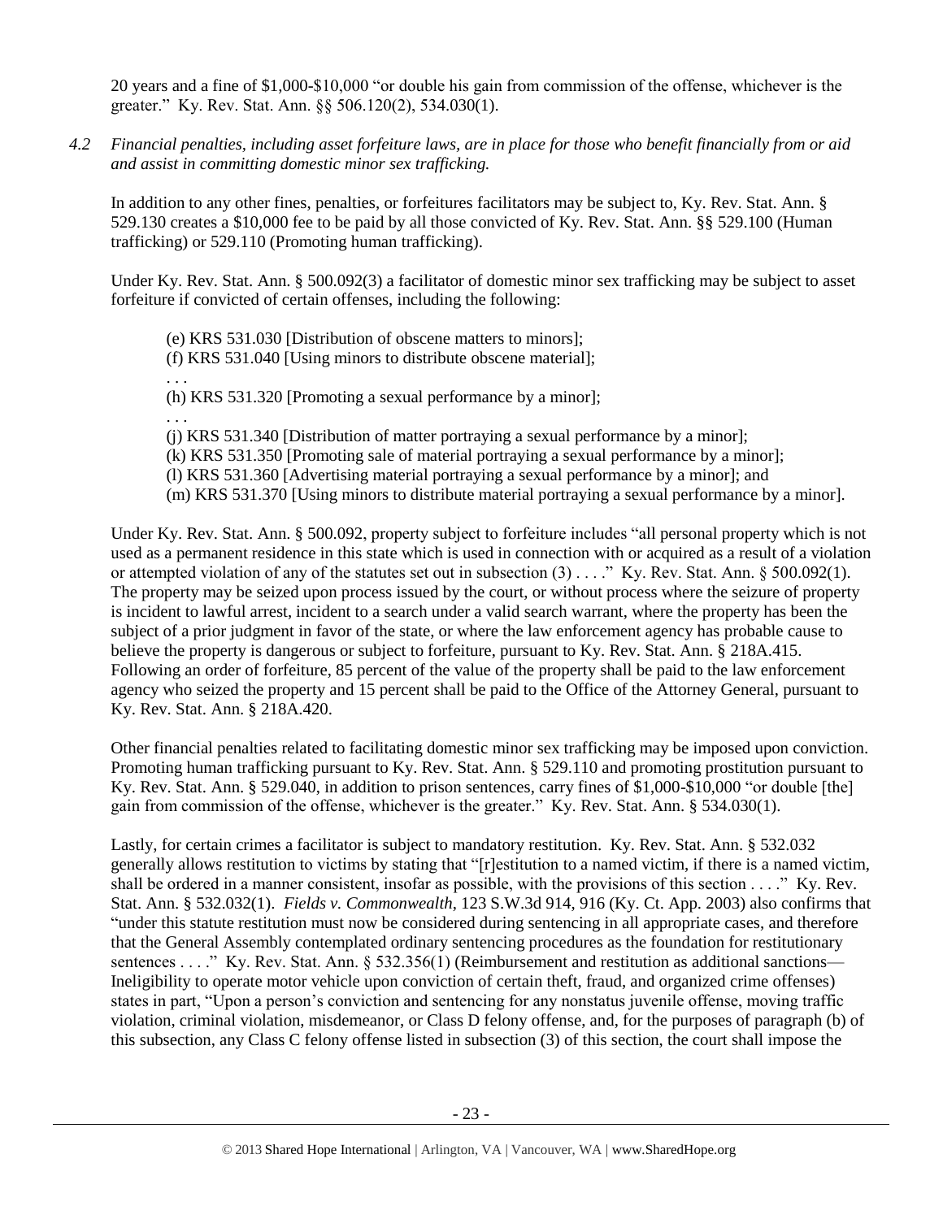20 years and a fine of $1,000-$10,000 "or double his gain from commission of the offense, whichever is the greater." Ky. Rev. Stat. Ann. §§ 506.120(2), 534.030(1).

*4.2 Financial penalties, including asset forfeiture laws, are in place for those who benefit financially from or aid and assist in committing domestic minor sex trafficking.*

In addition to any other fines, penalties, or forfeitures facilitators may be subject to, Ky. Rev. Stat. Ann. § 529.130 creates a $10,000 fee to be paid by all those convicted of Ky. Rev. Stat. Ann. §§ 529.100 (Human trafficking) or 529.110 (Promoting human trafficking).

Under Ky. Rev. Stat. Ann. § 500.092(3) a facilitator of domestic minor sex trafficking may be subject to asset forfeiture if convicted of certain offenses, including the following:

> (e) KRS 531.030 [Distribution of obscene matters to minors];
> (f) KRS 531.040 [Using minors to distribute obscene material];
> . . .
> (h) KRS 531.320 [Promoting a sexual performance by a minor];
> . . .
> (j) KRS 531.340 [Distribution of matter portraying a sexual performance by a minor];
> (k) KRS 531.350 [Promoting sale of material portraying a sexual performance by a minor];
> (l) KRS 531.360 [Advertising material portraying a sexual performance by a minor]; and
> (m) KRS 531.370 [Using minors to distribute material portraying a sexual performance by a minor].

Under Ky. Rev. Stat. Ann. § 500.092, property subject to forfeiture includes "all personal property which is not used as a permanent residence in this state which is used in connection with or acquired as a result of a violation or attempted violation of any of the statutes set out in subsection (3) . . . ." Ky. Rev. Stat. Ann. § 500.092(1). The property may be seized upon process issued by the court, or without process where the seizure of property is incident to lawful arrest, incident to a search under a valid search warrant, where the property has been the subject of a prior judgment in favor of the state, or where the law enforcement agency has probable cause to believe the property is dangerous or subject to forfeiture, pursuant to Ky. Rev. Stat. Ann. § 218A.415. Following an order of forfeiture, 85 percent of the value of the property shall be paid to the law enforcement agency who seized the property and 15 percent shall be paid to the Office of the Attorney General, pursuant to Ky. Rev. Stat. Ann. § 218A.420.

Other financial penalties related to facilitating domestic minor sex trafficking may be imposed upon conviction. Promoting human trafficking pursuant to Ky. Rev. Stat. Ann. § 529.110 and promoting prostitution pursuant to Ky. Rev. Stat. Ann. § 529.040, in addition to prison sentences, carry fines of $1,000-$10,000 "or double [the] gain from commission of the offense, whichever is the greater." Ky. Rev. Stat. Ann. § 534.030(1).

Lastly, for certain crimes a facilitator is subject to mandatory restitution. Ky. Rev. Stat. Ann. § 532.032 generally allows restitution to victims by stating that "[r]estitution to a named victim, if there is a named victim, shall be ordered in a manner consistent, insofar as possible, with the provisions of this section . . . ." Ky. Rev. Stat. Ann. § 532.032(1). *Fields v. Commonwealth*, 123 S.W.3d 914, 916 (Ky. Ct. App. 2003) also confirms that "under this statute restitution must now be considered during sentencing in all appropriate cases, and therefore that the General Assembly contemplated ordinary sentencing procedures as the foundation for restitutionary sentences . . . ." Ky. Rev. Stat. Ann. § 532.356(1) (Reimbursement and restitution as additional sanctions—Ineligibility to operate motor vehicle upon conviction of certain theft, fraud, and organized crime offenses) states in part, "Upon a person's conviction and sentencing for any nonstatus juvenile offense, moving traffic violation, criminal violation, misdemeanor, or Class D felony offense, and, for the purposes of paragraph (b) of this subsection, any Class C felony offense listed in subsection (3) of this section, the court shall impose the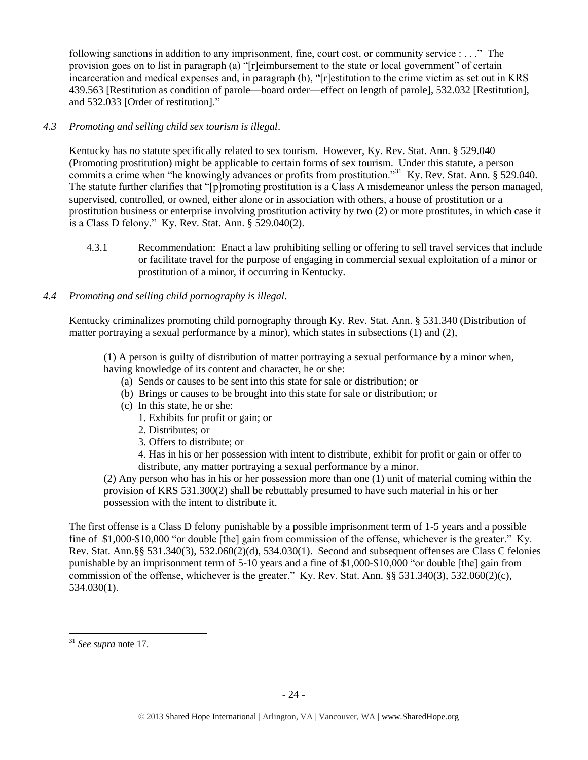following sanctions in addition to any imprisonment, fine, court cost, or community service : . . ." The provision goes on to list in paragraph (a) "[r]eimbursement to the state or local government" of certain incarceration and medical expenses and, in paragraph (b), "[r]estitution to the crime victim as set out in KRS 439.563 [Restitution as condition of parole—board order—effect on length of parole], 532.032 [Restitution], and 532.033 [Order of restitution]."

*4.3 Promoting and selling child sex tourism is illegal.*

Kentucky has no statute specifically related to sex tourism. However, Ky. Rev. Stat. Ann. § 529.040 (Promoting prostitution) might be applicable to certain forms of sex tourism. Under this statute, a person commits a crime when "he knowingly advances or profits from prostitution."[31] Ky. Rev. Stat. Ann. § 529.040. The statute further clarifies that "[p]romoting prostitution is a Class A misdemeanor unless the person managed, supervised, controlled, or owned, either alone or in association with others, a house of prostitution or a prostitution business or enterprise involving prostitution activity by two (2) or more prostitutes, in which case it is a Class D felony." Ky. Rev. Stat. Ann. § 529.040(2).

4.3.1 Recommendation: Enact a law prohibiting selling or offering to sell travel services that include or facilitate travel for the purpose of engaging in commercial sexual exploitation of a minor or prostitution of a minor, if occurring in Kentucky.

*4.4 Promoting and selling child pornography is illegal.*

Kentucky criminalizes promoting child pornography through Ky. Rev. Stat. Ann. § 531.340 (Distribution of matter portraying a sexual performance by a minor), which states in subsections (1) and (2),

> (1) A person is guilty of distribution of matter portraying a sexual performance by a minor when, having knowledge of its content and character, he or she:
> (a) Sends or causes to be sent into this state for sale or distribution; or
> (b) Brings or causes to be brought into this state for sale or distribution; or
> (c) In this state, he or she:
> 1. Exhibits for profit or gain; or
> 2. Distributes; or
> 3. Offers to distribute; or
> 4. Has in his or her possession with intent to distribute, exhibit for profit or gain or offer to distribute, any matter portraying a sexual performance by a minor.
>
> (2) Any person who has in his or her possession more than one (1) unit of material coming within the provision of KRS 531.300(2) shall be rebuttably presumed to have such material in his or her possession with the intent to distribute it.

The first offense is a Class D felony punishable by a possible imprisonment term of 1-5 years and a possible fine of $1,000-$10,000 "or double [the] gain from commission of the offense, whichever is the greater." Ky. Rev. Stat. Ann.§§ 531.340(3), 532.060(2)(d), 534.030(1). Second and subsequent offenses are Class C felonies punishable by an imprisonment term of 5-10 years and a fine of $1,000-$10,000 "or double [the] gain from commission of the offense, whichever is the greater." Ky. Rev. Stat. Ann. §§ 531.340(3), 532.060(2)(c), 534.030(1).

[31] *See supra* note 17.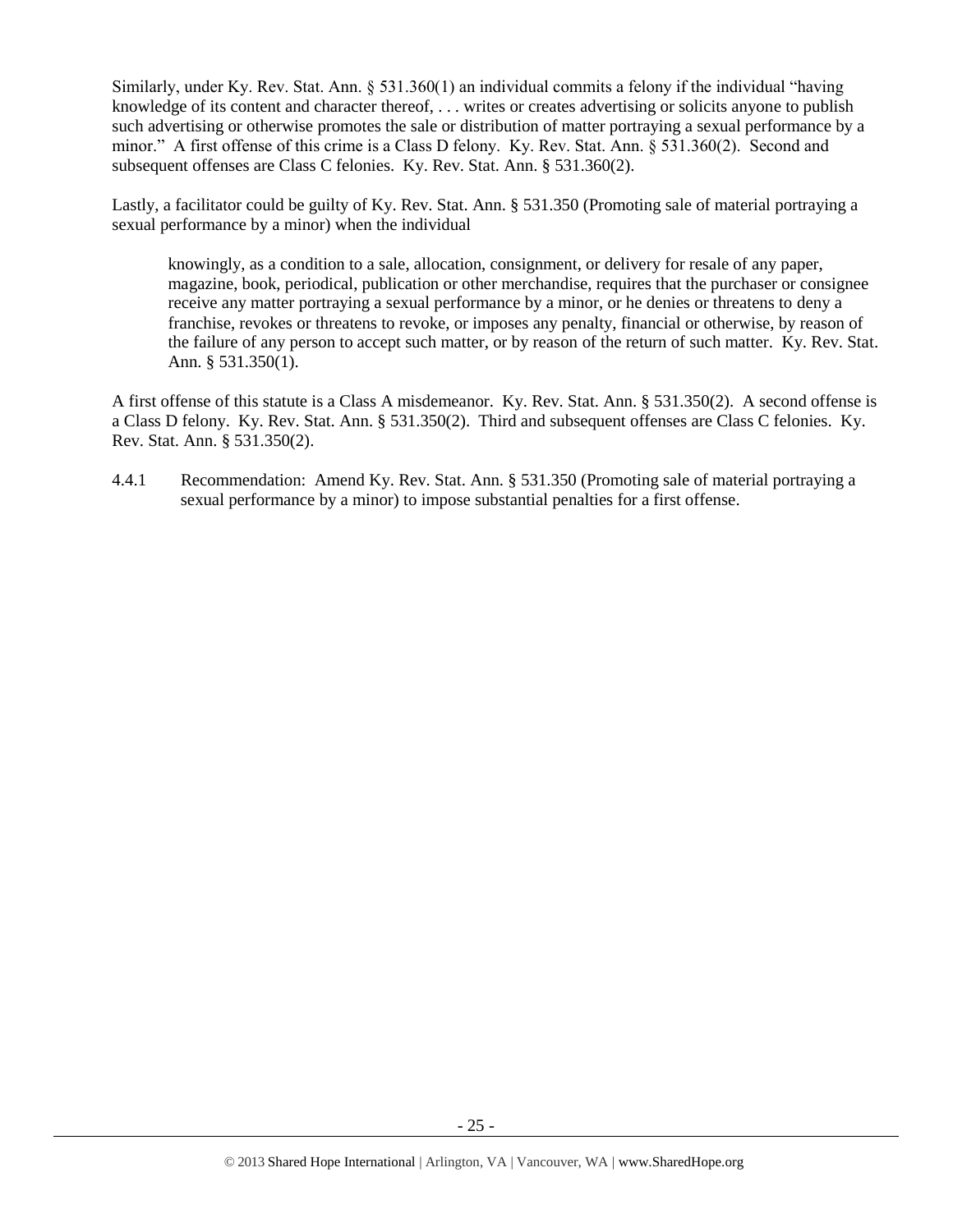Similarly, under Ky. Rev. Stat. Ann. § 531.360(1) an individual commits a felony if the individual "having knowledge of its content and character thereof, . . . writes or creates advertising or solicits anyone to publish such advertising or otherwise promotes the sale or distribution of matter portraying a sexual performance by a minor." A first offense of this crime is a Class D felony. Ky. Rev. Stat. Ann. § 531.360(2). Second and subsequent offenses are Class C felonies. Ky. Rev. Stat. Ann. § 531.360(2).

Lastly, a facilitator could be guilty of Ky. Rev. Stat. Ann. § 531.350 (Promoting sale of material portraying a sexual performance by a minor) when the individual

> knowingly, as a condition to a sale, allocation, consignment, or delivery for resale of any paper, magazine, book, periodical, publication or other merchandise, requires that the purchaser or consignee receive any matter portraying a sexual performance by a minor, or he denies or threatens to deny a franchise, revokes or threatens to revoke, or imposes any penalty, financial or otherwise, by reason of the failure of any person to accept such matter, or by reason of the return of such matter. Ky. Rev. Stat. Ann. § 531.350(1).

A first offense of this statute is a Class A misdemeanor. Ky. Rev. Stat. Ann. § 531.350(2). A second offense is a Class D felony. Ky. Rev. Stat. Ann. § 531.350(2). Third and subsequent offenses are Class C felonies. Ky. Rev. Stat. Ann. § 531.350(2).

4.4.1 Recommendation: Amend Ky. Rev. Stat. Ann. § 531.350 (Promoting sale of material portraying a sexual performance by a minor) to impose substantial penalties for a first offense.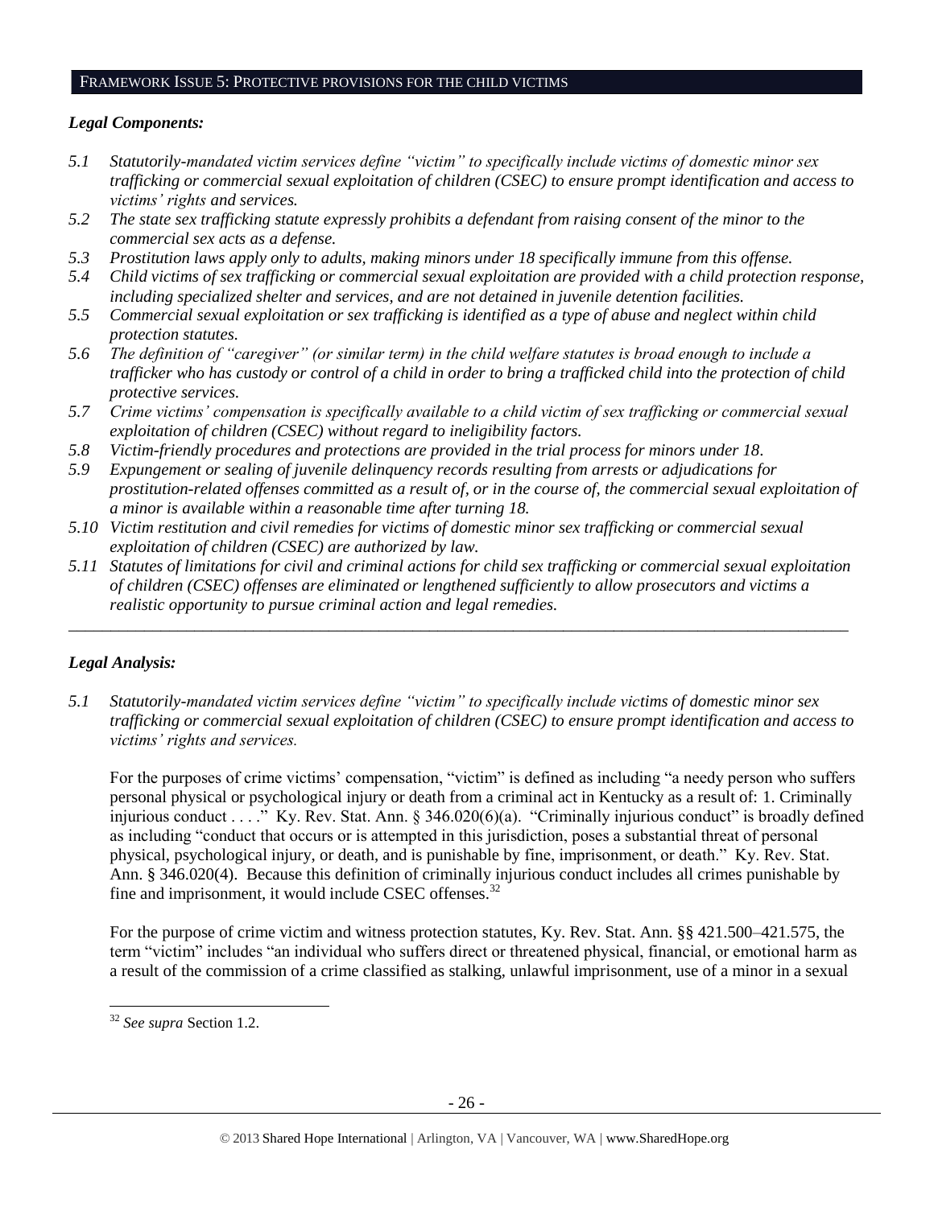## FRAMEWORK ISSUE 5: PROTECTIVE PROVISIONS FOR THE CHILD VICTIMS

### *Legal Components:*

- *5.1 Statutorily-mandated victim services define "victim" to specifically include victims of domestic minor sex trafficking or commercial sexual exploitation of children (CSEC) to ensure prompt identification and access to victims' rights and services.*
- *5.2 The state sex trafficking statute expressly prohibits a defendant from raising consent of the minor to the commercial sex acts as a defense.*
- *5.3 Prostitution laws apply only to adults, making minors under 18 specifically immune from this offense.*
- *5.4 Child victims of sex trafficking or commercial sexual exploitation are provided with a child protection response, including specialized shelter and services, and are not detained in juvenile detention facilities.*
- *5.5 Commercial sexual exploitation or sex trafficking is identified as a type of abuse and neglect within child protection statutes.*
- *5.6 The definition of "caregiver" (or similar term) in the child welfare statutes is broad enough to include a trafficker who has custody or control of a child in order to bring a trafficked child into the protection of child protective services.*
- *5.7 Crime victims' compensation is specifically available to a child victim of sex trafficking or commercial sexual exploitation of children (CSEC) without regard to ineligibility factors.*
- *5.8 Victim-friendly procedures and protections are provided in the trial process for minors under 18.*
- *5.9 Expungement or sealing of juvenile delinquency records resulting from arrests or adjudications for prostitution-related offenses committed as a result of, or in the course of, the commercial sexual exploitation of a minor is available within a reasonable time after turning 18.*
- *5.10 Victim restitution and civil remedies for victims of domestic minor sex trafficking or commercial sexual exploitation of children (CSEC) are authorized by law.*
- *5.11 Statutes of limitations for civil and criminal actions for child sex trafficking or commercial sexual exploitation of children (CSEC) offenses are eliminated or lengthened sufficiently to allow prosecutors and victims a realistic opportunity to pursue criminal action and legal remedies.*

---

### *Legal Analysis:*

*5.1 Statutorily-mandated victim services define "victim" to specifically include victims of domestic minor sex trafficking or commercial sexual exploitation of children (CSEC) to ensure prompt identification and access to victims' rights and services.*

For the purposes of crime victims' compensation, "victim" is defined as including "a needy person who suffers personal physical or psychological injury or death from a criminal act in Kentucky as a result of: 1. Criminally injurious conduct . . . ." Ky. Rev. Stat. Ann. § 346.020(6)(a). "Criminally injurious conduct" is broadly defined as including "conduct that occurs or is attempted in this jurisdiction, poses a substantial threat of personal physical, psychological injury, or death, and is punishable by fine, imprisonment, or death." Ky. Rev. Stat. Ann. § 346.020(4). Because this definition of criminally injurious conduct includes all crimes punishable by fine and imprisonment, it would include CSEC offenses.[32]

For the purpose of crime victim and witness protection statutes, Ky. Rev. Stat. Ann. §§ 421.500–421.575, the term "victim" includes "an individual who suffers direct or threatened physical, financial, or emotional harm as a result of the commission of a crime classified as stalking, unlawful imprisonment, use of a minor in a sexual

[32] *See supra* Section 1.2.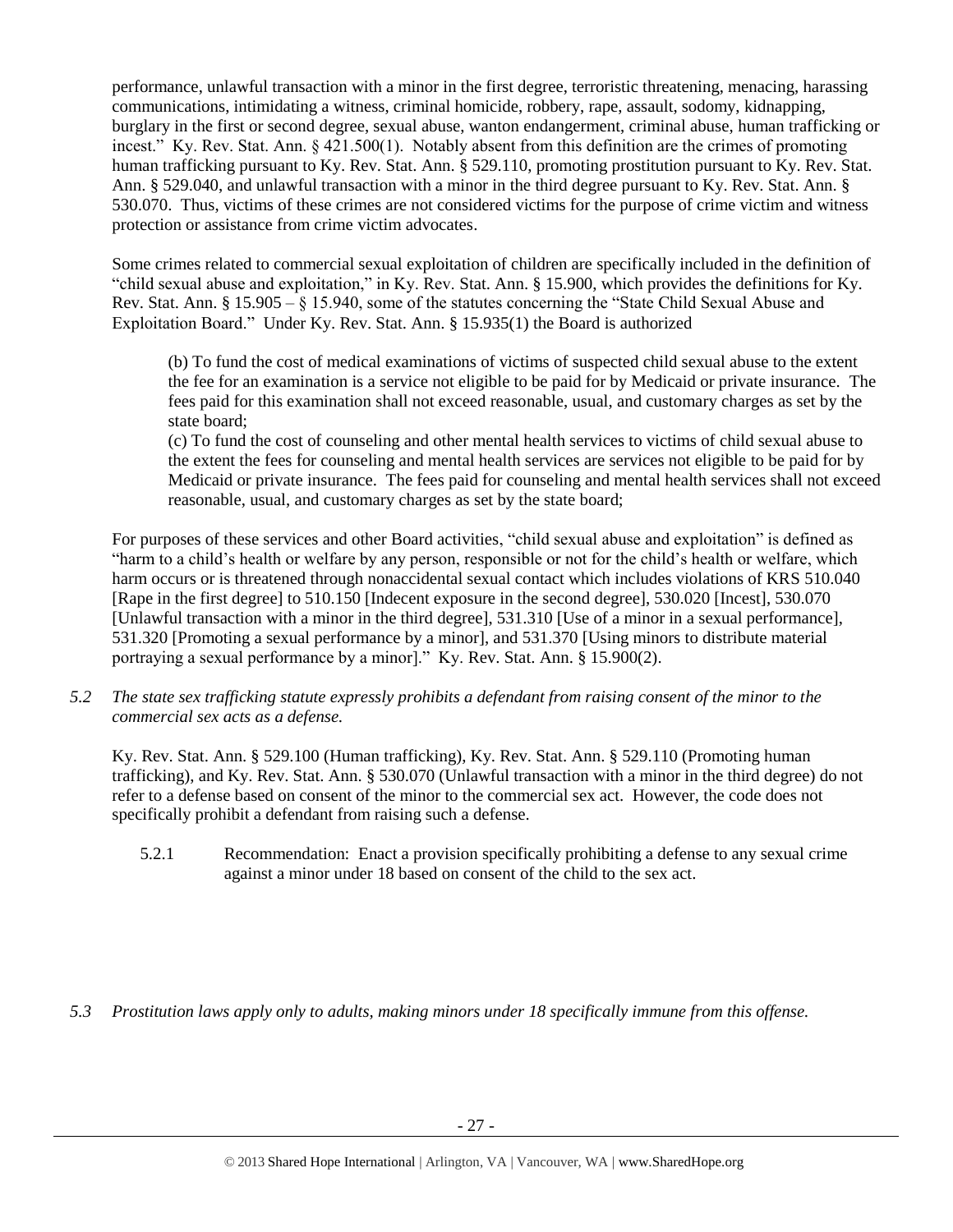performance, unlawful transaction with a minor in the first degree, terroristic threatening, menacing, harassing communications, intimidating a witness, criminal homicide, robbery, rape, assault, sodomy, kidnapping, burglary in the first or second degree, sexual abuse, wanton endangerment, criminal abuse, human trafficking or incest." Ky. Rev. Stat. Ann. § 421.500(1). Notably absent from this definition are the crimes of promoting human trafficking pursuant to Ky. Rev. Stat. Ann. § 529.110, promoting prostitution pursuant to Ky. Rev. Stat. Ann. § 529.040, and unlawful transaction with a minor in the third degree pursuant to Ky. Rev. Stat. Ann. § 530.070. Thus, victims of these crimes are not considered victims for the purpose of crime victim and witness protection or assistance from crime victim advocates.

Some crimes related to commercial sexual exploitation of children are specifically included in the definition of "child sexual abuse and exploitation," in Ky. Rev. Stat. Ann. § 15.900, which provides the definitions for Ky. Rev. Stat. Ann. § 15.905 – § 15.940, some of the statutes concerning the "State Child Sexual Abuse and Exploitation Board." Under Ky. Rev. Stat. Ann. § 15.935(1) the Board is authorized

> (b) To fund the cost of medical examinations of victims of suspected child sexual abuse to the extent the fee for an examination is a service not eligible to be paid for by Medicaid or private insurance. The fees paid for this examination shall not exceed reasonable, usual, and customary charges as set by the state board;
>
> (c) To fund the cost of counseling and other mental health services to victims of child sexual abuse to the extent the fees for counseling and mental health services are services not eligible to be paid for by Medicaid or private insurance. The fees paid for counseling and mental health services shall not exceed reasonable, usual, and customary charges as set by the state board;

For purposes of these services and other Board activities, "child sexual abuse and exploitation" is defined as "harm to a child's health or welfare by any person, responsible or not for the child's health or welfare, which harm occurs or is threatened through nonaccidental sexual contact which includes violations of KRS 510.040 [Rape in the first degree] to 510.150 [Indecent exposure in the second degree], 530.020 [Incest], 530.070 [Unlawful transaction with a minor in the third degree], 531.310 [Use of a minor in a sexual performance], 531.320 [Promoting a sexual performance by a minor], and 531.370 [Using minors to distribute material portraying a sexual performance by a minor]." Ky. Rev. Stat. Ann. § 15.900(2).

*5.2 The state sex trafficking statute expressly prohibits a defendant from raising consent of the minor to the commercial sex acts as a defense.*

Ky. Rev. Stat. Ann. § 529.100 (Human trafficking), Ky. Rev. Stat. Ann. § 529.110 (Promoting human trafficking), and Ky. Rev. Stat. Ann. § 530.070 (Unlawful transaction with a minor in the third degree) do not refer to a defense based on consent of the minor to the commercial sex act. However, the code does not specifically prohibit a defendant from raising such a defense.

5.2.1 Recommendation: Enact a provision specifically prohibiting a defense to any sexual crime against a minor under 18 based on consent of the child to the sex act.

*5.3 Prostitution laws apply only to adults, making minors under 18 specifically immune from this offense.*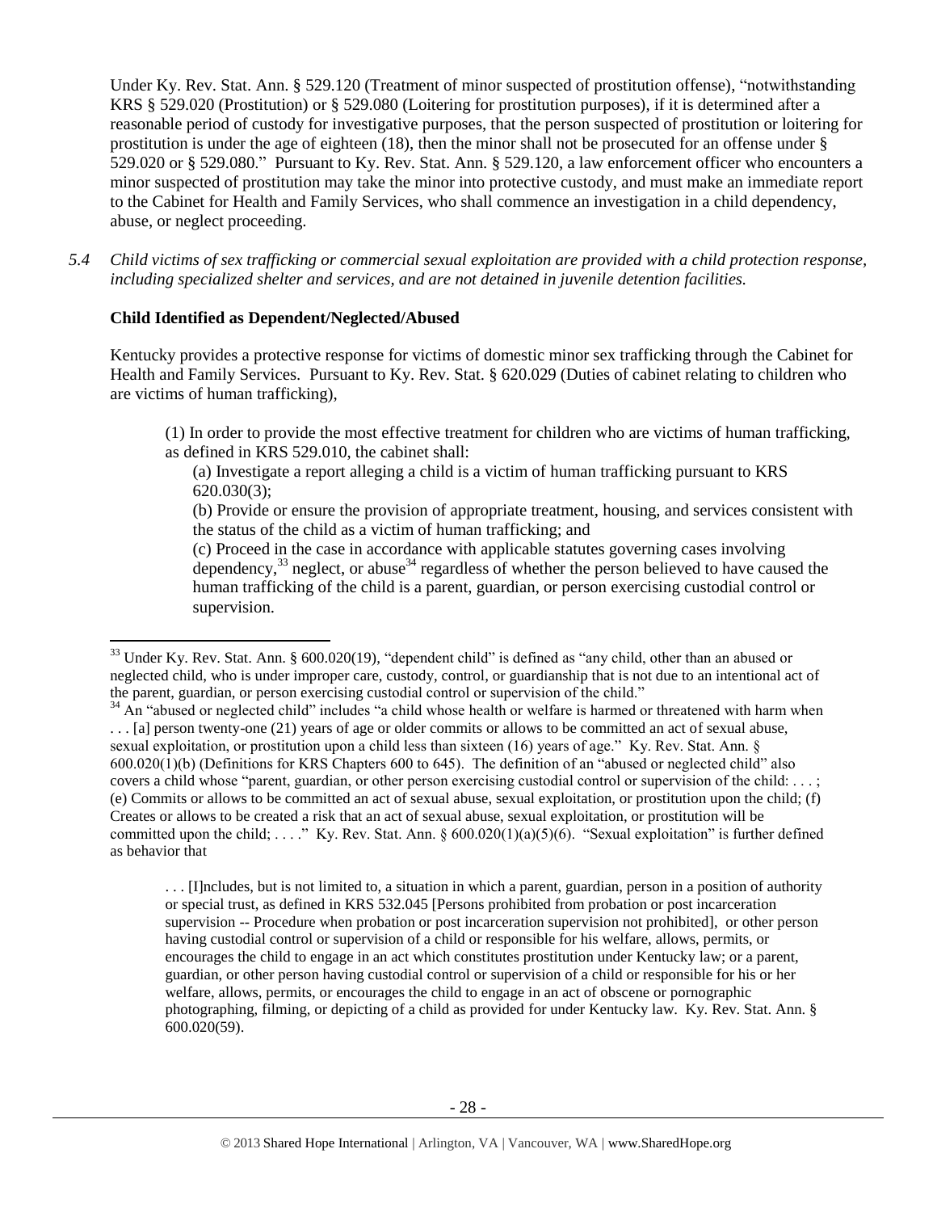Under Ky. Rev. Stat. Ann. § 529.120 (Treatment of minor suspected of prostitution offense), "notwithstanding KRS § 529.020 (Prostitution) or § 529.080 (Loitering for prostitution purposes), if it is determined after a reasonable period of custody for investigative purposes, that the person suspected of prostitution or loitering for prostitution is under the age of eighteen (18), then the minor shall not be prosecuted for an offense under § 529.020 or § 529.080." Pursuant to Ky. Rev. Stat. Ann. § 529.120, a law enforcement officer who encounters a minor suspected of prostitution may take the minor into protective custody, and must make an immediate report to the Cabinet for Health and Family Services, who shall commence an investigation in a child dependency, abuse, or neglect proceeding.

*5.4 Child victims of sex trafficking or commercial sexual exploitation are provided with a child protection response, including specialized shelter and services, and are not detained in juvenile detention facilities.*

**Child Identified as Dependent/Neglected/Abused**

Kentucky provides a protective response for victims of domestic minor sex trafficking through the Cabinet for Health and Family Services. Pursuant to Ky. Rev. Stat. § 620.029 (Duties of cabinet relating to children who are victims of human trafficking),

> (1) In order to provide the most effective treatment for children who are victims of human trafficking, as defined in KRS 529.010, the cabinet shall:
>
> (a) Investigate a report alleging a child is a victim of human trafficking pursuant to KRS 620.030(3);
>
> (b) Provide or ensure the provision of appropriate treatment, housing, and services consistent with the status of the child as a victim of human trafficking; and
>
> (c) Proceed in the case in accordance with applicable statutes governing cases involving dependency,[33] neglect, or abuse[34] regardless of whether the person believed to have caused the human trafficking of the child is a parent, guardian, or person exercising custodial control or supervision.

---

[33] Under Ky. Rev. Stat. Ann. § 600.020(19), "dependent child" is defined as "any child, other than an abused or neglected child, who is under improper care, custody, control, or guardianship that is not due to an intentional act of the parent, guardian, or person exercising custodial control or supervision of the child."

[34] An "abused or neglected child" includes "a child whose health or welfare is harmed or threatened with harm when . . . [a] person twenty-one (21) years of age or older commits or allows to be committed an act of sexual abuse, sexual exploitation, or prostitution upon a child less than sixteen (16) years of age." Ky. Rev. Stat. Ann. § 600.020(1)(b) (Definitions for KRS Chapters 600 to 645). The definition of an "abused or neglected child" also covers a child whose "parent, guardian, or other person exercising custodial control or supervision of the child: . . . ; (e) Commits or allows to be committed an act of sexual abuse, sexual exploitation, or prostitution upon the child; (f) Creates or allows to be created a risk that an act of sexual abuse, sexual exploitation, or prostitution will be committed upon the child; . . . ." Ky. Rev. Stat. Ann. § 600.020(1)(a)(5)(6). "Sexual exploitation" is further defined as behavior that

> . . . [I]ncludes, but is not limited to, a situation in which a parent, guardian, person in a position of authority or special trust, as defined in KRS 532.045 [Persons prohibited from probation or post incarceration supervision -- Procedure when probation or post incarceration supervision not prohibited], or other person having custodial control or supervision of a child or responsible for his welfare, allows, permits, or encourages the child to engage in an act which constitutes prostitution under Kentucky law; or a parent, guardian, or other person having custodial control or supervision of a child or responsible for his or her welfare, allows, permits, or encourages the child to engage in an act of obscene or pornographic photographing, filming, or depicting of a child as provided for under Kentucky law. Ky. Rev. Stat. Ann. § 600.020(59).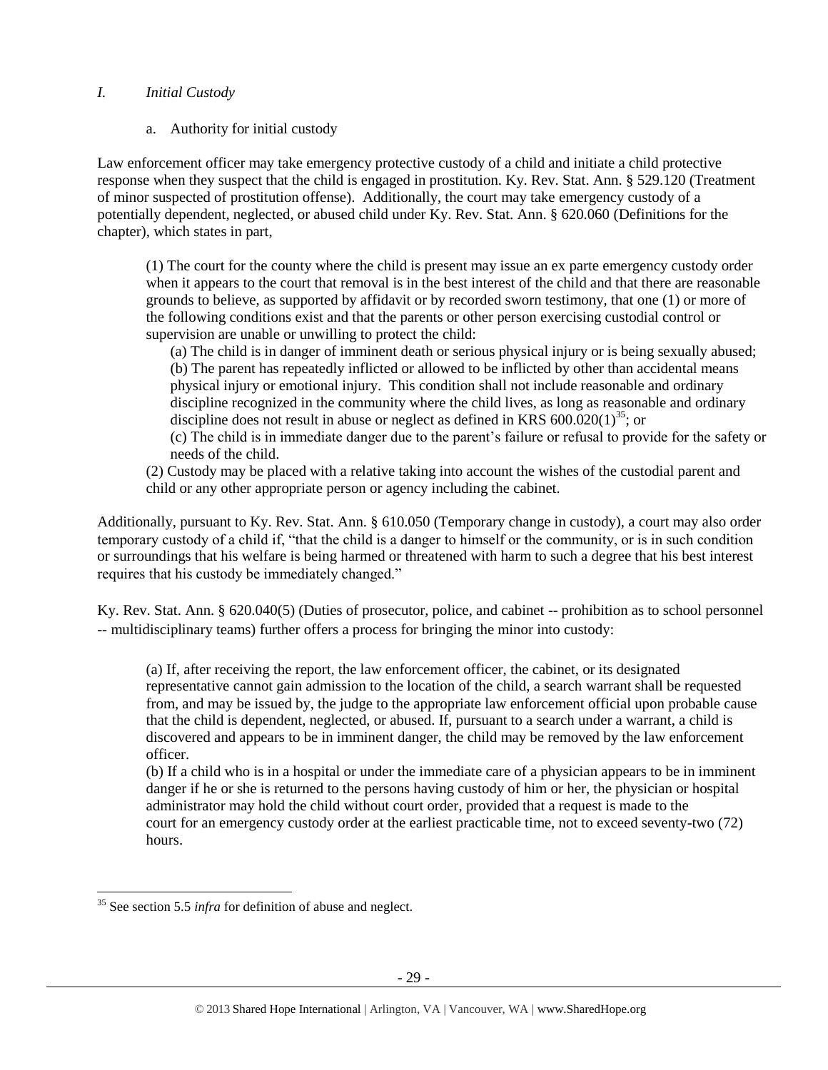*I. Initial Custody*

a. Authority for initial custody

Law enforcement officer may take emergency protective custody of a child and initiate a child protective response when they suspect that the child is engaged in prostitution. Ky. Rev. Stat. Ann. § 529.120 (Treatment of minor suspected of prostitution offense). Additionally, the court may take emergency custody of a potentially dependent, neglected, or abused child under Ky. Rev. Stat. Ann. § 620.060 (Definitions for the chapter), which states in part,

> (1) The court for the county where the child is present may issue an ex parte emergency custody order when it appears to the court that removal is in the best interest of the child and that there are reasonable grounds to believe, as supported by affidavit or by recorded sworn testimony, that one (1) or more of the following conditions exist and that the parents or other person exercising custodial control or supervision are unable or unwilling to protect the child:
>
> (a) The child is in danger of imminent death or serious physical injury or is being sexually abused;
> (b) The parent has repeatedly inflicted or allowed to be inflicted by other than accidental means physical injury or emotional injury. This condition shall not include reasonable and ordinary discipline recognized in the community where the child lives, as long as reasonable and ordinary discipline does not result in abuse or neglect as defined in KRS 600.020(1)[35]; or
> (c) The child is in immediate danger due to the parent's failure or refusal to provide for the safety or needs of the child.
>
> (2) Custody may be placed with a relative taking into account the wishes of the custodial parent and child or any other appropriate person or agency including the cabinet.

Additionally, pursuant to Ky. Rev. Stat. Ann. § 610.050 (Temporary change in custody), a court may also order temporary custody of a child if, "that the child is a danger to himself or the community, or is in such condition or surroundings that his welfare is being harmed or threatened with harm to such a degree that his best interest requires that his custody be immediately changed."

Ky. Rev. Stat. Ann. § 620.040(5) (Duties of prosecutor, police, and cabinet -- prohibition as to school personnel -- multidisciplinary teams) further offers a process for bringing the minor into custody:

> (a) If, after receiving the report, the law enforcement officer, the cabinet, or its designated representative cannot gain admission to the location of the child, a search warrant shall be requested from, and may be issued by, the judge to the appropriate law enforcement official upon probable cause that the child is dependent, neglected, or abused. If, pursuant to a search under a warrant, a child is discovered and appears to be in imminent danger, the child may be removed by the law enforcement officer.
> (b) If a child who is in a hospital or under the immediate care of a physician appears to be in imminent danger if he or she is returned to the persons having custody of him or her, the physician or hospital administrator may hold the child without court order, provided that a request is made to the court for an emergency custody order at the earliest practicable time, not to exceed seventy-two (72) hours.

---

[35] See section 5.5 *infra* for definition of abuse and neglect.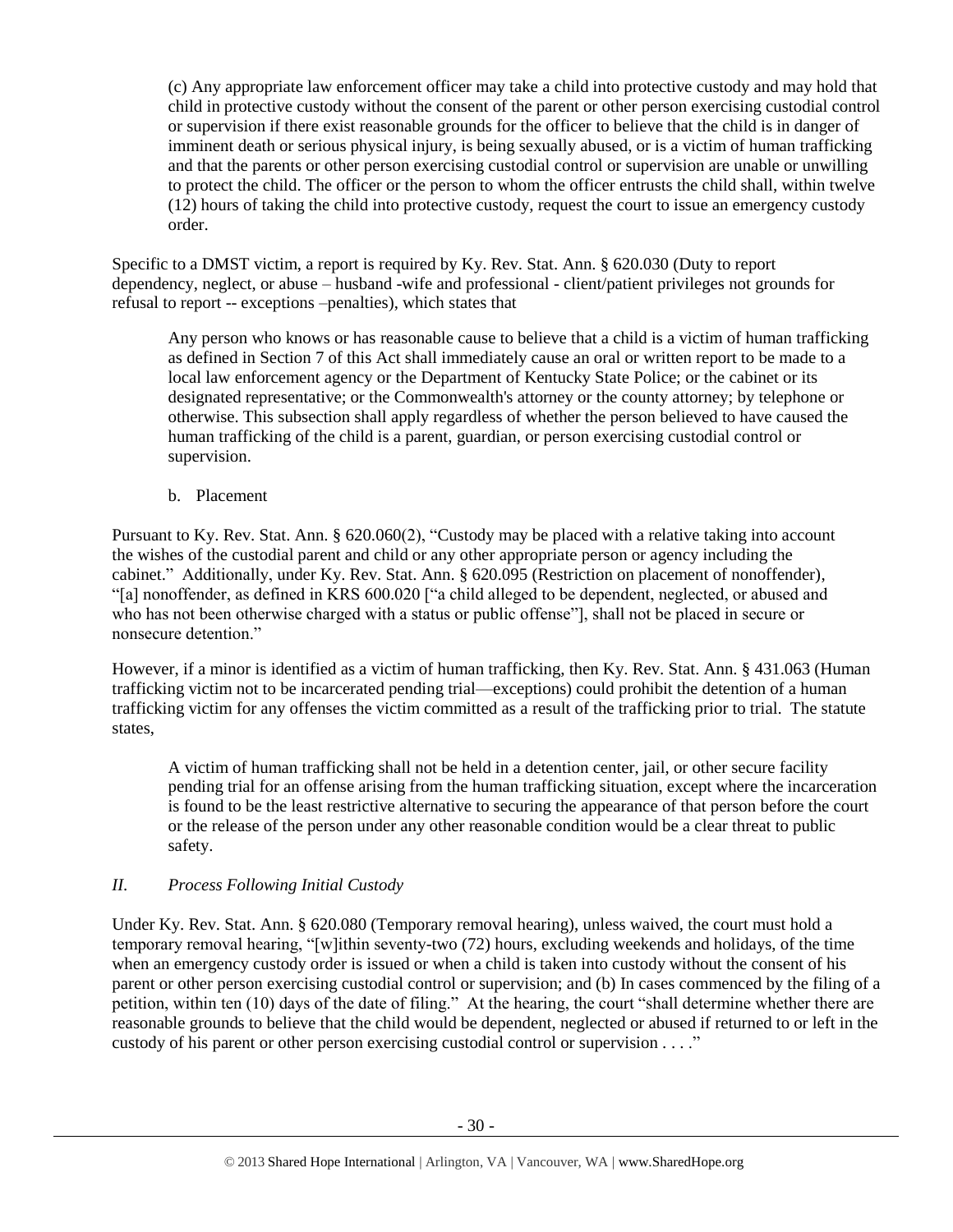(c) Any appropriate law enforcement officer may take a child into protective custody and may hold that child in protective custody without the consent of the parent or other person exercising custodial control or supervision if there exist reasonable grounds for the officer to believe that the child is in danger of imminent death or serious physical injury, is being sexually abused, or is a victim of human trafficking and that the parents or other person exercising custodial control or supervision are unable or unwilling to protect the child. The officer or the person to whom the officer entrusts the child shall, within twelve (12) hours of taking the child into protective custody, request the court to issue an emergency custody order.

Specific to a DMST victim, a report is required by Ky. Rev. Stat. Ann. § 620.030 (Duty to report dependency, neglect, or abuse – husband -wife and professional - client/patient privileges not grounds for refusal to report -- exceptions –penalties), which states that

> Any person who knows or has reasonable cause to believe that a child is a victim of human trafficking as defined in Section 7 of this Act shall immediately cause an oral or written report to be made to a local law enforcement agency or the Department of Kentucky State Police; or the cabinet or its designated representative; or the Commonwealth's attorney or the county attorney; by telephone or otherwise. This subsection shall apply regardless of whether the person believed to have caused the human trafficking of the child is a parent, guardian, or person exercising custodial control or supervision.

b. Placement

Pursuant to Ky. Rev. Stat. Ann. § 620.060(2), "Custody may be placed with a relative taking into account the wishes of the custodial parent and child or any other appropriate person or agency including the cabinet." Additionally, under Ky. Rev. Stat. Ann. § 620.095 (Restriction on placement of nonoffender), "[a] nonoffender, as defined in KRS 600.020 ["a child alleged to be dependent, neglected, or abused and who has not been otherwise charged with a status or public offense"], shall not be placed in secure or nonsecure detention."

However, if a minor is identified as a victim of human trafficking, then Ky. Rev. Stat. Ann. § 431.063 (Human trafficking victim not to be incarcerated pending trial—exceptions) could prohibit the detention of a human trafficking victim for any offenses the victim committed as a result of the trafficking prior to trial. The statute states,

> A victim of human trafficking shall not be held in a detention center, jail, or other secure facility pending trial for an offense arising from the human trafficking situation, except where the incarceration is found to be the least restrictive alternative to securing the appearance of that person before the court or the release of the person under any other reasonable condition would be a clear threat to public safety.

## *II. Process Following Initial Custody*

Under Ky. Rev. Stat. Ann. § 620.080 (Temporary removal hearing), unless waived, the court must hold a temporary removal hearing, "[w]ithin seventy-two (72) hours, excluding weekends and holidays, of the time when an emergency custody order is issued or when a child is taken into custody without the consent of his parent or other person exercising custodial control or supervision; and (b) In cases commenced by the filing of a petition, within ten (10) days of the date of filing." At the hearing, the court "shall determine whether there are reasonable grounds to believe that the child would be dependent, neglected or abused if returned to or left in the custody of his parent or other person exercising custodial control or supervision . . . ."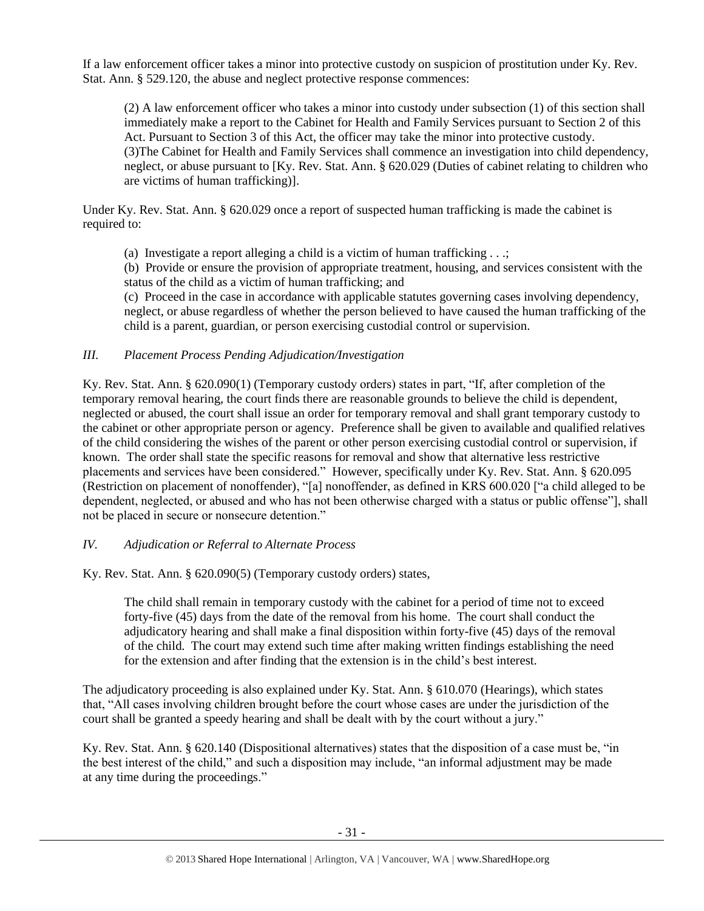If a law enforcement officer takes a minor into protective custody on suspicion of prostitution under Ky. Rev. Stat. Ann. § 529.120, the abuse and neglect protective response commences:

> (2) A law enforcement officer who takes a minor into custody under subsection (1) of this section shall immediately make a report to the Cabinet for Health and Family Services pursuant to Section 2 of this Act. Pursuant to Section 3 of this Act, the officer may take the minor into protective custody.
> (3)The Cabinet for Health and Family Services shall commence an investigation into child dependency, neglect, or abuse pursuant to [Ky. Rev. Stat. Ann. § 620.029 (Duties of cabinet relating to children who are victims of human trafficking)].

Under Ky. Rev. Stat. Ann. § 620.029 once a report of suspected human trafficking is made the cabinet is required to:

> (a) Investigate a report alleging a child is a victim of human trafficking . . .;
> (b) Provide or ensure the provision of appropriate treatment, housing, and services consistent with the status of the child as a victim of human trafficking; and
> (c) Proceed in the case in accordance with applicable statutes governing cases involving dependency, neglect, or abuse regardless of whether the person believed to have caused the human trafficking of the child is a parent, guardian, or person exercising custodial control or supervision.

*III. Placement Process Pending Adjudication/Investigation*

Ky. Rev. Stat. Ann. § 620.090(1) (Temporary custody orders) states in part, "If, after completion of the temporary removal hearing, the court finds there are reasonable grounds to believe the child is dependent, neglected or abused, the court shall issue an order for temporary removal and shall grant temporary custody to the cabinet or other appropriate person or agency. Preference shall be given to available and qualified relatives of the child considering the wishes of the parent or other person exercising custodial control or supervision, if known. The order shall state the specific reasons for removal and show that alternative less restrictive placements and services have been considered." However, specifically under Ky. Rev. Stat. Ann. § 620.095 (Restriction on placement of nonoffender), "[a] nonoffender, as defined in KRS 600.020 ["a child alleged to be dependent, neglected, or abused and who has not been otherwise charged with a status or public offense"], shall not be placed in secure or nonsecure detention."

*IV. Adjudication or Referral to Alternate Process*

Ky. Rev. Stat. Ann. § 620.090(5) (Temporary custody orders) states,

> The child shall remain in temporary custody with the cabinet for a period of time not to exceed forty-five (45) days from the date of the removal from his home. The court shall conduct the adjudicatory hearing and shall make a final disposition within forty-five (45) days of the removal of the child. The court may extend such time after making written findings establishing the need for the extension and after finding that the extension is in the child's best interest.

The adjudicatory proceeding is also explained under Ky. Stat. Ann. § 610.070 (Hearings), which states that, "All cases involving children brought before the court whose cases are under the jurisdiction of the court shall be granted a speedy hearing and shall be dealt with by the court without a jury."

Ky. Rev. Stat. Ann. § 620.140 (Dispositional alternatives) states that the disposition of a case must be, "in the best interest of the child," and such a disposition may include, "an informal adjustment may be made at any time during the proceedings."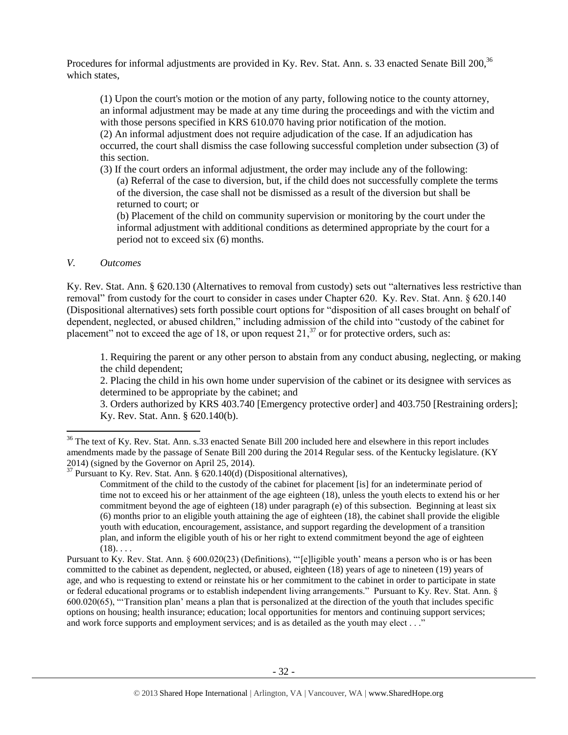Procedures for informal adjustments are provided in Ky. Rev. Stat. Ann. s. 33 enacted Senate Bill 200,[36] which states,

> (1) Upon the court's motion or the motion of any party, following notice to the county attorney, an informal adjustment may be made at any time during the proceedings and with the victim and with those persons specified in KRS 610.070 having prior notification of the motion.
> (2) An informal adjustment does not require adjudication of the case. If an adjudication has occurred, the court shall dismiss the case following successful completion under subsection (3) of this section.
> (3) If the court orders an informal adjustment, the order may include any of the following:
> (a) Referral of the case to diversion, but, if the child does not successfully complete the terms of the diversion, the case shall not be dismissed as a result of the diversion but shall be returned to court; or
> (b) Placement of the child on community supervision or monitoring by the court under the informal adjustment with additional conditions as determined appropriate by the court for a period not to exceed six (6) months.

*V. Outcomes*

Ky. Rev. Stat. Ann. § 620.130 (Alternatives to removal from custody) sets out "alternatives less restrictive than removal" from custody for the court to consider in cases under Chapter 620. Ky. Rev. Stat. Ann. § 620.140 (Dispositional alternatives) sets forth possible court options for "disposition of all cases brought on behalf of dependent, neglected, or abused children," including admission of the child into "custody of the cabinet for placement" not to exceed the age of 18, or upon request 21,[37] or for protective orders, such as:

> 1. Requiring the parent or any other person to abstain from any conduct abusing, neglecting, or making the child dependent;
> 2. Placing the child in his own home under supervision of the cabinet or its designee with services as determined to be appropriate by the cabinet; and
> 3. Orders authorized by KRS 403.740 [Emergency protective order] and 403.750 [Restraining orders]; Ky. Rev. Stat. Ann. § 620.140(b).

---

[36] The text of Ky. Rev. Stat. Ann. s.33 enacted Senate Bill 200 included here and elsewhere in this report includes amendments made by the passage of Senate Bill 200 during the 2014 Regular sess. of the Kentucky legislature. (KY 2014) (signed by the Governor on April 25, 2014).

[37] Pursuant to Ky. Rev. Stat. Ann. § 620.140(d) (Dispositional alternatives),

> Commitment of the child to the custody of the cabinet for placement [is] for an indeterminate period of time not to exceed his or her attainment of the age eighteen (18), unless the youth elects to extend his or her commitment beyond the age of eighteen (18) under paragraph (e) of this subsection. Beginning at least six (6) months prior to an eligible youth attaining the age of eighteen (18), the cabinet shall provide the eligible youth with education, encouragement, assistance, and support regarding the development of a transition plan, and inform the eligible youth of his or her right to extend commitment beyond the age of eighteen (18). . . .

Pursuant to Ky. Rev. Stat. Ann. § 600.020(23) (Definitions), "'[e]ligible youth' means a person who is or has been committed to the cabinet as dependent, neglected, or abused, eighteen (18) years of age to nineteen (19) years of age, and who is requesting to extend or reinstate his or her commitment to the cabinet in order to participate in state or federal educational programs or to establish independent living arrangements." Pursuant to Ky. Rev. Stat. Ann. § 600.020(65), "'Transition plan' means a plan that is personalized at the direction of the youth that includes specific options on housing; health insurance; education; local opportunities for mentors and continuing support services; and work force supports and employment services; and is as detailed as the youth may elect . . ."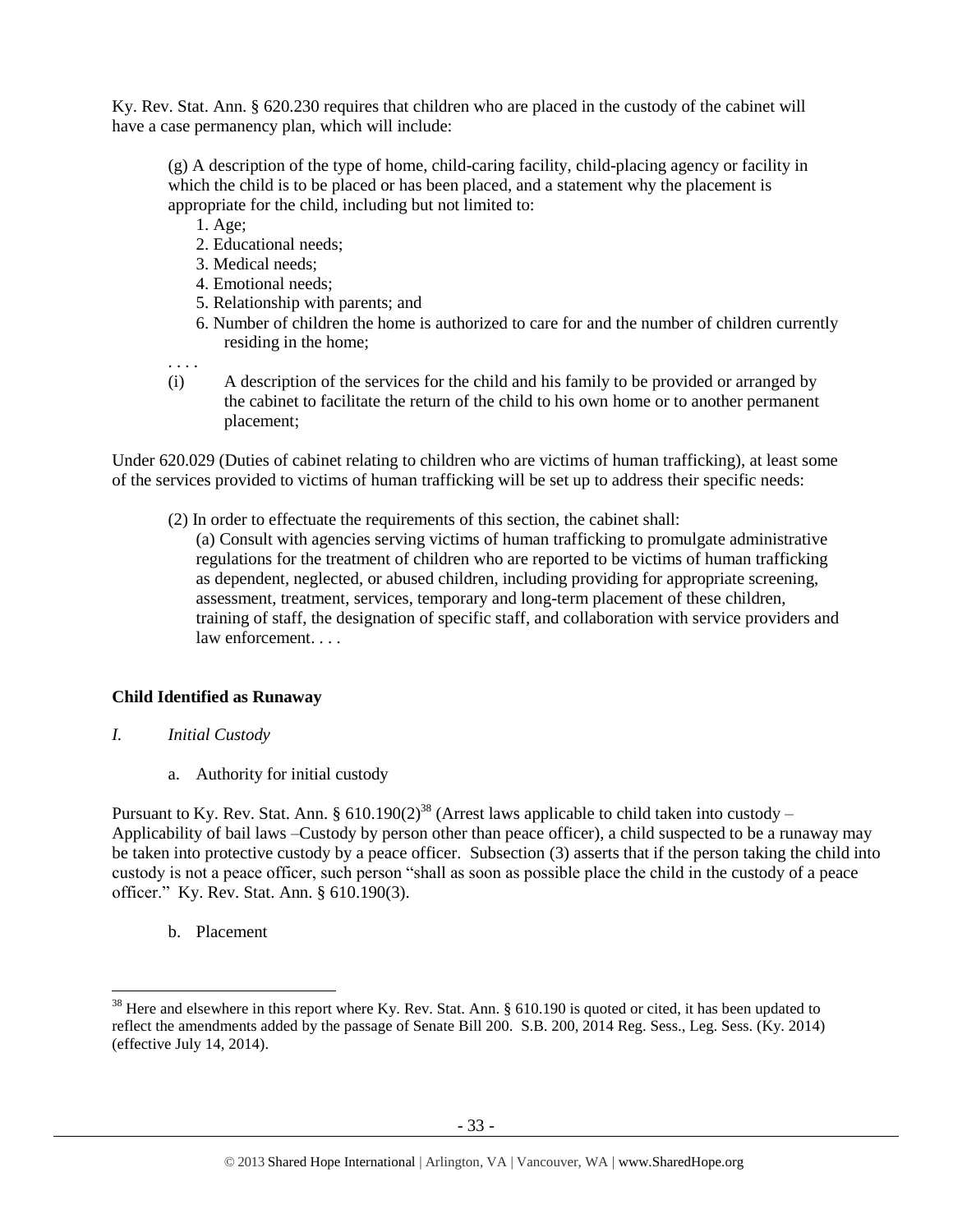Ky. Rev. Stat. Ann. § 620.230 requires that children who are placed in the custody of the cabinet will have a case permanency plan, which will include:

> (g) A description of the type of home, child-caring facility, child-placing agency or facility in which the child is to be placed or has been placed, and a statement why the placement is appropriate for the child, including but not limited to:
>
> 1. Age;
> 2. Educational needs;
> 3. Medical needs;
> 4. Emotional needs;
> 5. Relationship with parents; and
> 6. Number of children the home is authorized to care for and the number of children currently residing in the home;
>
> . . . .
>
> (i) A description of the services for the child and his family to be provided or arranged by the cabinet to facilitate the return of the child to his own home or to another permanent placement;

Under 620.029 (Duties of cabinet relating to children who are victims of human trafficking), at least some of the services provided to victims of human trafficking will be set up to address their specific needs:

> (2) In order to effectuate the requirements of this section, the cabinet shall:
>
> (a) Consult with agencies serving victims of human trafficking to promulgate administrative regulations for the treatment of children who are reported to be victims of human trafficking as dependent, neglected, or abused children, including providing for appropriate screening, assessment, treatment, services, temporary and long-term placement of these children, training of staff, the designation of specific staff, and collaboration with service providers and law enforcement. . . .

**Child Identified as Runaway**

*I. Initial Custody*

a. Authority for initial custody

Pursuant to Ky. Rev. Stat. Ann. § 610.190(2)[38] (Arrest laws applicable to child taken into custody – Applicability of bail laws –Custody by person other than peace officer), a child suspected to be a runaway may be taken into protective custody by a peace officer. Subsection (3) asserts that if the person taking the child into custody is not a peace officer, such person "shall as soon as possible place the child in the custody of a peace officer." Ky. Rev. Stat. Ann. § 610.190(3).

b. Placement

---

[38] Here and elsewhere in this report where Ky. Rev. Stat. Ann. § 610.190 is quoted or cited, it has been updated to reflect the amendments added by the passage of Senate Bill 200. S.B. 200, 2014 Reg. Sess., Leg. Sess. (Ky. 2014) (effective July 14, 2014).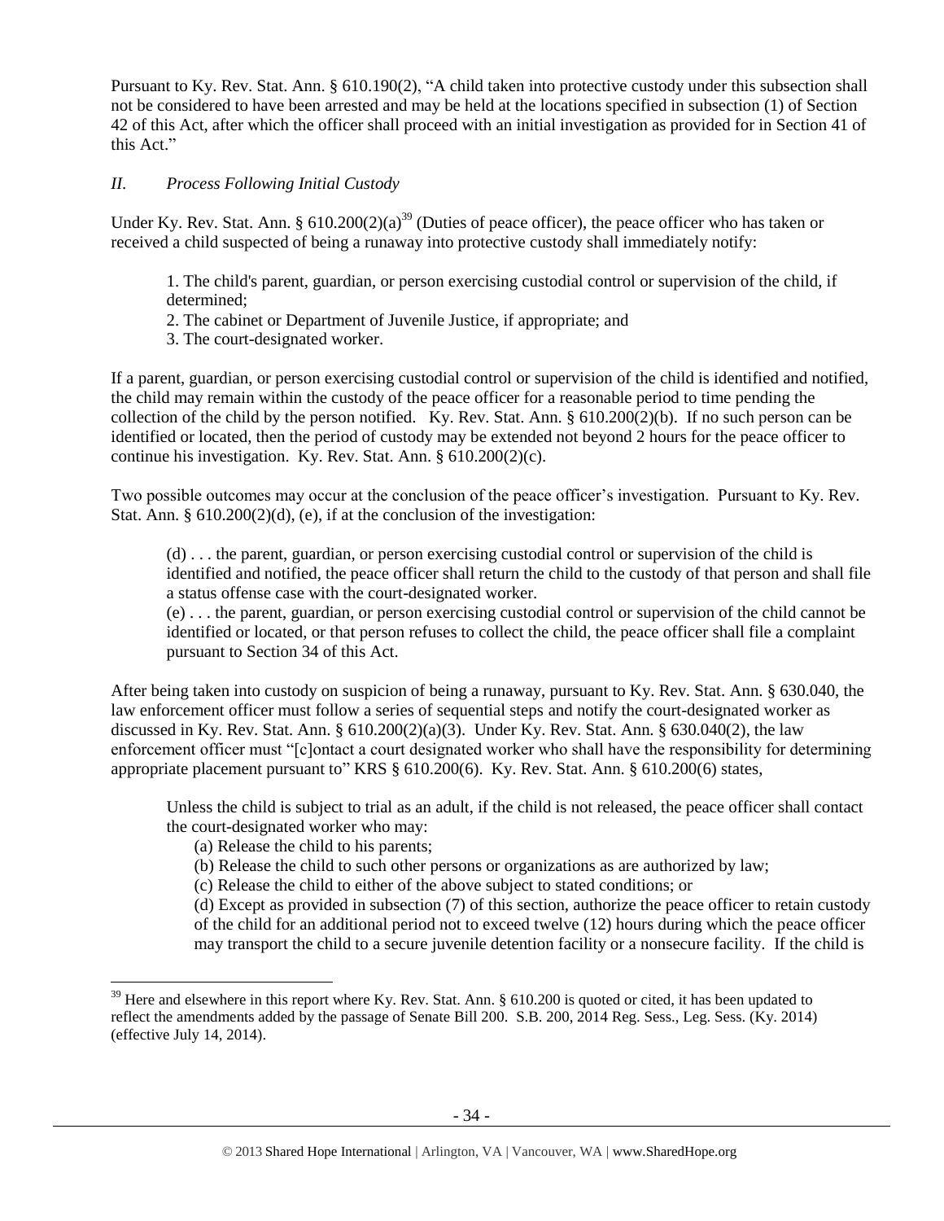Pursuant to Ky. Rev. Stat. Ann. § 610.190(2), "A child taken into protective custody under this subsection shall not be considered to have been arrested and may be held at the locations specified in subsection (1) of Section 42 of this Act, after which the officer shall proceed with an initial investigation as provided for in Section 41 of this Act."

*II. Process Following Initial Custody*

Under Ky. Rev. Stat. Ann. § 610.200(2)(a)[39] (Duties of peace officer), the peace officer who has taken or received a child suspected of being a runaway into protective custody shall immediately notify:

> 1. The child's parent, guardian, or person exercising custodial control or supervision of the child, if determined;
> 2. The cabinet or Department of Juvenile Justice, if appropriate; and
> 3. The court-designated worker.

If a parent, guardian, or person exercising custodial control or supervision of the child is identified and notified, the child may remain within the custody of the peace officer for a reasonable period to time pending the collection of the child by the person notified. Ky. Rev. Stat. Ann. § 610.200(2)(b). If no such person can be identified or located, then the period of custody may be extended not beyond 2 hours for the peace officer to continue his investigation. Ky. Rev. Stat. Ann. § 610.200(2)(c).

Two possible outcomes may occur at the conclusion of the peace officer's investigation. Pursuant to Ky. Rev. Stat. Ann. § 610.200(2)(d), (e), if at the conclusion of the investigation:

> (d) . . . the parent, guardian, or person exercising custodial control or supervision of the child is identified and notified, the peace officer shall return the child to the custody of that person and shall file a status offense case with the court-designated worker.
>
> (e) . . . the parent, guardian, or person exercising custodial control or supervision of the child cannot be identified or located, or that person refuses to collect the child, the peace officer shall file a complaint pursuant to Section 34 of this Act.

After being taken into custody on suspicion of being a runaway, pursuant to Ky. Rev. Stat. Ann. § 630.040, the law enforcement officer must follow a series of sequential steps and notify the court-designated worker as discussed in Ky. Rev. Stat. Ann. § 610.200(2)(a)(3). Under Ky. Rev. Stat. Ann. § 630.040(2), the law enforcement officer must "[c]ontact a court designated worker who shall have the responsibility for determining appropriate placement pursuant to" KRS § 610.200(6). Ky. Rev. Stat. Ann. § 610.200(6) states,

> Unless the child is subject to trial as an adult, if the child is not released, the peace officer shall contact the court-designated worker who may:
>
> (a) Release the child to his parents;
> (b) Release the child to such other persons or organizations as are authorized by law;
> (c) Release the child to either of the above subject to stated conditions; or
> (d) Except as provided in subsection (7) of this section, authorize the peace officer to retain custody of the child for an additional period not to exceed twelve (12) hours during which the peace officer may transport the child to a secure juvenile detention facility or a nonsecure facility. If the child is

---

[39] Here and elsewhere in this report where Ky. Rev. Stat. Ann. § 610.200 is quoted or cited, it has been updated to reflect the amendments added by the passage of Senate Bill 200. S.B. 200, 2014 Reg. Sess., Leg. Sess. (Ky. 2014) (effective July 14, 2014).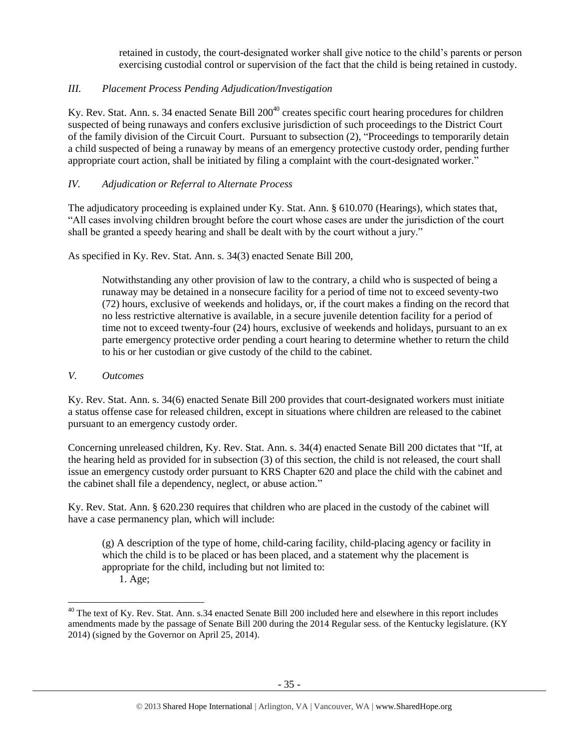retained in custody, the court-designated worker shall give notice to the child's parents or person exercising custodial control or supervision of the fact that the child is being retained in custody.

### *III. Placement Process Pending Adjudication/Investigation*

Ky. Rev. Stat. Ann. s. 34 enacted Senate Bill 200[40] creates specific court hearing procedures for children suspected of being runaways and confers exclusive jurisdiction of such proceedings to the District Court of the family division of the Circuit Court. Pursuant to subsection (2), "Proceedings to temporarily detain a child suspected of being a runaway by means of an emergency protective custody order, pending further appropriate court action, shall be initiated by filing a complaint with the court-designated worker."

### *IV. Adjudication or Referral to Alternate Process*

The adjudicatory proceeding is explained under Ky. Stat. Ann. § 610.070 (Hearings), which states that, "All cases involving children brought before the court whose cases are under the jurisdiction of the court shall be granted a speedy hearing and shall be dealt with by the court without a jury."

As specified in Ky. Rev. Stat. Ann. s. 34(3) enacted Senate Bill 200,

> Notwithstanding any other provision of law to the contrary, a child who is suspected of being a runaway may be detained in a nonsecure facility for a period of time not to exceed seventy-two (72) hours, exclusive of weekends and holidays, or, if the court makes a finding on the record that no less restrictive alternative is available, in a secure juvenile detention facility for a period of time not to exceed twenty-four (24) hours, exclusive of weekends and holidays, pursuant to an ex parte emergency protective order pending a court hearing to determine whether to return the child to his or her custodian or give custody of the child to the cabinet.

### *V. Outcomes*

Ky. Rev. Stat. Ann. s. 34(6) enacted Senate Bill 200 provides that court-designated workers must initiate a status offense case for released children, except in situations where children are released to the cabinet pursuant to an emergency custody order.

Concerning unreleased children, Ky. Rev. Stat. Ann. s. 34(4) enacted Senate Bill 200 dictates that "If, at the hearing held as provided for in subsection (3) of this section, the child is not released, the court shall issue an emergency custody order pursuant to KRS Chapter 620 and place the child with the cabinet and the cabinet shall file a dependency, neglect, or abuse action."

Ky. Rev. Stat. Ann. § 620.230 requires that children who are placed in the custody of the cabinet will have a case permanency plan, which will include:

> (g) A description of the type of home, child-caring facility, child-placing agency or facility in which the child is to be placed or has been placed, and a statement why the placement is appropriate for the child, including but not limited to:
>
> 1. Age;

---

[40] The text of Ky. Rev. Stat. Ann. s.34 enacted Senate Bill 200 included here and elsewhere in this report includes amendments made by the passage of Senate Bill 200 during the 2014 Regular sess. of the Kentucky legislature. (KY 2014) (signed by the Governor on April 25, 2014).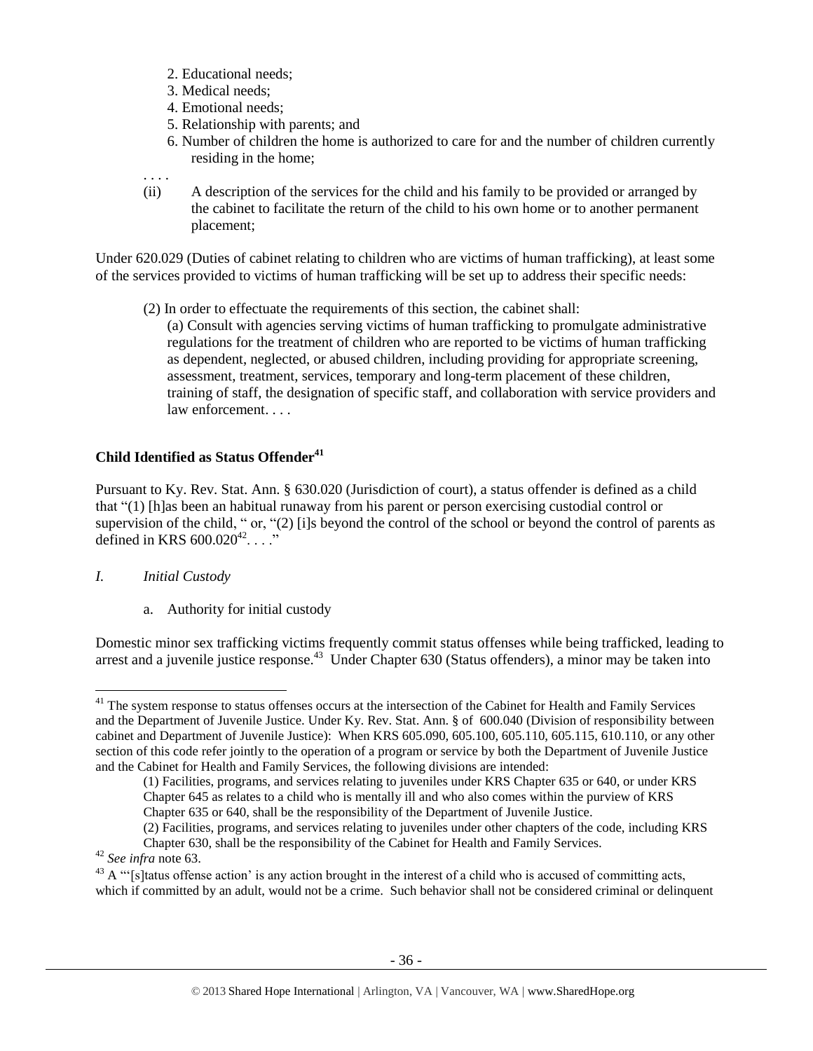2. Educational needs;
    3. Medical needs;
    4. Emotional needs;
    5. Relationship with parents; and
    6. Number of children the home is authorized to care for and the number of children currently residing in the home;

. . . .

(ii) A description of the services for the child and his family to be provided or arranged by the cabinet to facilitate the return of the child to his own home or to another permanent placement;

Under 620.029 (Duties of cabinet relating to children who are victims of human trafficking), at least some of the services provided to victims of human trafficking will be set up to address their specific needs:

> (2) In order to effectuate the requirements of this section, the cabinet shall:
> (a) Consult with agencies serving victims of human trafficking to promulgate administrative regulations for the treatment of children who are reported to be victims of human trafficking as dependent, neglected, or abused children, including providing for appropriate screening, assessment, treatment, services, temporary and long-term placement of these children, training of staff, the designation of specific staff, and collaboration with service providers and law enforcement. . . .

**Child Identified as Status Offender[41]**

Pursuant to Ky. Rev. Stat. Ann. § 630.020 (Jurisdiction of court), a status offender is defined as a child that "(1) [h]as been an habitual runaway from his parent or person exercising custodial control or supervision of the child, " or, "(2) [i]s beyond the control of the school or beyond the control of parents as defined in KRS 600.020[42]. . . ."

*I. Initial Custody*

a. Authority for initial custody

Domestic minor sex trafficking victims frequently commit status offenses while being trafficked, leading to arrest and a juvenile justice response.[43] Under Chapter 630 (Status offenders), a minor may be taken into

---

[41] The system response to status offenses occurs at the intersection of the Cabinet for Health and Family Services and the Department of Juvenile Justice. Under Ky. Rev. Stat. Ann. § of 600.040 (Division of responsibility between cabinet and Department of Juvenile Justice): When KRS 605.090, 605.100, 605.110, 605.115, 610.110, or any other section of this code refer jointly to the operation of a program or service by both the Department of Juvenile Justice and the Cabinet for Health and Family Services, the following divisions are intended:

> (1) Facilities, programs, and services relating to juveniles under KRS Chapter 635 or 640, or under KRS Chapter 645 as relates to a child who is mentally ill and who also comes within the purview of KRS Chapter 635 or 640, shall be the responsibility of the Department of Juvenile Justice.
> (2) Facilities, programs, and services relating to juveniles under other chapters of the code, including KRS Chapter 630, shall be the responsibility of the Cabinet for Health and Family Services.

[42] *See infra* note 63.

[43] A "'[s]tatus offense action' is any action brought in the interest of a child who is accused of committing acts, which if committed by an adult, would not be a crime. Such behavior shall not be considered criminal or delinquent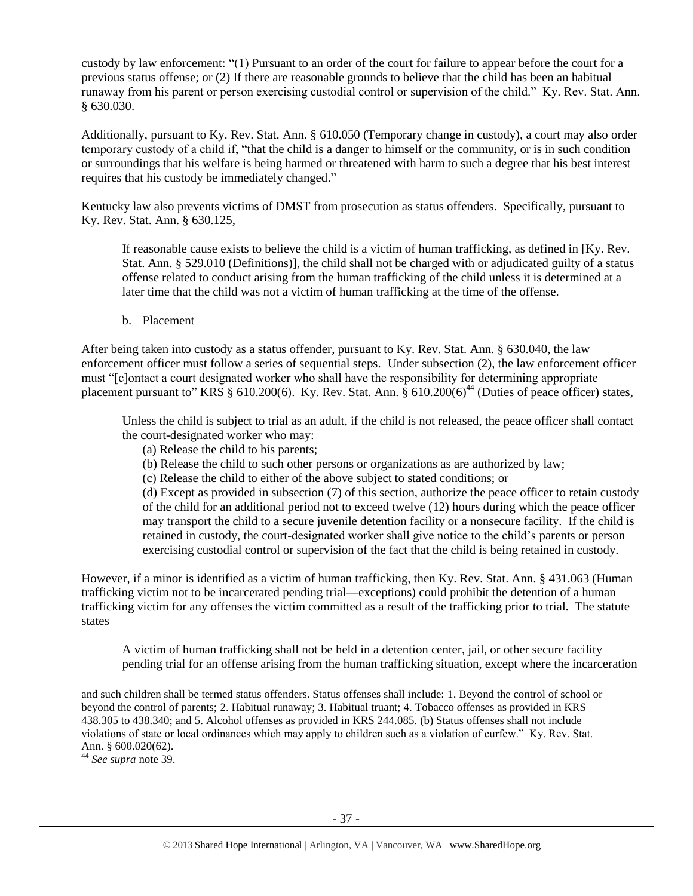custody by law enforcement: "(1) Pursuant to an order of the court for failure to appear before the court for a previous status offense; or (2) If there are reasonable grounds to believe that the child has been an habitual runaway from his parent or person exercising custodial control or supervision of the child." Ky. Rev. Stat. Ann. § 630.030.

Additionally, pursuant to Ky. Rev. Stat. Ann. § 610.050 (Temporary change in custody), a court may also order temporary custody of a child if, "that the child is a danger to himself or the community, or is in such condition or surroundings that his welfare is being harmed or threatened with harm to such a degree that his best interest requires that his custody be immediately changed."

Kentucky law also prevents victims of DMST from prosecution as status offenders. Specifically, pursuant to Ky. Rev. Stat. Ann. § 630.125,

> If reasonable cause exists to believe the child is a victim of human trafficking, as defined in [Ky. Rev. Stat. Ann. § 529.010 (Definitions)], the child shall not be charged with or adjudicated guilty of a status offense related to conduct arising from the human trafficking of the child unless it is determined at a later time that the child was not a victim of human trafficking at the time of the offense.

b. Placement

After being taken into custody as a status offender, pursuant to Ky. Rev. Stat. Ann. § 630.040, the law enforcement officer must follow a series of sequential steps. Under subsection (2), the law enforcement officer must "[c]ontact a court designated worker who shall have the responsibility for determining appropriate placement pursuant to" KRS § 610.200(6). Ky. Rev. Stat. Ann. § 610.200(6)[44] (Duties of peace officer) states,

> Unless the child is subject to trial as an adult, if the child is not released, the peace officer shall contact the court-designated worker who may:
> (a) Release the child to his parents;
> (b) Release the child to such other persons or organizations as are authorized by law;
> (c) Release the child to either of the above subject to stated conditions; or
> (d) Except as provided in subsection (7) of this section, authorize the peace officer to retain custody of the child for an additional period not to exceed twelve (12) hours during which the peace officer may transport the child to a secure juvenile detention facility or a nonsecure facility. If the child is retained in custody, the court-designated worker shall give notice to the child's parents or person exercising custodial control or supervision of the fact that the child is being retained in custody.

However, if a minor is identified as a victim of human trafficking, then Ky. Rev. Stat. Ann. § 431.063 (Human trafficking victim not to be incarcerated pending trial—exceptions) could prohibit the detention of a human trafficking victim for any offenses the victim committed as a result of the trafficking prior to trial. The statute states

> A victim of human trafficking shall not be held in a detention center, jail, or other secure facility pending trial for an offense arising from the human trafficking situation, except where the incarceration

and such children shall be termed status offenders. Status offenses shall include: 1. Beyond the control of school or beyond the control of parents; 2. Habitual runaway; 3. Habitual truant; 4. Tobacco offenses as provided in KRS 438.305 to 438.340; and 5. Alcohol offenses as provided in KRS 244.085. (b) Status offenses shall not include violations of state or local ordinances which may apply to children such as a violation of curfew." Ky. Rev. Stat. Ann. § 600.020(62).

[44] *See supra* note 39.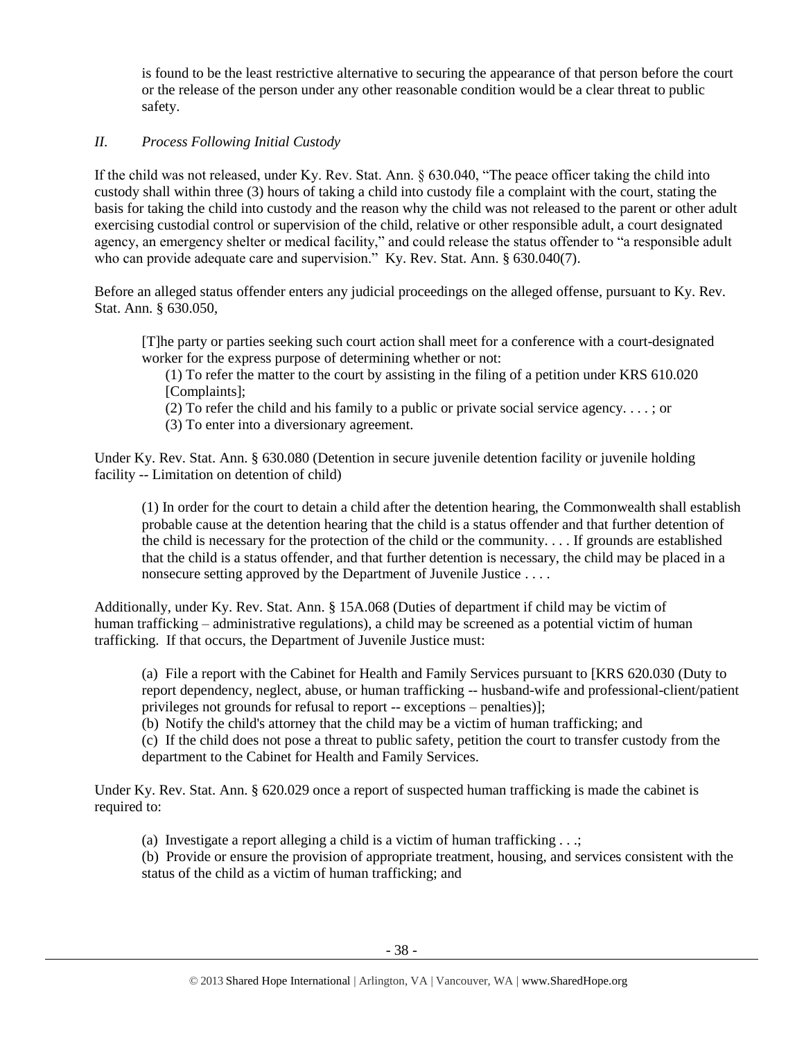is found to be the least restrictive alternative to securing the appearance of that person before the court or the release of the person under any other reasonable condition would be a clear threat to public safety.

### *II. Process Following Initial Custody*

If the child was not released, under Ky. Rev. Stat. Ann. § 630.040, "The peace officer taking the child into custody shall within three (3) hours of taking a child into custody file a complaint with the court, stating the basis for taking the child into custody and the reason why the child was not released to the parent or other adult exercising custodial control or supervision of the child, relative or other responsible adult, a court designated agency, an emergency shelter or medical facility," and could release the status offender to "a responsible adult who can provide adequate care and supervision." Ky. Rev. Stat. Ann. § 630.040(7).

Before an alleged status offender enters any judicial proceedings on the alleged offense, pursuant to Ky. Rev. Stat. Ann. § 630.050,

> [T]he party or parties seeking such court action shall meet for a conference with a court-designated worker for the express purpose of determining whether or not:
>
> (1) To refer the matter to the court by assisting in the filing of a petition under KRS 610.020 [Complaints];
>
> (2) To refer the child and his family to a public or private social service agency. . . . ; or
>
> (3) To enter into a diversionary agreement.

Under Ky. Rev. Stat. Ann. § 630.080 (Detention in secure juvenile detention facility or juvenile holding facility -- Limitation on detention of child)

> (1) In order for the court to detain a child after the detention hearing, the Commonwealth shall establish probable cause at the detention hearing that the child is a status offender and that further detention of the child is necessary for the protection of the child or the community. . . . If grounds are established that the child is a status offender, and that further detention is necessary, the child may be placed in a nonsecure setting approved by the Department of Juvenile Justice . . . .

Additionally, under Ky. Rev. Stat. Ann. § 15A.068 (Duties of department if child may be victim of human trafficking – administrative regulations), a child may be screened as a potential victim of human trafficking. If that occurs, the Department of Juvenile Justice must:

> (a) File a report with the Cabinet for Health and Family Services pursuant to [KRS 620.030 (Duty to report dependency, neglect, abuse, or human trafficking -- husband-wife and professional-client/patient privileges not grounds for refusal to report -- exceptions – penalties)];
>
> (b) Notify the child's attorney that the child may be a victim of human trafficking; and
>
> (c) If the child does not pose a threat to public safety, petition the court to transfer custody from the department to the Cabinet for Health and Family Services.

Under Ky. Rev. Stat. Ann. § 620.029 once a report of suspected human trafficking is made the cabinet is required to:

> (a) Investigate a report alleging a child is a victim of human trafficking . . .;
>
> (b) Provide or ensure the provision of appropriate treatment, housing, and services consistent with the status of the child as a victim of human trafficking; and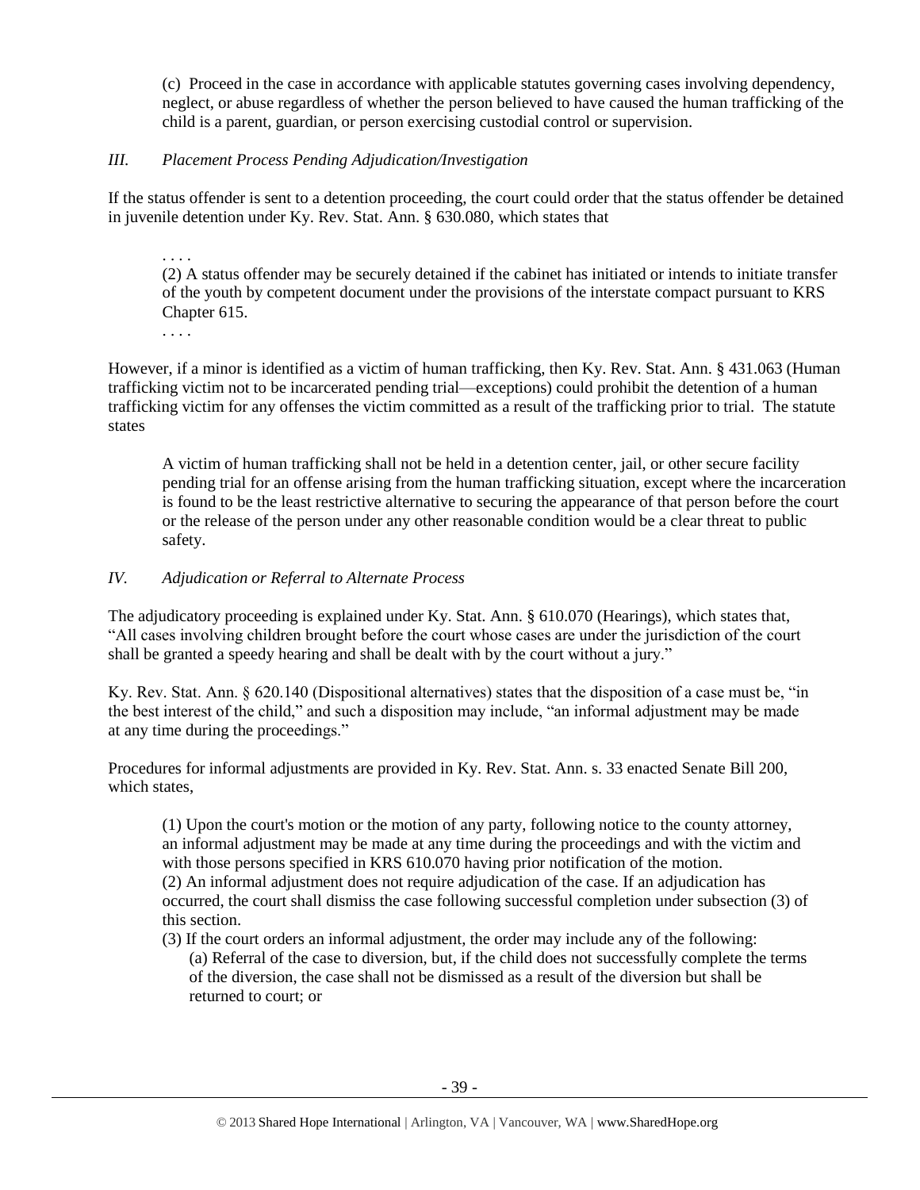> (c) Proceed in the case in accordance with applicable statutes governing cases involving dependency, neglect, or abuse regardless of whether the person believed to have caused the human trafficking of the child is a parent, guardian, or person exercising custodial control or supervision.

### *III. Placement Process Pending Adjudication/Investigation*

If the status offender is sent to a detention proceeding, the court could order that the status offender be detained in juvenile detention under Ky. Rev. Stat. Ann. § 630.080, which states that

> . . . .
> (2) A status offender may be securely detained if the cabinet has initiated or intends to initiate transfer of the youth by competent document under the provisions of the interstate compact pursuant to KRS Chapter 615.
> . . . .

However, if a minor is identified as a victim of human trafficking, then Ky. Rev. Stat. Ann. § 431.063 (Human trafficking victim not to be incarcerated pending trial—exceptions) could prohibit the detention of a human trafficking victim for any offenses the victim committed as a result of the trafficking prior to trial. The statute states

> A victim of human trafficking shall not be held in a detention center, jail, or other secure facility pending trial for an offense arising from the human trafficking situation, except where the incarceration is found to be the least restrictive alternative to securing the appearance of that person before the court or the release of the person under any other reasonable condition would be a clear threat to public safety.

### *IV. Adjudication or Referral to Alternate Process*

The adjudicatory proceeding is explained under Ky. Stat. Ann. § 610.070 (Hearings), which states that, "All cases involving children brought before the court whose cases are under the jurisdiction of the court shall be granted a speedy hearing and shall be dealt with by the court without a jury."

Ky. Rev. Stat. Ann. § 620.140 (Dispositional alternatives) states that the disposition of a case must be, "in the best interest of the child," and such a disposition may include, "an informal adjustment may be made at any time during the proceedings."

Procedures for informal adjustments are provided in Ky. Rev. Stat. Ann. s. 33 enacted Senate Bill 200, which states,

> (1) Upon the court's motion or the motion of any party, following notice to the county attorney, an informal adjustment may be made at any time during the proceedings and with the victim and with those persons specified in KRS 610.070 having prior notification of the motion.
> (2) An informal adjustment does not require adjudication of the case. If an adjudication has occurred, the court shall dismiss the case following successful completion under subsection (3) of this section.
> (3) If the court orders an informal adjustment, the order may include any of the following:
>     (a) Referral of the case to diversion, but, if the child does not successfully complete the terms of the diversion, the case shall not be dismissed as a result of the diversion but shall be returned to court; or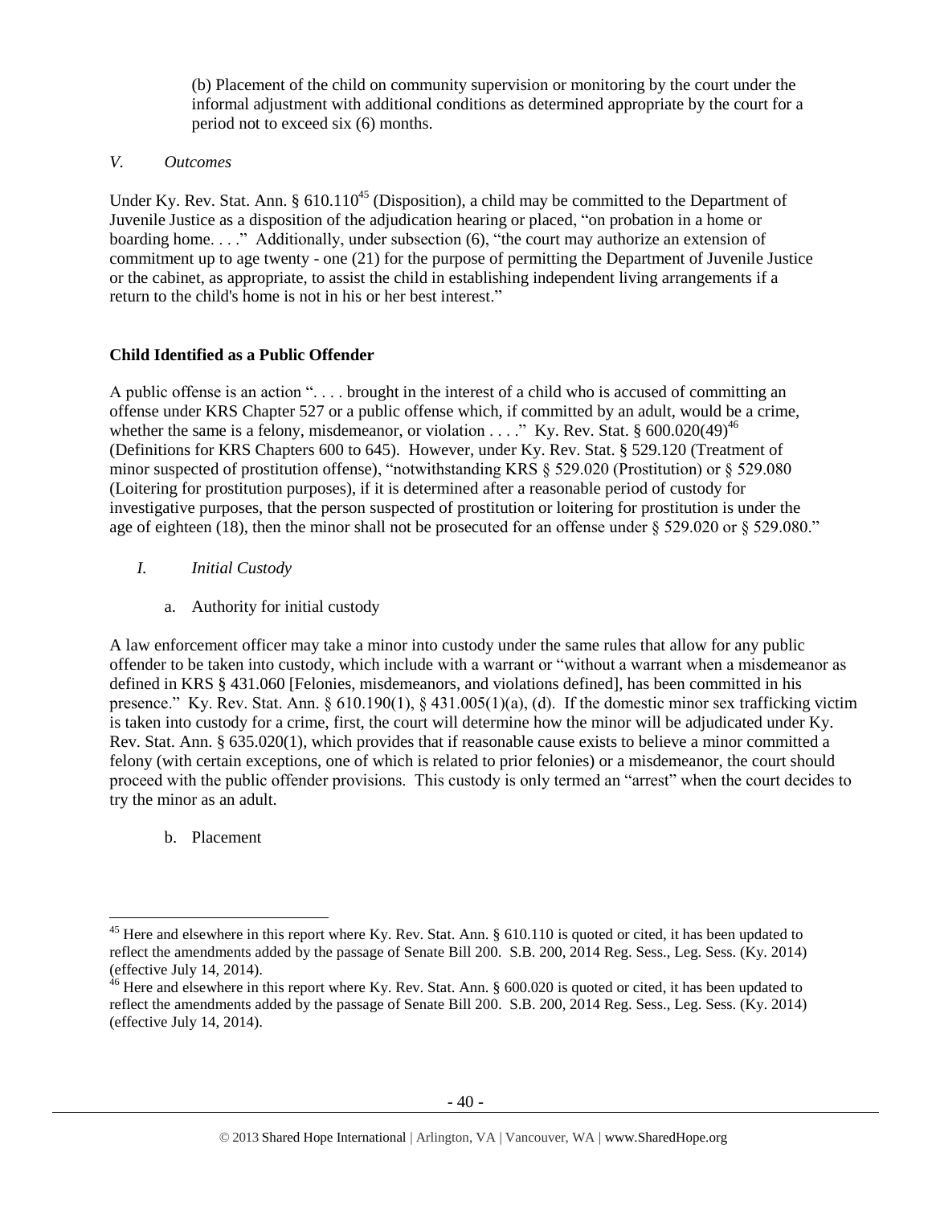(b) Placement of the child on community supervision or monitoring by the court under the informal adjustment with additional conditions as determined appropriate by the court for a period not to exceed six (6) months.

*V. Outcomes*

Under Ky. Rev. Stat. Ann. § 610.110[45] (Disposition), a child may be committed to the Department of Juvenile Justice as a disposition of the adjudication hearing or placed, "on probation in a home or boarding home. . . ." Additionally, under subsection (6), "the court may authorize an extension of commitment up to age twenty - one (21) for the purpose of permitting the Department of Juvenile Justice or the cabinet, as appropriate, to assist the child in establishing independent living arrangements if a return to the child's home is not in his or her best interest."

**Child Identified as a Public Offender**

A public offense is an action ". . . . brought in the interest of a child who is accused of committing an offense under KRS Chapter 527 or a public offense which, if committed by an adult, would be a crime, whether the same is a felony, misdemeanor, or violation . . . ." Ky. Rev. Stat. § 600.020(49)[46] (Definitions for KRS Chapters 600 to 645). However, under Ky. Rev. Stat. § 529.120 (Treatment of minor suspected of prostitution offense), "notwithstanding KRS § 529.020 (Prostitution) or § 529.080 (Loitering for prostitution purposes), if it is determined after a reasonable period of custody for investigative purposes, that the person suspected of prostitution or loitering for prostitution is under the age of eighteen (18), then the minor shall not be prosecuted for an offense under § 529.020 or § 529.080."

*I. Initial Custody*

a. Authority for initial custody

A law enforcement officer may take a minor into custody under the same rules that allow for any public offender to be taken into custody, which include with a warrant or "without a warrant when a misdemeanor as defined in KRS § 431.060 [Felonies, misdemeanors, and violations defined], has been committed in his presence." Ky. Rev. Stat. Ann. § 610.190(1), § 431.005(1)(a), (d). If the domestic minor sex trafficking victim is taken into custody for a crime, first, the court will determine how the minor will be adjudicated under Ky. Rev. Stat. Ann. § 635.020(1), which provides that if reasonable cause exists to believe a minor committed a felony (with certain exceptions, one of which is related to prior felonies) or a misdemeanor, the court should proceed with the public offender provisions. This custody is only termed an "arrest" when the court decides to try the minor as an adult.

b. Placement

[45] Here and elsewhere in this report where Ky. Rev. Stat. Ann. § 610.110 is quoted or cited, it has been updated to reflect the amendments added by the passage of Senate Bill 200. S.B. 200, 2014 Reg. Sess., Leg. Sess. (Ky. 2014) (effective July 14, 2014).

[46] Here and elsewhere in this report where Ky. Rev. Stat. Ann. § 600.020 is quoted or cited, it has been updated to reflect the amendments added by the passage of Senate Bill 200. S.B. 200, 2014 Reg. Sess., Leg. Sess. (Ky. 2014) (effective July 14, 2014).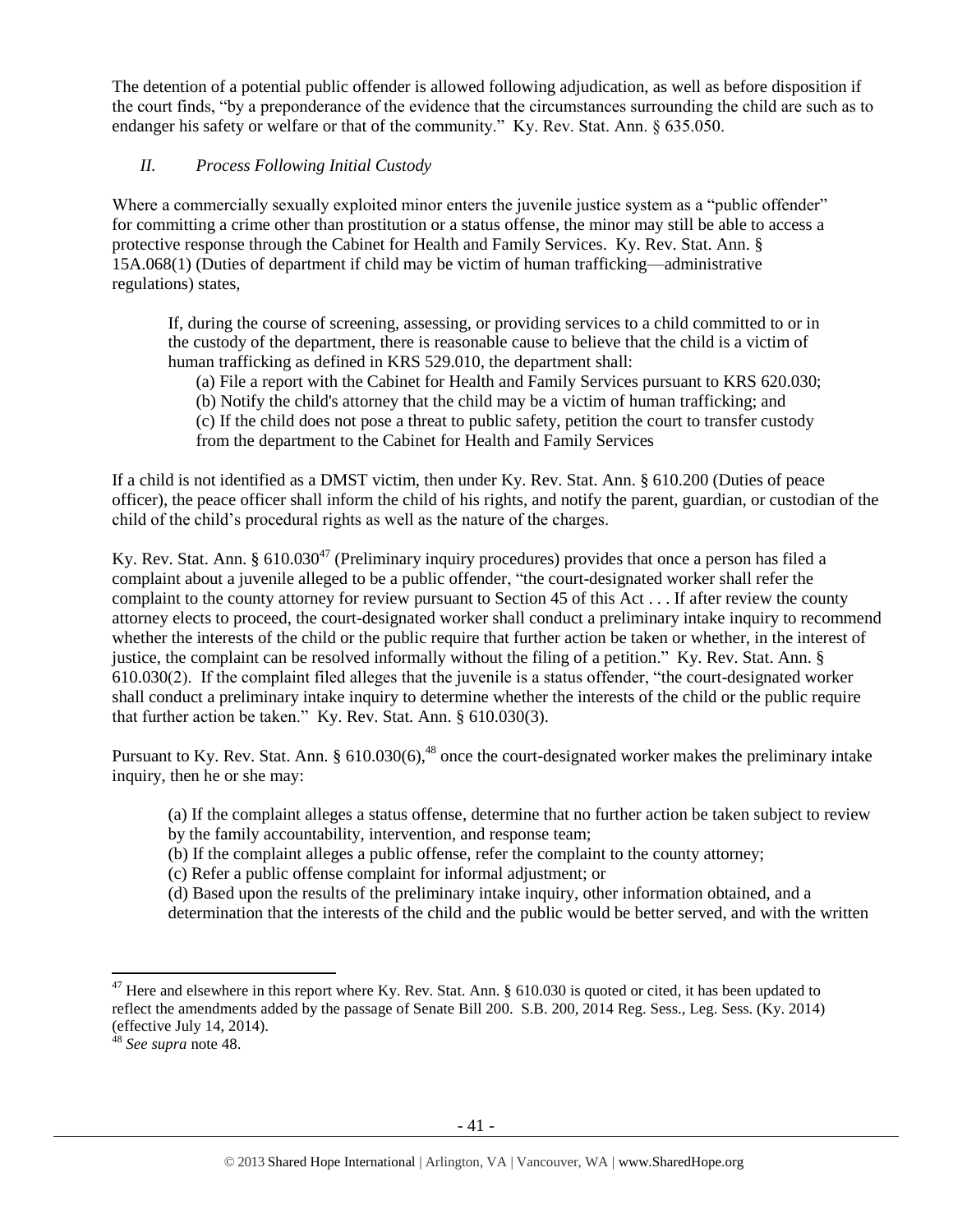The detention of a potential public offender is allowed following adjudication, as well as before disposition if the court finds, "by a preponderance of the evidence that the circumstances surrounding the child are such as to endanger his safety or welfare or that of the community." Ky. Rev. Stat. Ann. § 635.050.

### *II. Process Following Initial Custody*

Where a commercially sexually exploited minor enters the juvenile justice system as a "public offender" for committing a crime other than prostitution or a status offense, the minor may still be able to access a protective response through the Cabinet for Health and Family Services. Ky. Rev. Stat. Ann. § 15A.068(1) (Duties of department if child may be victim of human trafficking—administrative regulations) states,

> If, during the course of screening, assessing, or providing services to a child committed to or in the custody of the department, there is reasonable cause to believe that the child is a victim of human trafficking as defined in KRS 529.010, the department shall:
>
> (a) File a report with the Cabinet for Health and Family Services pursuant to KRS 620.030;
> (b) Notify the child's attorney that the child may be a victim of human trafficking; and
> (c) If the child does not pose a threat to public safety, petition the court to transfer custody from the department to the Cabinet for Health and Family Services

If a child is not identified as a DMST victim, then under Ky. Rev. Stat. Ann. § 610.200 (Duties of peace officer), the peace officer shall inform the child of his rights, and notify the parent, guardian, or custodian of the child of the child's procedural rights as well as the nature of the charges.

Ky. Rev. Stat. Ann. § 610.030[47] (Preliminary inquiry procedures) provides that once a person has filed a complaint about a juvenile alleged to be a public offender, "the court-designated worker shall refer the complaint to the county attorney for review pursuant to Section 45 of this Act . . . If after review the county attorney elects to proceed, the court-designated worker shall conduct a preliminary intake inquiry to recommend whether the interests of the child or the public require that further action be taken or whether, in the interest of justice, the complaint can be resolved informally without the filing of a petition." Ky. Rev. Stat. Ann. § 610.030(2). If the complaint filed alleges that the juvenile is a status offender, "the court-designated worker shall conduct a preliminary intake inquiry to determine whether the interests of the child or the public require that further action be taken." Ky. Rev. Stat. Ann. § 610.030(3).

Pursuant to Ky. Rev. Stat. Ann. § 610.030(6),[48] once the court-designated worker makes the preliminary intake inquiry, then he or she may:

> (a) If the complaint alleges a status offense, determine that no further action be taken subject to review by the family accountability, intervention, and response team;
> (b) If the complaint alleges a public offense, refer the complaint to the county attorney;
> (c) Refer a public offense complaint for informal adjustment; or
> (d) Based upon the results of the preliminary intake inquiry, other information obtained, and a determination that the interests of the child and the public would be better served, and with the written

---

[47] Here and elsewhere in this report where Ky. Rev. Stat. Ann. § 610.030 is quoted or cited, it has been updated to reflect the amendments added by the passage of Senate Bill 200. S.B. 200, 2014 Reg. Sess., Leg. Sess. (Ky. 2014) (effective July 14, 2014).

[48] *See supra* note 48.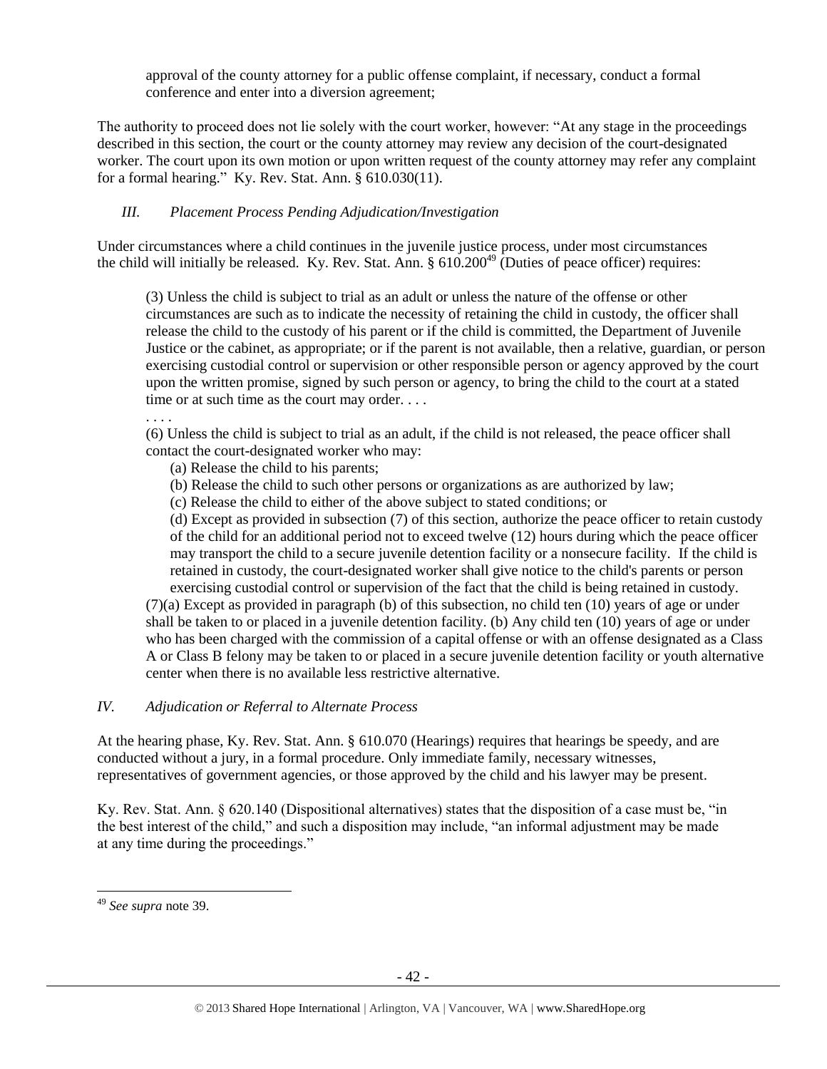> approval of the county attorney for a public offense complaint, if necessary, conduct a formal conference and enter into a diversion agreement;

The authority to proceed does not lie solely with the court worker, however: "At any stage in the proceedings described in this section, the court or the county attorney may review any decision of the court-designated worker. The court upon its own motion or upon written request of the county attorney may refer any complaint for a formal hearing." Ky. Rev. Stat. Ann. § 610.030(11).

### *III. Placement Process Pending Adjudication/Investigation*

Under circumstances where a child continues in the juvenile justice process, under most circumstances the child will initially be released. Ky. Rev. Stat. Ann. § 610.200[49] (Duties of peace officer) requires:

> (3) Unless the child is subject to trial as an adult or unless the nature of the offense or other circumstances are such as to indicate the necessity of retaining the child in custody, the officer shall release the child to the custody of his parent or if the child is committed, the Department of Juvenile Justice or the cabinet, as appropriate; or if the parent is not available, then a relative, guardian, or person exercising custodial control or supervision or other responsible person or agency approved by the court upon the written promise, signed by such person or agency, to bring the child to the court at a stated time or at such time as the court may order. . . .
>
> . . . .
>
> (6) Unless the child is subject to trial as an adult, if the child is not released, the peace officer shall contact the court-designated worker who may:
>
> (a) Release the child to his parents;
>
> (b) Release the child to such other persons or organizations as are authorized by law;
>
> (c) Release the child to either of the above subject to stated conditions; or
>
> (d) Except as provided in subsection (7) of this section, authorize the peace officer to retain custody of the child for an additional period not to exceed twelve (12) hours during which the peace officer may transport the child to a secure juvenile detention facility or a nonsecure facility. If the child is retained in custody, the court-designated worker shall give notice to the child's parents or person exercising custodial control or supervision of the fact that the child is being retained in custody.
>
> (7)(a) Except as provided in paragraph (b) of this subsection, no child ten (10) years of age or under shall be taken to or placed in a juvenile detention facility. (b) Any child ten (10) years of age or under who has been charged with the commission of a capital offense or with an offense designated as a Class A or Class B felony may be taken to or placed in a secure juvenile detention facility or youth alternative center when there is no available less restrictive alternative.

### *IV. Adjudication or Referral to Alternate Process*

At the hearing phase, Ky. Rev. Stat. Ann. § 610.070 (Hearings) requires that hearings be speedy, and are conducted without a jury, in a formal procedure. Only immediate family, necessary witnesses, representatives of government agencies, or those approved by the child and his lawyer may be present.

Ky. Rev. Stat. Ann. § 620.140 (Dispositional alternatives) states that the disposition of a case must be, "in the best interest of the child," and such a disposition may include, "an informal adjustment may be made at any time during the proceedings."

---

[49] *See supra* note 39.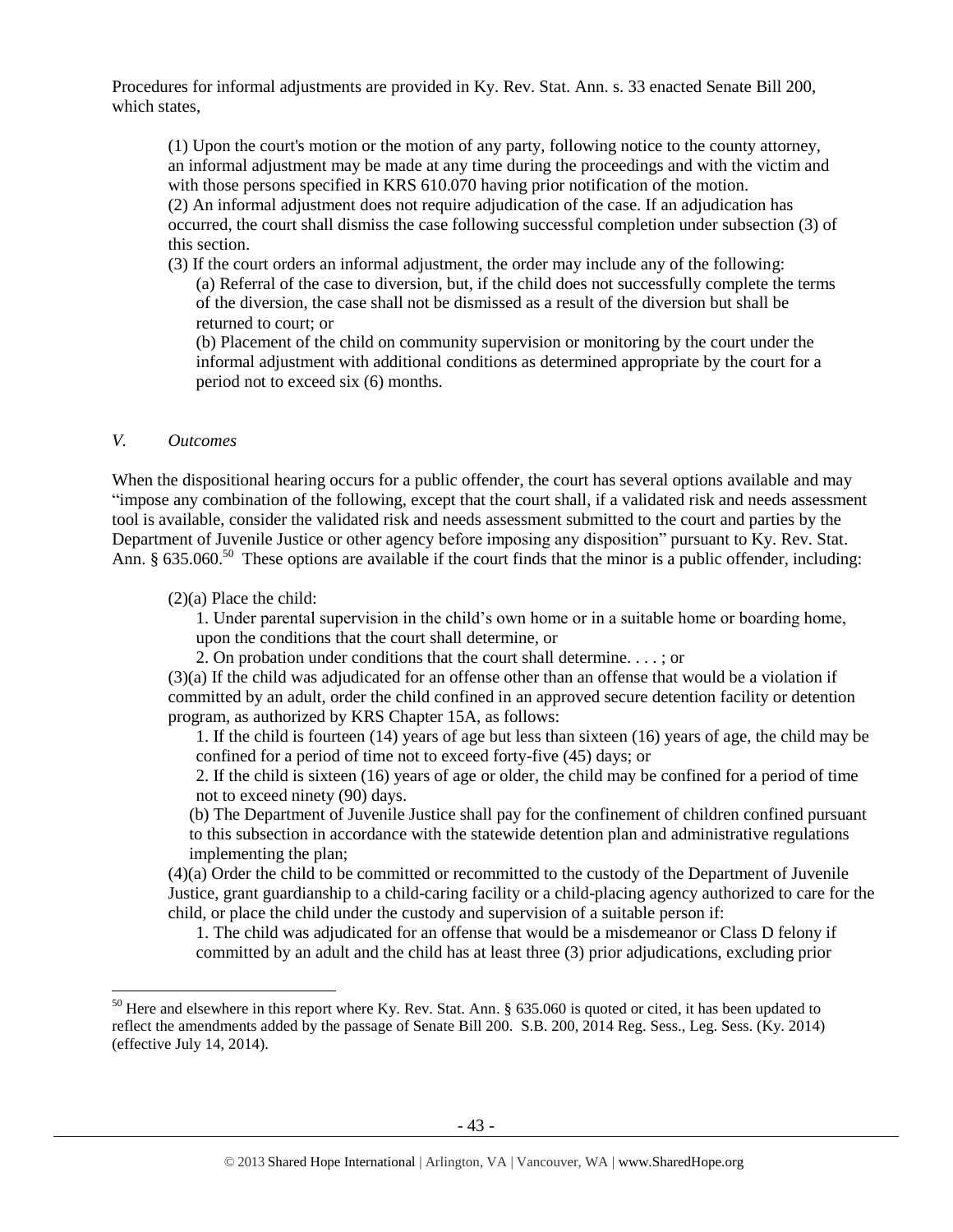Procedures for informal adjustments are provided in Ky. Rev. Stat. Ann. s. 33 enacted Senate Bill 200, which states,

> (1) Upon the court's motion or the motion of any party, following notice to the county attorney, an informal adjustment may be made at any time during the proceedings and with the victim and with those persons specified in KRS 610.070 having prior notification of the motion.
> (2) An informal adjustment does not require adjudication of the case. If an adjudication has occurred, the court shall dismiss the case following successful completion under subsection (3) of this section.
> (3) If the court orders an informal adjustment, the order may include any of the following:
> > (a) Referral of the case to diversion, but, if the child does not successfully complete the terms of the diversion, the case shall not be dismissed as a result of the diversion but shall be returned to court; or
> > (b) Placement of the child on community supervision or monitoring by the court under the informal adjustment with additional conditions as determined appropriate by the court for a period not to exceed six (6) months.

## *V. Outcomes*

When the dispositional hearing occurs for a public offender, the court has several options available and may "impose any combination of the following, except that the court shall, if a validated risk and needs assessment tool is available, consider the validated risk and needs assessment submitted to the court and parties by the Department of Juvenile Justice or other agency before imposing any disposition" pursuant to Ky. Rev. Stat. Ann. § 635.060.[50] These options are available if the court finds that the minor is a public offender, including:

> (2)(a) Place the child:
> > 1. Under parental supervision in the child's own home or in a suitable home or boarding home, upon the conditions that the court shall determine, or
> > 2. On probation under conditions that the court shall determine. . . . ; or
>
> (3)(a) If the child was adjudicated for an offense other than an offense that would be a violation if committed by an adult, order the child confined in an approved secure detention facility or detention program, as authorized by KRS Chapter 15A, as follows:
> > 1. If the child is fourteen (14) years of age but less than sixteen (16) years of age, the child may be confined for a period of time not to exceed forty-five (45) days; or
> > 2. If the child is sixteen (16) years of age or older, the child may be confined for a period of time not to exceed ninety (90) days.
> >
> > (b) The Department of Juvenile Justice shall pay for the confinement of children confined pursuant to this subsection in accordance with the statewide detention plan and administrative regulations implementing the plan;
>
> (4)(a) Order the child to be committed or recommitted to the custody of the Department of Juvenile Justice, grant guardianship to a child-caring facility or a child-placing agency authorized to care for the child, or place the child under the custody and supervision of a suitable person if:
> > 1. The child was adjudicated for an offense that would be a misdemeanor or Class D felony if committed by an adult and the child has at least three (3) prior adjudications, excluding prior

---

[50] Here and elsewhere in this report where Ky. Rev. Stat. Ann. § 635.060 is quoted or cited, it has been updated to reflect the amendments added by the passage of Senate Bill 200. S.B. 200, 2014 Reg. Sess., Leg. Sess. (Ky. 2014) (effective July 14, 2014).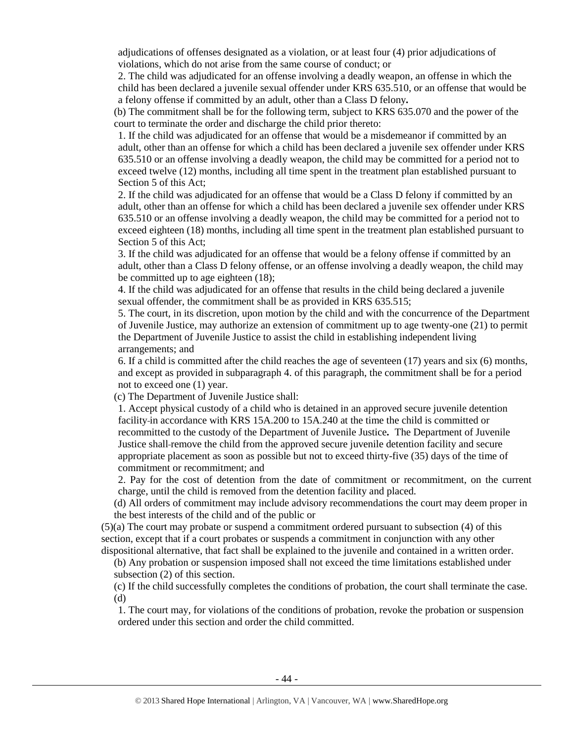adjudications of offenses designated as a violation, or at least four (4) prior adjudications of violations, which do not arise from the same course of conduct; or

2. The child was adjudicated for an offense involving a deadly weapon, an offense in which the child has been declared a juvenile sexual offender under KRS 635.510, or an offense that would be a felony offense if committed by an adult, other than a Class D felony**.**

(b) The commitment shall be for the following term, subject to KRS 635.070 and the power of the court to terminate the order and discharge the child prior thereto:

1. If the child was adjudicated for an offense that would be a misdemeanor if committed by an adult, other than an offense for which a child has been declared a juvenile sex offender under KRS 635.510 or an offense involving a deadly weapon, the child may be committed for a period not to exceed twelve (12) months, including all time spent in the treatment plan established pursuant to Section 5 of this Act;

2. If the child was adjudicated for an offense that would be a Class D felony if committed by an adult, other than an offense for which a child has been declared a juvenile sex offender under KRS 635.510 or an offense involving a deadly weapon, the child may be committed for a period not to exceed eighteen (18) months, including all time spent in the treatment plan established pursuant to Section 5 of this Act;

3. If the child was adjudicated for an offense that would be a felony offense if committed by an adult, other than a Class D felony offense, or an offense involving a deadly weapon, the child may be committed up to age eighteen (18);

4. If the child was adjudicated for an offense that results in the child being declared a juvenile sexual offender, the commitment shall be as provided in KRS 635.515;

5. The court, in its discretion, upon motion by the child and with the concurrence of the Department of Juvenile Justice, may authorize an extension of commitment up to age twenty-one (21) to permit the Department of Juvenile Justice to assist the child in establishing independent living arrangements; and

6. If a child is committed after the child reaches the age of seventeen (17) years and six (6) months, and except as provided in subparagraph 4. of this paragraph, the commitment shall be for a period not to exceed one (1) year.

(c) The Department of Juvenile Justice shall:

1. Accept physical custody of a child who is detained in an approved secure juvenile detention facility in accordance with KRS 15A.200 to 15A.240 at the time the child is committed or recommitted to the custody of the Department of Juvenile Justice**.** The Department of Juvenile Justice shall remove the child from the approved secure juvenile detention facility and secure appropriate placement as soon as possible but not to exceed thirty-five (35) days of the time of commitment or recommitment; and

2. Pay for the cost of detention from the date of commitment or recommitment, on the current charge, until the child is removed from the detention facility and placed.

(d) All orders of commitment may include advisory recommendations the court may deem proper in the best interests of the child and of the public or

(5)(a) The court may probate or suspend a commitment ordered pursuant to subsection (4) of this section, except that if a court probates or suspends a commitment in conjunction with any other dispositional alternative, that fact shall be explained to the juvenile and contained in a written order.

(b) Any probation or suspension imposed shall not exceed the time limitations established under subsection (2) of this section.

(c) If the child successfully completes the conditions of probation, the court shall terminate the case.

(d)

1. The court may, for violations of the conditions of probation, revoke the probation or suspension ordered under this section and order the child committed.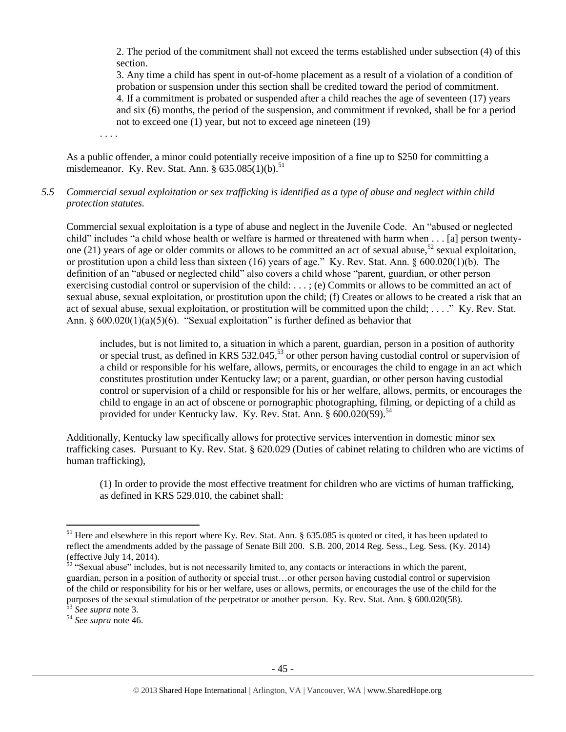> 2. The period of the commitment shall not exceed the terms established under subsection (4) of this section.
>
> 3. Any time a child has spent in out-of-home placement as a result of a violation of a condition of probation or suspension under this section shall be credited toward the period of commitment.
>
> 4. If a commitment is probated or suspended after a child reaches the age of seventeen (17) years and six (6) months, the period of the suspension, and commitment if revoked, shall be for a period not to exceed one (1) year, but not to exceed age nineteen (19)
>
> . . . .

As a public offender, a minor could potentially receive imposition of a fine up to $250 for committing a misdemeanor. Ky. Rev. Stat. Ann. § 635.085(1)(b).[51]

*5.5 Commercial sexual exploitation or sex trafficking is identified as a type of abuse and neglect within child protection statutes.*

Commercial sexual exploitation is a type of abuse and neglect in the Juvenile Code. An "abused or neglected child" includes "a child whose health or welfare is harmed or threatened with harm when . . . [a] person twenty-one (21) years of age or older commits or allows to be committed an act of sexual abuse,[52] sexual exploitation, or prostitution upon a child less than sixteen (16) years of age." Ky. Rev. Stat. Ann. § 600.020(1)(b). The definition of an "abused or neglected child" also covers a child whose "parent, guardian, or other person exercising custodial control or supervision of the child: . . . ; (e) Commits or allows to be committed an act of sexual abuse, sexual exploitation, or prostitution upon the child; (f) Creates or allows to be created a risk that an act of sexual abuse, sexual exploitation, or prostitution will be committed upon the child; . . . ." Ky. Rev. Stat. Ann. § 600.020(1)(a)(5)(6). "Sexual exploitation" is further defined as behavior that

> includes, but is not limited to, a situation in which a parent, guardian, person in a position of authority or special trust, as defined in KRS 532.045,[53] or other person having custodial control or supervision of a child or responsible for his welfare, allows, permits, or encourages the child to engage in an act which constitutes prostitution under Kentucky law; or a parent, guardian, or other person having custodial control or supervision of a child or responsible for his or her welfare, allows, permits, or encourages the child to engage in an act of obscene or pornographic photographing, filming, or depicting of a child as provided for under Kentucky law. Ky. Rev. Stat. Ann. § 600.020(59).[54]

Additionally, Kentucky law specifically allows for protective services intervention in domestic minor sex trafficking cases. Pursuant to Ky. Rev. Stat. § 620.029 (Duties of cabinet relating to children who are victims of human trafficking),

> (1) In order to provide the most effective treatment for children who are victims of human trafficking, as defined in KRS 529.010, the cabinet shall:

---

[51] Here and elsewhere in this report where Ky. Rev. Stat. Ann. § 635.085 is quoted or cited, it has been updated to reflect the amendments added by the passage of Senate Bill 200. S.B. 200, 2014 Reg. Sess., Leg. Sess. (Ky. 2014) (effective July 14, 2014).

[52] "Sexual abuse" includes, but is not necessarily limited to, any contacts or interactions in which the parent, guardian, person in a position of authority or special trust…or other person having custodial control or supervision of the child or responsibility for his or her welfare, uses or allows, permits, or encourages the use of the child for the purposes of the sexual stimulation of the perpetrator or another person. Ky. Rev. Stat. Ann. § 600.020(58).

[53] *See supra* note 3.

[54] *See supra* note 46.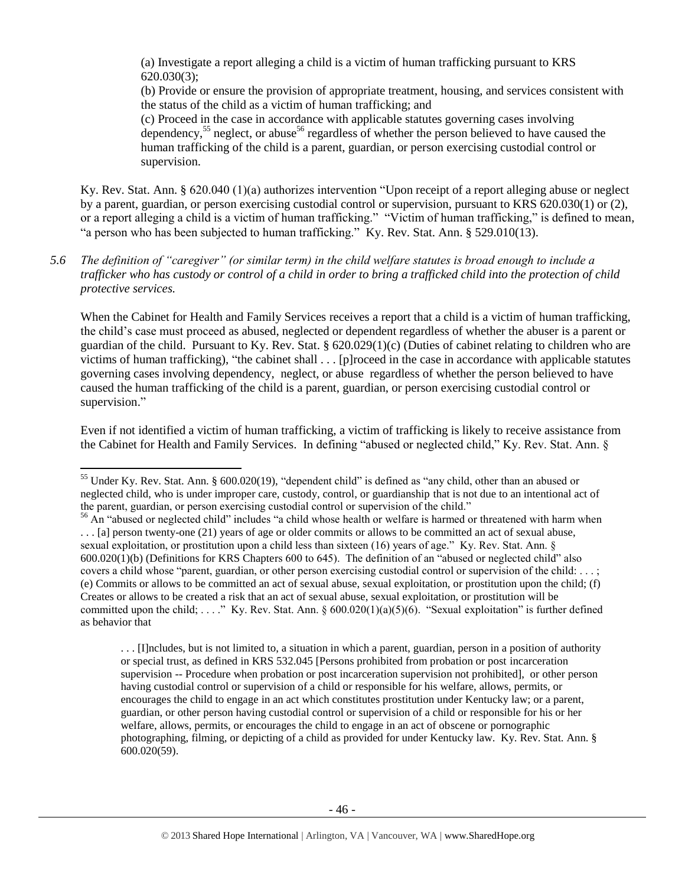(a) Investigate a report alleging a child is a victim of human trafficking pursuant to KRS 620.030(3);

(b) Provide or ensure the provision of appropriate treatment, housing, and services consistent with the status of the child as a victim of human trafficking; and

(c) Proceed in the case in accordance with applicable statutes governing cases involving dependency,[55] neglect, or abuse[56] regardless of whether the person believed to have caused the human trafficking of the child is a parent, guardian, or person exercising custodial control or supervision.

Ky. Rev. Stat. Ann. § 620.040 (1)(a) authorizes intervention "Upon receipt of a report alleging abuse or neglect by a parent, guardian, or person exercising custodial control or supervision, pursuant to KRS 620.030(1) or (2), or a report alleging a child is a victim of human trafficking." "Victim of human trafficking," is defined to mean, "a person who has been subjected to human trafficking." Ky. Rev. Stat. Ann. § 529.010(13).

*5.6 The definition of "caregiver" (or similar term) in the child welfare statutes is broad enough to include a trafficker who has custody or control of a child in order to bring a trafficked child into the protection of child protective services.*

When the Cabinet for Health and Family Services receives a report that a child is a victim of human trafficking, the child's case must proceed as abused, neglected or dependent regardless of whether the abuser is a parent or guardian of the child. Pursuant to Ky. Rev. Stat. § 620.029(1)(c) (Duties of cabinet relating to children who are victims of human trafficking), "the cabinet shall . . . [p]roceed in the case in accordance with applicable statutes governing cases involving dependency, neglect, or abuse regardless of whether the person believed to have caused the human trafficking of the child is a parent, guardian, or person exercising custodial control or supervision."

Even if not identified a victim of human trafficking, a victim of trafficking is likely to receive assistance from the Cabinet for Health and Family Services. In defining "abused or neglected child," Ky. Rev. Stat. Ann. §

---

[55] Under Ky. Rev. Stat. Ann. § 600.020(19), "dependent child" is defined as "any child, other than an abused or neglected child, who is under improper care, custody, control, or guardianship that is not due to an intentional act of the parent, guardian, or person exercising custodial control or supervision of the child."

[56] An "abused or neglected child" includes "a child whose health or welfare is harmed or threatened with harm when . . . [a] person twenty-one (21) years of age or older commits or allows to be committed an act of sexual abuse, sexual exploitation, or prostitution upon a child less than sixteen (16) years of age." Ky. Rev. Stat. Ann. § 600.020(1)(b) (Definitions for KRS Chapters 600 to 645). The definition of an "abused or neglected child" also covers a child whose "parent, guardian, or other person exercising custodial control or supervision of the child: . . . ; (e) Commits or allows to be committed an act of sexual abuse, sexual exploitation, or prostitution upon the child; (f) Creates or allows to be created a risk that an act of sexual abuse, sexual exploitation, or prostitution will be committed upon the child; . . . ." Ky. Rev. Stat. Ann. § 600.020(1)(a)(5)(6). "Sexual exploitation" is further defined as behavior that

> . . . [I]ncludes, but is not limited to, a situation in which a parent, guardian, person in a position of authority or special trust, as defined in KRS 532.045 [Persons prohibited from probation or post incarceration supervision -- Procedure when probation or post incarceration supervision not prohibited], or other person having custodial control or supervision of a child or responsible for his welfare, allows, permits, or encourages the child to engage in an act which constitutes prostitution under Kentucky law; or a parent, guardian, or other person having custodial control or supervision of a child or responsible for his or her welfare, allows, permits, or encourages the child to engage in an act of obscene or pornographic photographing, filming, or depicting of a child as provided for under Kentucky law. Ky. Rev. Stat. Ann. § 600.020(59).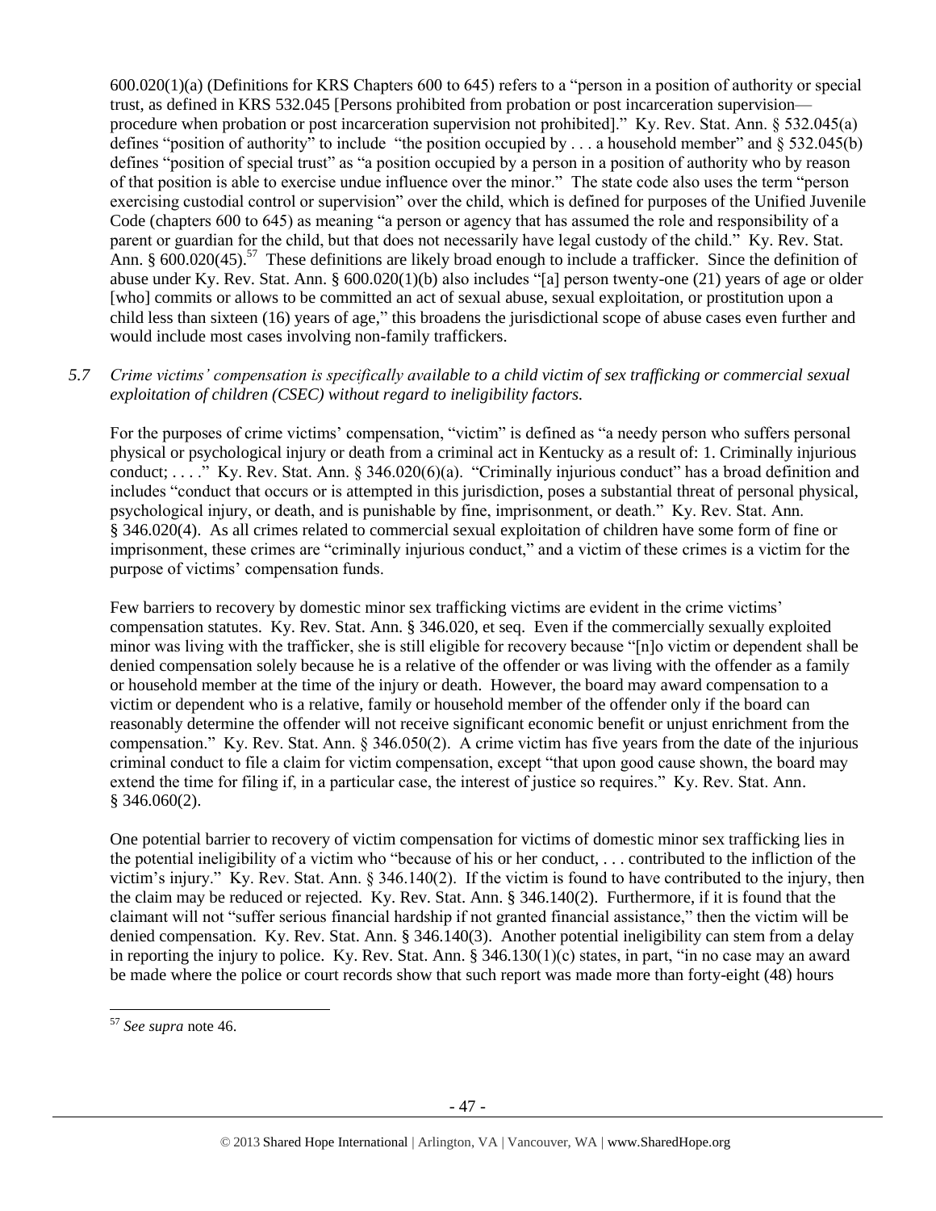600.020(1)(a) (Definitions for KRS Chapters 600 to 645) refers to a "person in a position of authority or special trust, as defined in KRS 532.045 [Persons prohibited from probation or post incarceration supervision—procedure when probation or post incarceration supervision not prohibited]." Ky. Rev. Stat. Ann. § 532.045(a) defines "position of authority" to include "the position occupied by . . . a household member" and § 532.045(b) defines "position of special trust" as "a position occupied by a person in a position of authority who by reason of that position is able to exercise undue influence over the minor." The state code also uses the term "person exercising custodial control or supervision" over the child, which is defined for purposes of the Unified Juvenile Code (chapters 600 to 645) as meaning "a person or agency that has assumed the role and responsibility of a parent or guardian for the child, but that does not necessarily have legal custody of the child." Ky. Rev. Stat. Ann. § 600.020(45).[57] These definitions are likely broad enough to include a trafficker. Since the definition of abuse under Ky. Rev. Stat. Ann. § 600.020(1)(b) also includes "[a] person twenty-one (21) years of age or older [who] commits or allows to be committed an act of sexual abuse, sexual exploitation, or prostitution upon a child less than sixteen (16) years of age," this broadens the jurisdictional scope of abuse cases even further and would include most cases involving non-family traffickers.

*5.7 Crime victims' compensation is specifically available to a child victim of sex trafficking or commercial sexual exploitation of children (CSEC) without regard to ineligibility factors.*

For the purposes of crime victims' compensation, "victim" is defined as "a needy person who suffers personal physical or psychological injury or death from a criminal act in Kentucky as a result of: 1. Criminally injurious conduct; . . . ." Ky. Rev. Stat. Ann. § 346.020(6)(a). "Criminally injurious conduct" has a broad definition and includes "conduct that occurs or is attempted in this jurisdiction, poses a substantial threat of personal physical, psychological injury, or death, and is punishable by fine, imprisonment, or death." Ky. Rev. Stat. Ann. § 346.020(4). As all crimes related to commercial sexual exploitation of children have some form of fine or imprisonment, these crimes are "criminally injurious conduct," and a victim of these crimes is a victim for the purpose of victims' compensation funds.

Few barriers to recovery by domestic minor sex trafficking victims are evident in the crime victims' compensation statutes. Ky. Rev. Stat. Ann. § 346.020, et seq. Even if the commercially sexually exploited minor was living with the trafficker, she is still eligible for recovery because "[n]o victim or dependent shall be denied compensation solely because he is a relative of the offender or was living with the offender as a family or household member at the time of the injury or death. However, the board may award compensation to a victim or dependent who is a relative, family or household member of the offender only if the board can reasonably determine the offender will not receive significant economic benefit or unjust enrichment from the compensation." Ky. Rev. Stat. Ann. § 346.050(2). A crime victim has five years from the date of the injurious criminal conduct to file a claim for victim compensation, except "that upon good cause shown, the board may extend the time for filing if, in a particular case, the interest of justice so requires." Ky. Rev. Stat. Ann. § 346.060(2).

One potential barrier to recovery of victim compensation for victims of domestic minor sex trafficking lies in the potential ineligibility of a victim who "because of his or her conduct, . . . contributed to the infliction of the victim's injury." Ky. Rev. Stat. Ann. § 346.140(2). If the victim is found to have contributed to the injury, then the claim may be reduced or rejected. Ky. Rev. Stat. Ann. § 346.140(2). Furthermore, if it is found that the claimant will not "suffer serious financial hardship if not granted financial assistance," then the victim will be denied compensation. Ky. Rev. Stat. Ann. § 346.140(3). Another potential ineligibility can stem from a delay in reporting the injury to police. Ky. Rev. Stat. Ann. § 346.130(1)(c) states, in part, "in no case may an award be made where the police or court records show that such report was made more than forty-eight (48) hours

[57] *See supra* note 46.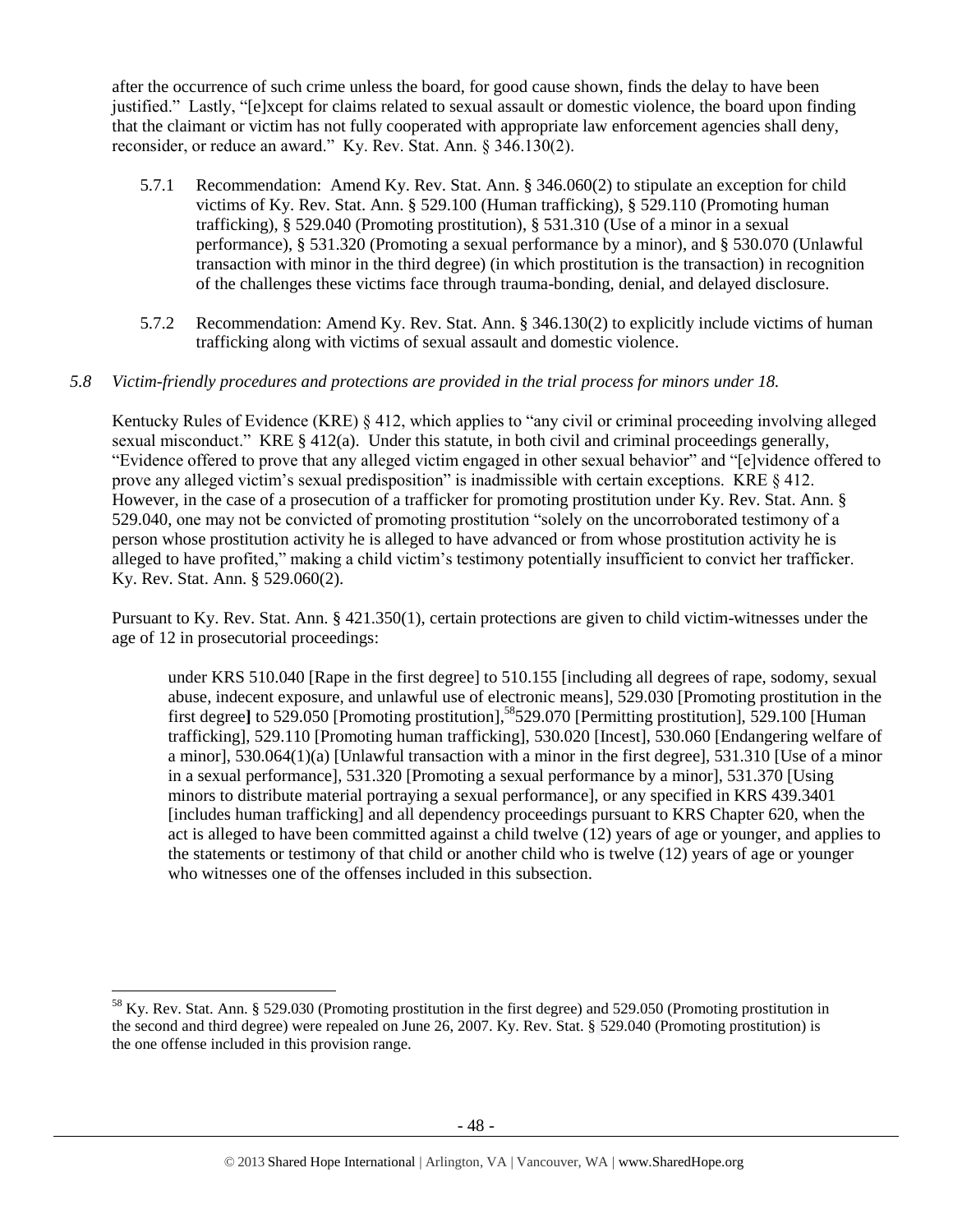after the occurrence of such crime unless the board, for good cause shown, finds the delay to have been justified." Lastly, "[e]xcept for claims related to sexual assault or domestic violence, the board upon finding that the claimant or victim has not fully cooperated with appropriate law enforcement agencies shall deny, reconsider, or reduce an award." Ky. Rev. Stat. Ann. § 346.130(2).

5.7.1 Recommendation: Amend Ky. Rev. Stat. Ann. § 346.060(2) to stipulate an exception for child victims of Ky. Rev. Stat. Ann. § 529.100 (Human trafficking), § 529.110 (Promoting human trafficking), § 529.040 (Promoting prostitution), § 531.310 (Use of a minor in a sexual performance), § 531.320 (Promoting a sexual performance by a minor), and § 530.070 (Unlawful transaction with minor in the third degree) (in which prostitution is the transaction) in recognition of the challenges these victims face through trauma-bonding, denial, and delayed disclosure.

5.7.2 Recommendation: Amend Ky. Rev. Stat. Ann. § 346.130(2) to explicitly include victims of human trafficking along with victims of sexual assault and domestic violence.

*5.8 Victim-friendly procedures and protections are provided in the trial process for minors under 18.*

Kentucky Rules of Evidence (KRE) § 412, which applies to "any civil or criminal proceeding involving alleged sexual misconduct." KRE § 412(a). Under this statute, in both civil and criminal proceedings generally, "Evidence offered to prove that any alleged victim engaged in other sexual behavior" and "[e]vidence offered to prove any alleged victim's sexual predisposition" is inadmissible with certain exceptions. KRE § 412. However, in the case of a prosecution of a trafficker for promoting prostitution under Ky. Rev. Stat. Ann. § 529.040, one may not be convicted of promoting prostitution "solely on the uncorroborated testimony of a person whose prostitution activity he is alleged to have advanced or from whose prostitution activity he is alleged to have profited," making a child victim's testimony potentially insufficient to convict her trafficker. Ky. Rev. Stat. Ann. § 529.060(2).

Pursuant to Ky. Rev. Stat. Ann. § 421.350(1), certain protections are given to child victim-witnesses under the age of 12 in prosecutorial proceedings:

> under KRS 510.040 [Rape in the first degree] to 510.155 [including all degrees of rape, sodomy, sexual abuse, indecent exposure, and unlawful use of electronic means], 529.030 [Promoting prostitution in the first degree**]** to 529.050 [Promoting prostitution],[58] 529.070 [Permitting prostitution], 529.100 [Human trafficking], 529.110 [Promoting human trafficking], 530.020 [Incest], 530.060 [Endangering welfare of a minor], 530.064(1)(a) [Unlawful transaction with a minor in the first degree], 531.310 [Use of a minor in a sexual performance], 531.320 [Promoting a sexual performance by a minor], 531.370 [Using minors to distribute material portraying a sexual performance], or any specified in KRS 439.3401 [includes human trafficking] and all dependency proceedings pursuant to KRS Chapter 620, when the act is alleged to have been committed against a child twelve (12) years of age or younger, and applies to the statements or testimony of that child or another child who is twelve (12) years of age or younger who witnesses one of the offenses included in this subsection.

[58] Ky. Rev. Stat. Ann. § 529.030 (Promoting prostitution in the first degree) and 529.050 (Promoting prostitution in the second and third degree) were repealed on June 26, 2007. Ky. Rev. Stat. § 529.040 (Promoting prostitution) is the one offense included in this provision range.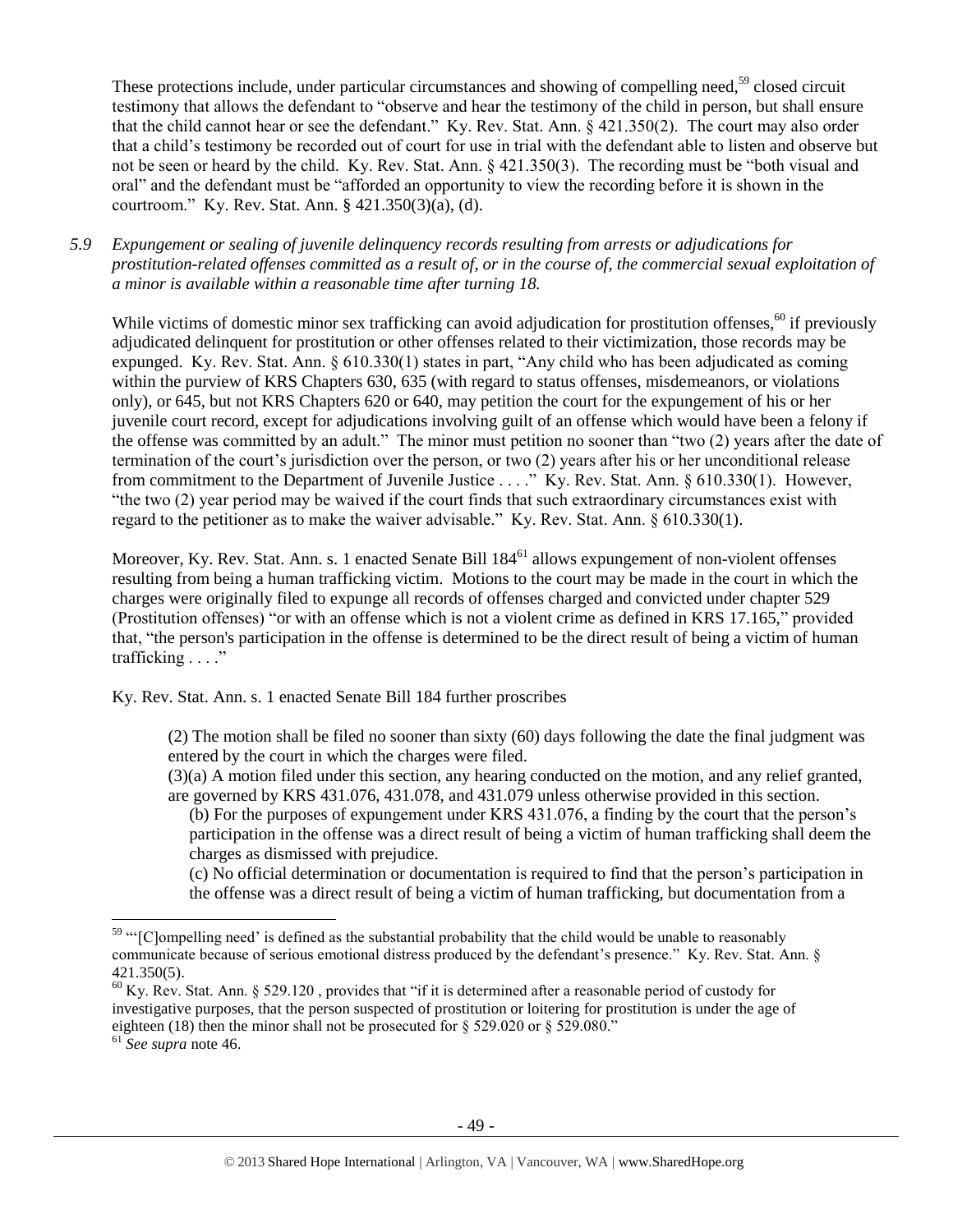These protections include, under particular circumstances and showing of compelling need,[59] closed circuit testimony that allows the defendant to "observe and hear the testimony of the child in person, but shall ensure that the child cannot hear or see the defendant." Ky. Rev. Stat. Ann. § 421.350(2). The court may also order that a child's testimony be recorded out of court for use in trial with the defendant able to listen and observe but not be seen or heard by the child. Ky. Rev. Stat. Ann. § 421.350(3). The recording must be "both visual and oral" and the defendant must be "afforded an opportunity to view the recording before it is shown in the courtroom." Ky. Rev. Stat. Ann. § 421.350(3)(a), (d).

*5.9 Expungement or sealing of juvenile delinquency records resulting from arrests or adjudications for prostitution-related offenses committed as a result of, or in the course of, the commercial sexual exploitation of a minor is available within a reasonable time after turning 18.*

While victims of domestic minor sex trafficking can avoid adjudication for prostitution offenses,[60] if previously adjudicated delinquent for prostitution or other offenses related to their victimization, those records may be expunged. Ky. Rev. Stat. Ann. § 610.330(1) states in part, "Any child who has been adjudicated as coming within the purview of KRS Chapters 630, 635 (with regard to status offenses, misdemeanors, or violations only), or 645, but not KRS Chapters 620 or 640, may petition the court for the expungement of his or her juvenile court record, except for adjudications involving guilt of an offense which would have been a felony if the offense was committed by an adult." The minor must petition no sooner than "two (2) years after the date of termination of the court's jurisdiction over the person, or two (2) years after his or her unconditional release from commitment to the Department of Juvenile Justice . . . ." Ky. Rev. Stat. Ann. § 610.330(1). However, "the two (2) year period may be waived if the court finds that such extraordinary circumstances exist with regard to the petitioner as to make the waiver advisable." Ky. Rev. Stat. Ann. § 610.330(1).

Moreover, Ky. Rev. Stat. Ann. s. 1 enacted Senate Bill 184[61] allows expungement of non-violent offenses resulting from being a human trafficking victim. Motions to the court may be made in the court in which the charges were originally filed to expunge all records of offenses charged and convicted under chapter 529 (Prostitution offenses) "or with an offense which is not a violent crime as defined in KRS 17.165," provided that, "the person's participation in the offense is determined to be the direct result of being a victim of human trafficking . . . ."

Ky. Rev. Stat. Ann. s. 1 enacted Senate Bill 184 further proscribes

> (2) The motion shall be filed no sooner than sixty (60) days following the date the final judgment was entered by the court in which the charges were filed.
>
> (3)(a) A motion filed under this section, any hearing conducted on the motion, and any relief granted, are governed by KRS 431.076, 431.078, and 431.079 unless otherwise provided in this section.
>
> (b) For the purposes of expungement under KRS 431.076, a finding by the court that the person's participation in the offense was a direct result of being a victim of human trafficking shall deem the charges as dismissed with prejudice.
>
> (c) No official determination or documentation is required to find that the person's participation in the offense was a direct result of being a victim of human trafficking, but documentation from a

---

[59] "'[C]ompelling need' is defined as the substantial probability that the child would be unable to reasonably communicate because of serious emotional distress produced by the defendant's presence." Ky. Rev. Stat. Ann. § 421.350(5).

[60] Ky. Rev. Stat. Ann. § 529.120 , provides that "if it is determined after a reasonable period of custody for investigative purposes, that the person suspected of prostitution or loitering for prostitution is under the age of eighteen (18) then the minor shall not be prosecuted for § 529.020 or § 529.080."

[61] *See supra* note 46.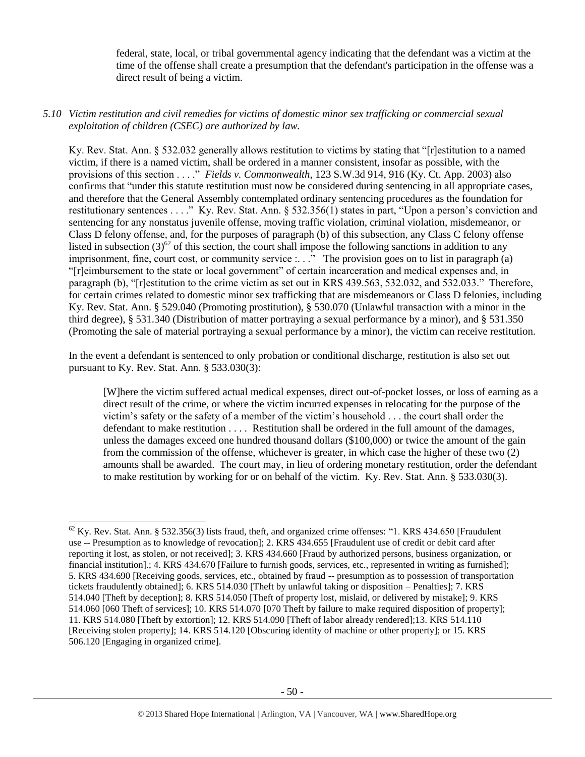federal, state, local, or tribal governmental agency indicating that the defendant was a victim at the time of the offense shall create a presumption that the defendant's participation in the offense was a direct result of being a victim.

*5.10 Victim restitution and civil remedies for victims of domestic minor sex trafficking or commercial sexual exploitation of children (CSEC) are authorized by law.*

Ky. Rev. Stat. Ann. § 532.032 generally allows restitution to victims by stating that "[r]estitution to a named victim, if there is a named victim, shall be ordered in a manner consistent, insofar as possible, with the provisions of this section . . . ." *Fields v. Commonwealth*, 123 S.W.3d 914, 916 (Ky. Ct. App. 2003) also confirms that "under this statute restitution must now be considered during sentencing in all appropriate cases, and therefore that the General Assembly contemplated ordinary sentencing procedures as the foundation for restitutionary sentences . . . ." Ky. Rev. Stat. Ann. § 532.356(1) states in part, "Upon a person's conviction and sentencing for any nonstatus juvenile offense, moving traffic violation, criminal violation, misdemeanor, or Class D felony offense, and, for the purposes of paragraph (b) of this subsection, any Class C felony offense listed in subsection (3)[62] of this section, the court shall impose the following sanctions in addition to any imprisonment, fine, court cost, or community service :. . ." The provision goes on to list in paragraph (a) "[r]eimbursement to the state or local government" of certain incarceration and medical expenses and, in paragraph (b), "[r]estitution to the crime victim as set out in KRS 439.563, 532.032, and 532.033." Therefore, for certain crimes related to domestic minor sex trafficking that are misdemeanors or Class D felonies, including Ky. Rev. Stat. Ann. § 529.040 (Promoting prostitution), § 530.070 (Unlawful transaction with a minor in the third degree), § 531.340 (Distribution of matter portraying a sexual performance by a minor), and § 531.350 (Promoting the sale of material portraying a sexual performance by a minor), the victim can receive restitution.

In the event a defendant is sentenced to only probation or conditional discharge, restitution is also set out pursuant to Ky. Rev. Stat. Ann. § 533.030(3):

> [W]here the victim suffered actual medical expenses, direct out-of-pocket losses, or loss of earning as a direct result of the crime, or where the victim incurred expenses in relocating for the purpose of the victim's safety or the safety of a member of the victim's household . . . the court shall order the defendant to make restitution . . . . Restitution shall be ordered in the full amount of the damages, unless the damages exceed one hundred thousand dollars ($100,000) or twice the amount of the gain from the commission of the offense, whichever is greater, in which case the higher of these two (2) amounts shall be awarded. The court may, in lieu of ordering monetary restitution, order the defendant to make restitution by working for or on behalf of the victim. Ky. Rev. Stat. Ann. § 533.030(3).

---

[62] Ky. Rev. Stat. Ann. § 532.356(3) lists fraud, theft, and organized crime offenses: "1. KRS 434.650 [Fraudulent use -- Presumption as to knowledge of revocation]; 2. KRS 434.655 [Fraudulent use of credit or debit card after reporting it lost, as stolen, or not received]; 3. KRS 434.660 [Fraud by authorized persons, business organization, or financial institution].; 4. KRS 434.670 [Failure to furnish goods, services, etc., represented in writing as furnished]; 5. KRS 434.690 [Receiving goods, services, etc., obtained by fraud -- presumption as to possession of transportation tickets fraudulently obtained]; 6. KRS 514.030 [Theft by unlawful taking or disposition – Penalties]; 7. KRS 514.040 [Theft by deception]; 8. KRS 514.050 [Theft of property lost, mislaid, or delivered by mistake]; 9. KRS 514.060 [060 Theft of services]; 10. KRS 514.070 [070 Theft by failure to make required disposition of property]; 11. KRS 514.080 [Theft by extortion]; 12. KRS 514.090 [Theft of labor already rendered];13. KRS 514.110 [Receiving stolen property]; 14. KRS 514.120 [Obscuring identity of machine or other property]; or 15. KRS 506.120 [Engaging in organized crime].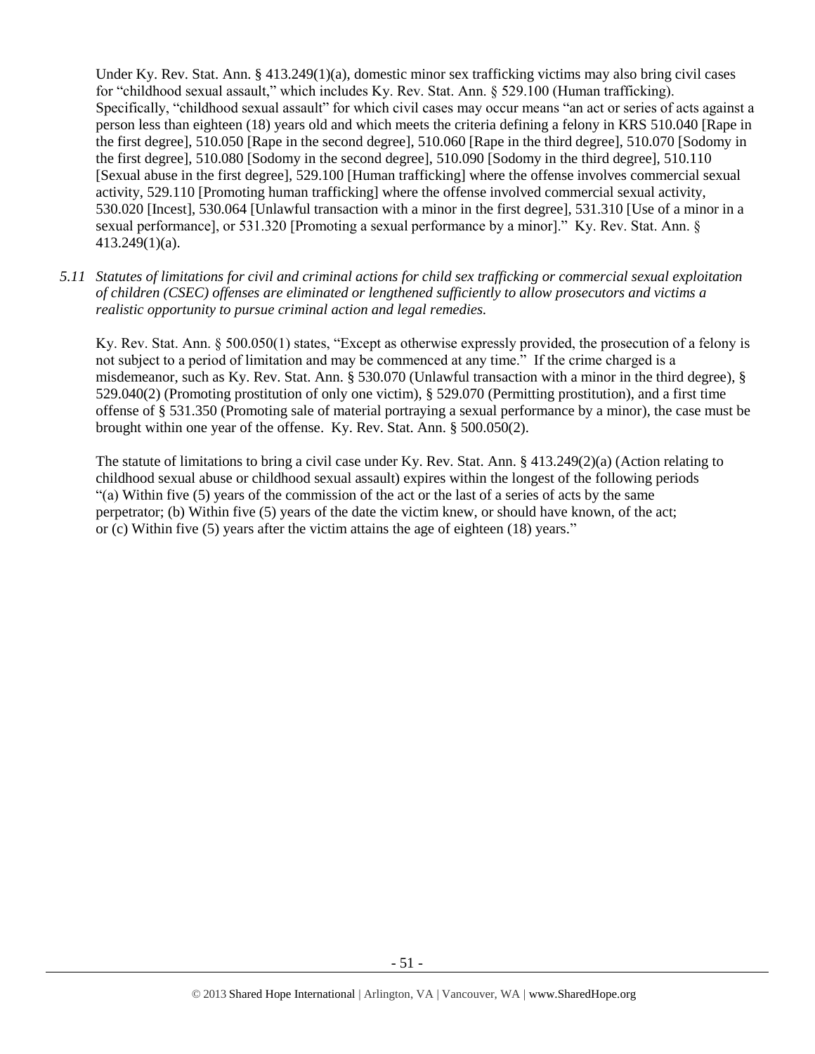Under Ky. Rev. Stat. Ann. § 413.249(1)(a), domestic minor sex trafficking victims may also bring civil cases for "childhood sexual assault," which includes Ky. Rev. Stat. Ann. § 529.100 (Human trafficking). Specifically, "childhood sexual assault" for which civil cases may occur means "an act or series of acts against a person less than eighteen (18) years old and which meets the criteria defining a felony in KRS 510.040 [Rape in the first degree], 510.050 [Rape in the second degree], 510.060 [Rape in the third degree], 510.070 [Sodomy in the first degree], 510.080 [Sodomy in the second degree], 510.090 [Sodomy in the third degree], 510.110 [Sexual abuse in the first degree], 529.100 [Human trafficking] where the offense involves commercial sexual activity, 529.110 [Promoting human trafficking] where the offense involved commercial sexual activity, 530.020 [Incest], 530.064 [Unlawful transaction with a minor in the first degree], 531.310 [Use of a minor in a sexual performance], or 531.320 [Promoting a sexual performance by a minor]." Ky. Rev. Stat. Ann. § 413.249(1)(a).

*5.11 Statutes of limitations for civil and criminal actions for child sex trafficking or commercial sexual exploitation of children (CSEC) offenses are eliminated or lengthened sufficiently to allow prosecutors and victims a realistic opportunity to pursue criminal action and legal remedies.*

Ky. Rev. Stat. Ann. § 500.050(1) states, "Except as otherwise expressly provided, the prosecution of a felony is not subject to a period of limitation and may be commenced at any time." If the crime charged is a misdemeanor, such as Ky. Rev. Stat. Ann. § 530.070 (Unlawful transaction with a minor in the third degree), § 529.040(2) (Promoting prostitution of only one victim), § 529.070 (Permitting prostitution), and a first time offense of § 531.350 (Promoting sale of material portraying a sexual performance by a minor), the case must be brought within one year of the offense. Ky. Rev. Stat. Ann. § 500.050(2).

The statute of limitations to bring a civil case under Ky. Rev. Stat. Ann. § 413.249(2)(a) (Action relating to childhood sexual abuse or childhood sexual assault) expires within the longest of the following periods "(a) Within five (5) years of the commission of the act or the last of a series of acts by the same perpetrator; (b) Within five (5) years of the date the victim knew, or should have known, of the act; or (c) Within five (5) years after the victim attains the age of eighteen (18) years."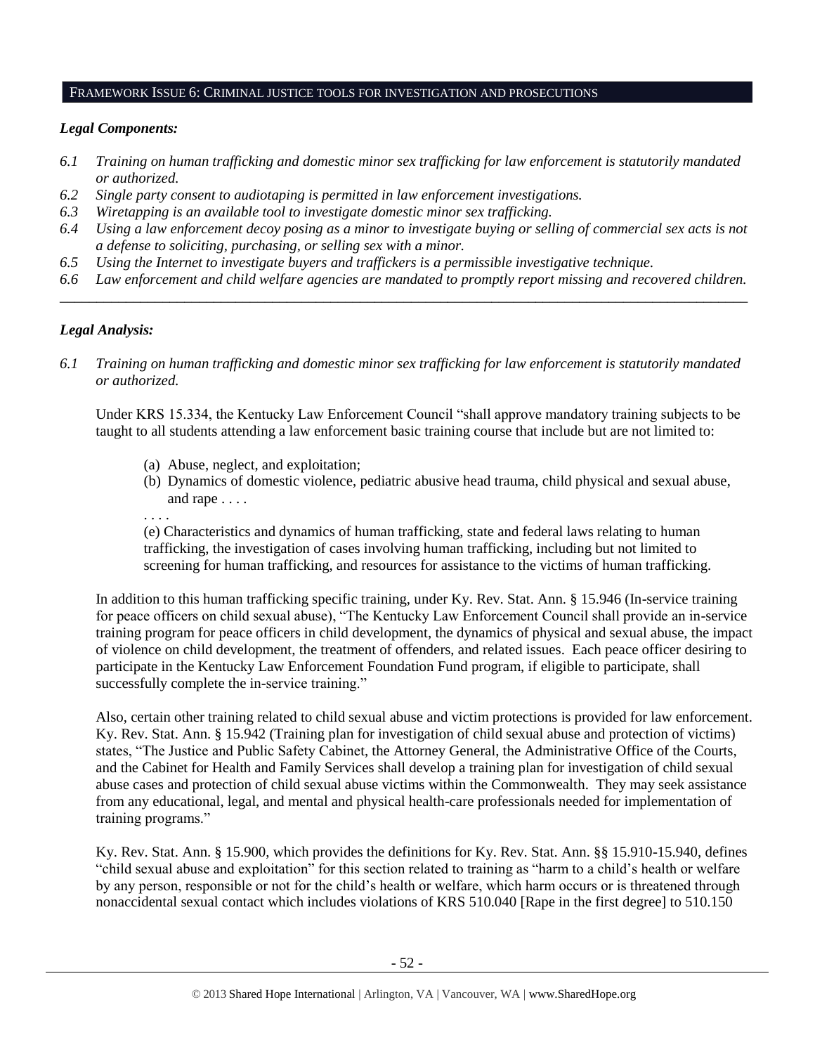## FRAMEWORK ISSUE 6: CRIMINAL JUSTICE TOOLS FOR INVESTIGATION AND PROSECUTIONS

***Legal Components:***

- *6.1 Training on human trafficking and domestic minor sex trafficking for law enforcement is statutorily mandated or authorized.*
- *6.2 Single party consent to audiotaping is permitted in law enforcement investigations.*
- *6.3 Wiretapping is an available tool to investigate domestic minor sex trafficking.*
- *6.4 Using a law enforcement decoy posing as a minor to investigate buying or selling of commercial sex acts is not a defense to soliciting, purchasing, or selling sex with a minor.*
- *6.5 Using the Internet to investigate buyers and traffickers is a permissible investigative technique.*
- *6.6 Law enforcement and child welfare agencies are mandated to promptly report missing and recovered children.*

---

***Legal Analysis:***

*6.1 Training on human trafficking and domestic minor sex trafficking for law enforcement is statutorily mandated or authorized.*

Under KRS 15.334, the Kentucky Law Enforcement Council "shall approve mandatory training subjects to be taught to all students attending a law enforcement basic training course that include but are not limited to:

> (a) Abuse, neglect, and exploitation;
>
> (b) Dynamics of domestic violence, pediatric abusive head trauma, child physical and sexual abuse, and rape . . . .
>
> . . . .
>
> (e) Characteristics and dynamics of human trafficking, state and federal laws relating to human trafficking, the investigation of cases involving human trafficking, including but not limited to screening for human trafficking, and resources for assistance to the victims of human trafficking.

In addition to this human trafficking specific training, under Ky. Rev. Stat. Ann. § 15.946 (In-service training for peace officers on child sexual abuse), "The Kentucky Law Enforcement Council shall provide an in-service training program for peace officers in child development, the dynamics of physical and sexual abuse, the impact of violence on child development, the treatment of offenders, and related issues. Each peace officer desiring to participate in the Kentucky Law Enforcement Foundation Fund program, if eligible to participate, shall successfully complete the in-service training."

Also, certain other training related to child sexual abuse and victim protections is provided for law enforcement. Ky. Rev. Stat. Ann. § 15.942 (Training plan for investigation of child sexual abuse and protection of victims) states, "The Justice and Public Safety Cabinet, the Attorney General, the Administrative Office of the Courts, and the Cabinet for Health and Family Services shall develop a training plan for investigation of child sexual abuse cases and protection of child sexual abuse victims within the Commonwealth. They may seek assistance from any educational, legal, and mental and physical health-care professionals needed for implementation of training programs."

Ky. Rev. Stat. Ann. § 15.900, which provides the definitions for Ky. Rev. Stat. Ann. §§ 15.910-15.940, defines "child sexual abuse and exploitation" for this section related to training as "harm to a child's health or welfare by any person, responsible or not for the child's health or welfare, which harm occurs or is threatened through nonaccidental sexual contact which includes violations of KRS 510.040 [Rape in the first degree] to 510.150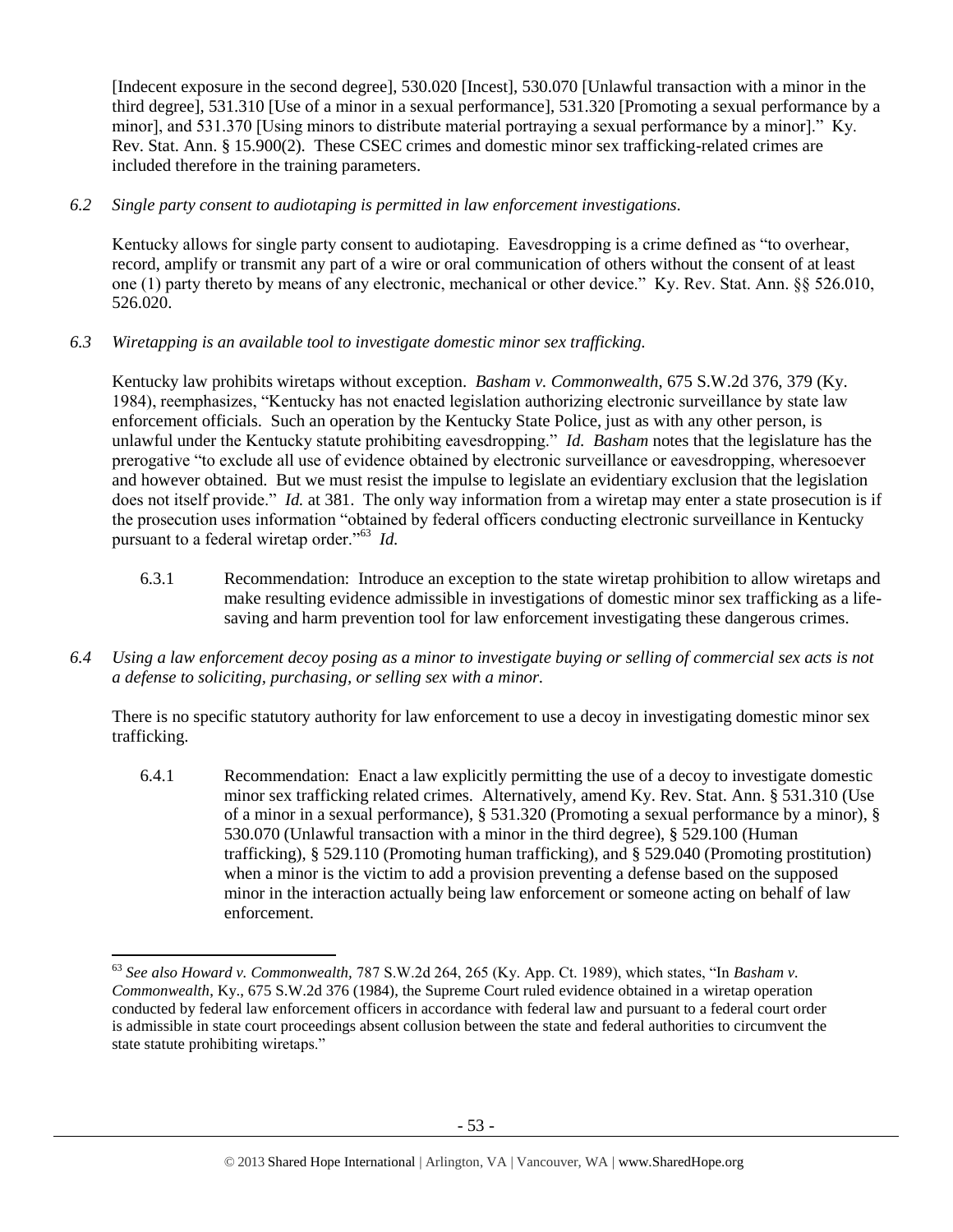[Indecent exposure in the second degree], 530.020 [Incest], 530.070 [Unlawful transaction with a minor in the third degree], 531.310 [Use of a minor in a sexual performance], 531.320 [Promoting a sexual performance by a minor], and 531.370 [Using minors to distribute material portraying a sexual performance by a minor]." Ky. Rev. Stat. Ann. § 15.900(2). These CSEC crimes and domestic minor sex trafficking-related crimes are included therefore in the training parameters.

*6.2 Single party consent to audiotaping is permitted in law enforcement investigations.*

Kentucky allows for single party consent to audiotaping. Eavesdropping is a crime defined as "to overhear, record, amplify or transmit any part of a wire or oral communication of others without the consent of at least one (1) party thereto by means of any electronic, mechanical or other device." Ky. Rev. Stat. Ann. §§ 526.010, 526.020.

*6.3 Wiretapping is an available tool to investigate domestic minor sex trafficking.*

Kentucky law prohibits wiretaps without exception. *Basham v. Commonwealth*, 675 S.W.2d 376, 379 (Ky. 1984), reemphasizes, "Kentucky has not enacted legislation authorizing electronic surveillance by state law enforcement officials. Such an operation by the Kentucky State Police, just as with any other person, is unlawful under the Kentucky statute prohibiting eavesdropping." *Id. Basham* notes that the legislature has the prerogative "to exclude all use of evidence obtained by electronic surveillance or eavesdropping, wheresoever and however obtained. But we must resist the impulse to legislate an evidentiary exclusion that the legislation does not itself provide." *Id.* at 381. The only way information from a wiretap may enter a state prosecution is if the prosecution uses information "obtained by federal officers conducting electronic surveillance in Kentucky pursuant to a federal wiretap order."[63] *Id.*

6.3.1 Recommendation: Introduce an exception to the state wiretap prohibition to allow wiretaps and make resulting evidence admissible in investigations of domestic minor sex trafficking as a life-saving and harm prevention tool for law enforcement investigating these dangerous crimes.

*6.4 Using a law enforcement decoy posing as a minor to investigate buying or selling of commercial sex acts is not a defense to soliciting, purchasing, or selling sex with a minor.*

There is no specific statutory authority for law enforcement to use a decoy in investigating domestic minor sex trafficking.

6.4.1 Recommendation: Enact a law explicitly permitting the use of a decoy to investigate domestic minor sex trafficking related crimes. Alternatively, amend Ky. Rev. Stat. Ann. § 531.310 (Use of a minor in a sexual performance), § 531.320 (Promoting a sexual performance by a minor), § 530.070 (Unlawful transaction with a minor in the third degree), § 529.100 (Human trafficking), § 529.110 (Promoting human trafficking), and § 529.040 (Promoting prostitution) when a minor is the victim to add a provision preventing a defense based on the supposed minor in the interaction actually being law enforcement or someone acting on behalf of law enforcement.

---

[63] *See also Howard v. Commonwealth*, 787 S.W.2d 264, 265 (Ky. App. Ct. 1989), which states, "In *Basham v. Commonwealth*, Ky., 675 S.W.2d 376 (1984), the Supreme Court ruled evidence obtained in a wiretap operation conducted by federal law enforcement officers in accordance with federal law and pursuant to a federal court order is admissible in state court proceedings absent collusion between the state and federal authorities to circumvent the state statute prohibiting wiretaps."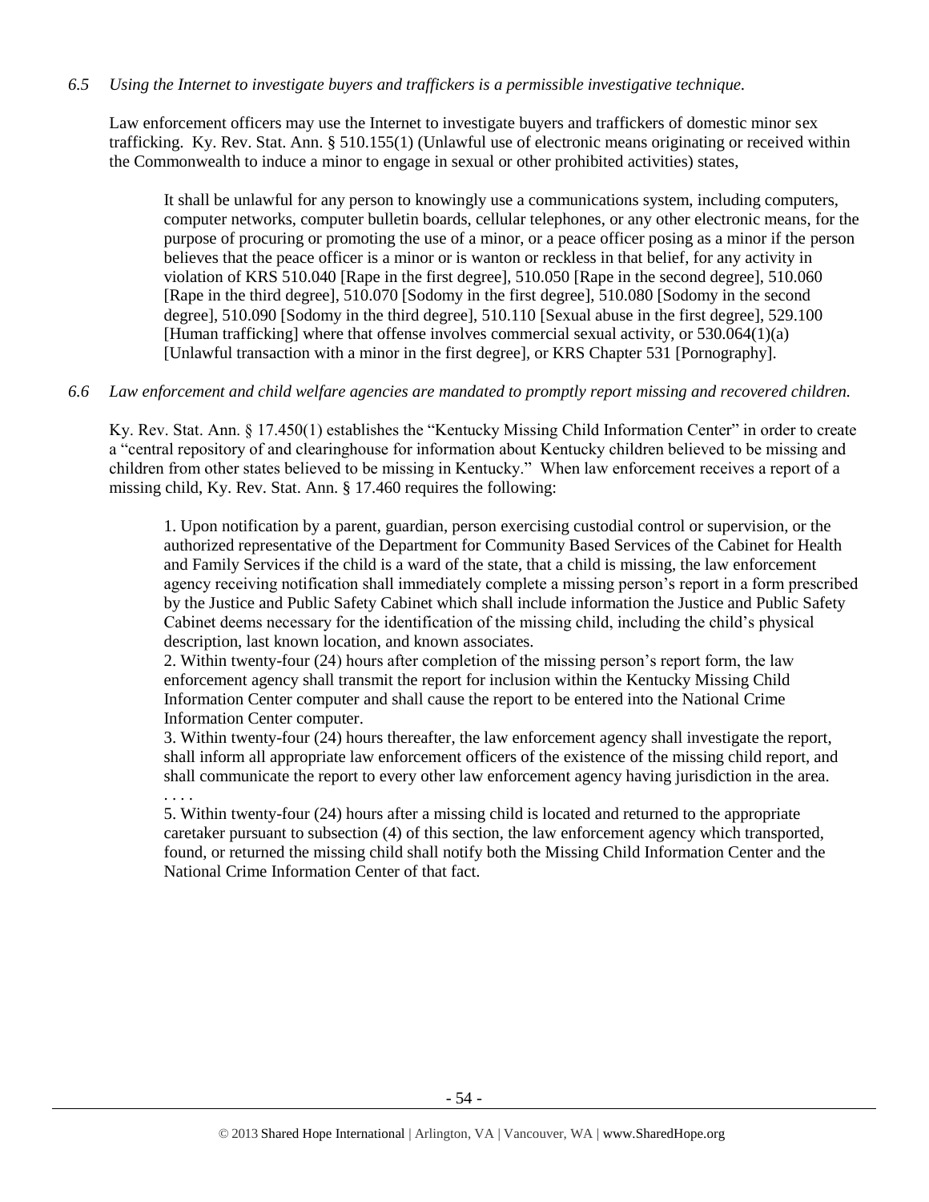*6.5 Using the Internet to investigate buyers and traffickers is a permissible investigative technique.*

Law enforcement officers may use the Internet to investigate buyers and traffickers of domestic minor sex trafficking. Ky. Rev. Stat. Ann. § 510.155(1) (Unlawful use of electronic means originating or received within the Commonwealth to induce a minor to engage in sexual or other prohibited activities) states,

> It shall be unlawful for any person to knowingly use a communications system, including computers, computer networks, computer bulletin boards, cellular telephones, or any other electronic means, for the purpose of procuring or promoting the use of a minor, or a peace officer posing as a minor if the person believes that the peace officer is a minor or is wanton or reckless in that belief, for any activity in violation of KRS 510.040 [Rape in the first degree], 510.050 [Rape in the second degree], 510.060 [Rape in the third degree], 510.070 [Sodomy in the first degree], 510.080 [Sodomy in the second degree], 510.090 [Sodomy in the third degree], 510.110 [Sexual abuse in the first degree], 529.100 [Human trafficking] where that offense involves commercial sexual activity, or 530.064(1)(a) [Unlawful transaction with a minor in the first degree], or KRS Chapter 531 [Pornography].

*6.6 Law enforcement and child welfare agencies are mandated to promptly report missing and recovered children.*

Ky. Rev. Stat. Ann. § 17.450(1) establishes the "Kentucky Missing Child Information Center" in order to create a "central repository of and clearinghouse for information about Kentucky children believed to be missing and children from other states believed to be missing in Kentucky." When law enforcement receives a report of a missing child, Ky. Rev. Stat. Ann. § 17.460 requires the following:

> 1. Upon notification by a parent, guardian, person exercising custodial control or supervision, or the authorized representative of the Department for Community Based Services of the Cabinet for Health and Family Services if the child is a ward of the state, that a child is missing, the law enforcement agency receiving notification shall immediately complete a missing person's report in a form prescribed by the Justice and Public Safety Cabinet which shall include information the Justice and Public Safety Cabinet deems necessary for the identification of the missing child, including the child's physical description, last known location, and known associates.
> 2. Within twenty-four (24) hours after completion of the missing person's report form, the law enforcement agency shall transmit the report for inclusion within the Kentucky Missing Child Information Center computer and shall cause the report to be entered into the National Crime Information Center computer.
> 3. Within twenty-four (24) hours thereafter, the law enforcement agency shall investigate the report, shall inform all appropriate law enforcement officers of the existence of the missing child report, and shall communicate the report to every other law enforcement agency having jurisdiction in the area.
> . . . .
> 5. Within twenty-four (24) hours after a missing child is located and returned to the appropriate caretaker pursuant to subsection (4) of this section, the law enforcement agency which transported, found, or returned the missing child shall notify both the Missing Child Information Center and the National Crime Information Center of that fact.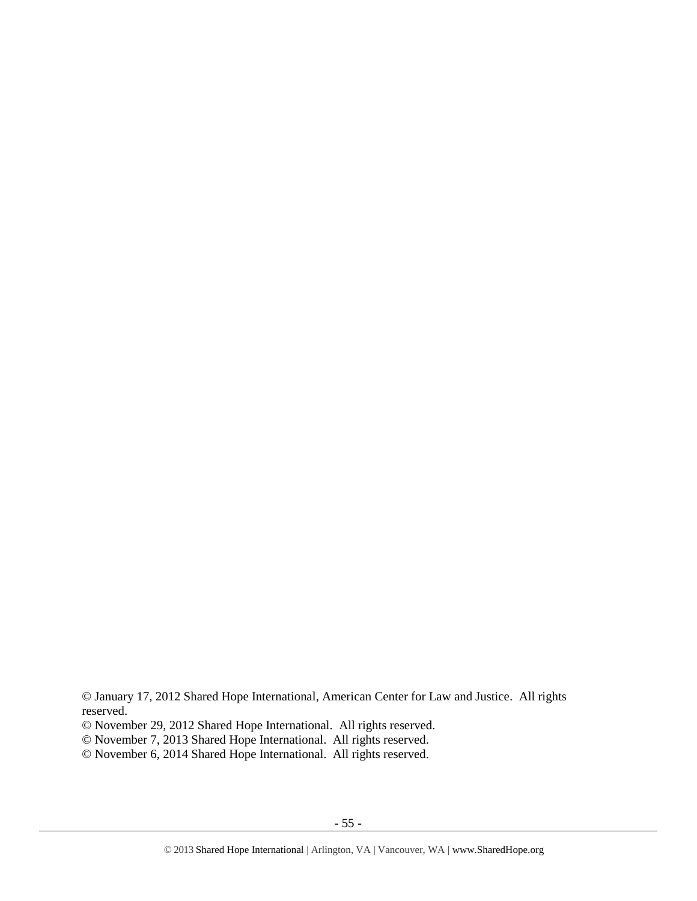© January 17, 2012 Shared Hope International, American Center for Law and Justice. All rights reserved.

© November 29, 2012 Shared Hope International. All rights reserved.

© November 7, 2013 Shared Hope International. All rights reserved.

© November 6, 2014 Shared Hope International. All rights reserved.